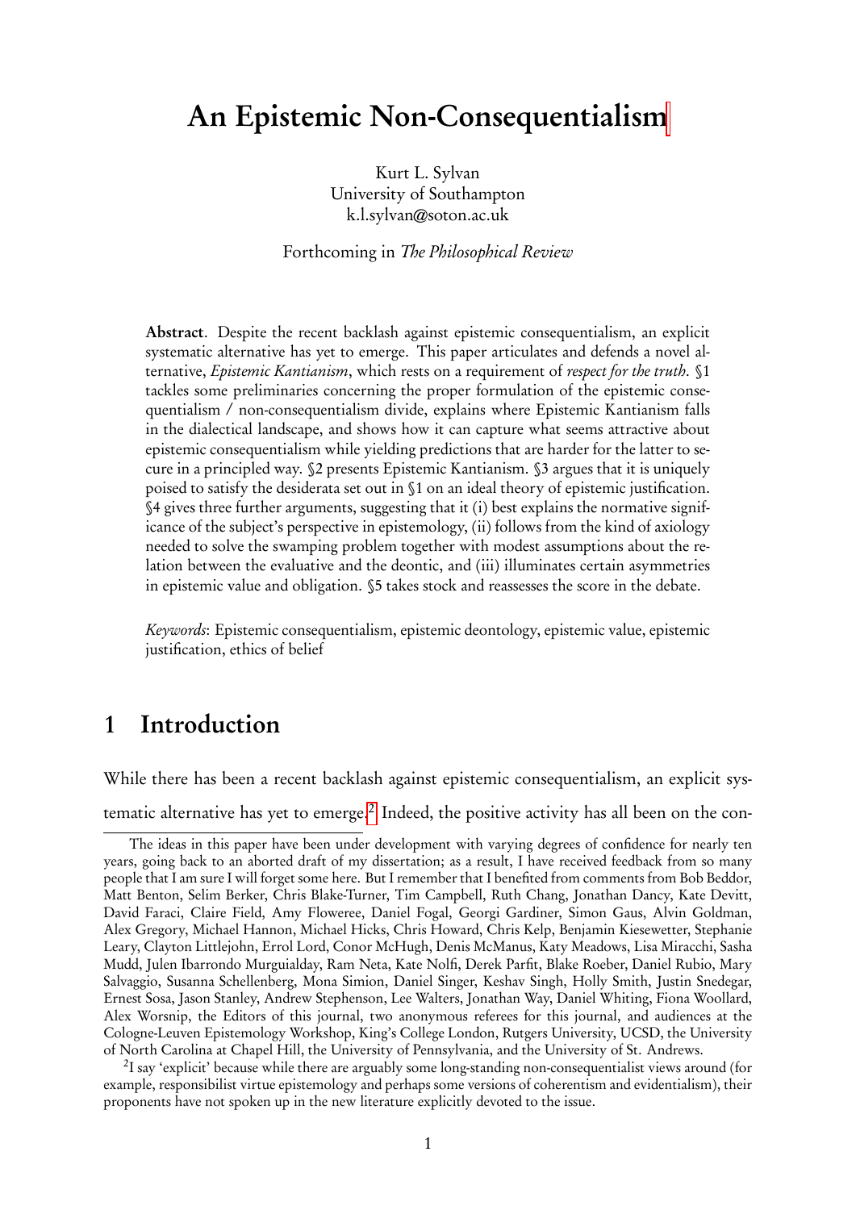# An Epistemic Non-Consequentialism[1]

Kurt L. Sylvan
University of Southampton
k.l.sylvan@soton.ac.uk

Forthcoming in *The Philosophical Review*

**Abstract**. Despite the recent backlash against epistemic consequentialism, an explicit systematic alternative has yet to emerge. This paper articulates and defends a novel alternative, *Epistemic Kantianism*, which rests on a requirement of *respect for the truth*. §1 tackles some preliminaries concerning the proper formulation of the epistemic consequentialism / non-consequentialism divide, explains where Epistemic Kantianism falls in the dialectical landscape, and shows how it can capture what seems attractive about epistemic consequentialism while yielding predictions that are harder for the latter to secure in a principled way. §2 presents Epistemic Kantianism. §3 argues that it is uniquely poised to satisfy the desiderata set out in §1 on an ideal theory of epistemic justification. §4 gives three further arguments, suggesting that it (i) best explains the normative significance of the subject's perspective in epistemology, (ii) follows from the kind of axiology needed to solve the swamping problem together with modest assumptions about the relation between the evaluative and the deontic, and (iii) illuminates certain asymmetries in epistemic value and obligation. §5 takes stock and reassesses the score in the debate.

*Keywords*: Epistemic consequentialism, epistemic deontology, epistemic value, epistemic justification, ethics of belief

## 1 Introduction

While there has been a recent backlash against epistemic consequentialism, an explicit systematic alternative has yet to emerge.[2] Indeed, the positive activity has all been on the con-

---

The ideas in this paper have been under development with varying degrees of confidence for nearly ten years, going back to an aborted draft of my dissertation; as a result, I have received feedback from so many people that I am sure I will forget some here. But I remember that I benefited from comments from Bob Beddor, Matt Benton, Selim Berker, Chris Blake-Turner, Tim Campbell, Ruth Chang, Jonathan Dancy, Kate Devitt, David Faraci, Claire Field, Amy Floweree, Daniel Fogal, Georgi Gardiner, Simon Gaus, Alvin Goldman, Alex Gregory, Michael Hannon, Michael Hicks, Chris Howard, Chris Kelp, Benjamin Kiesewetter, Stephanie Leary, Clayton Littlejohn, Errol Lord, Conor McHugh, Denis McManus, Katy Meadows, Lisa Miracchi, Sasha Mudd, Julen Ibarrondo Murguialday, Ram Neta, Kate Nolfi, Derek Parfit, Blake Roeber, Daniel Rubio, Mary Salvaggio, Susanna Schellenberg, Mona Simion, Daniel Singer, Keshav Singh, Holly Smith, Justin Snedegar, Ernest Sosa, Jason Stanley, Andrew Stephenson, Lee Walters, Jonathan Way, Daniel Whiting, Fiona Woollard, Alex Worsnip, the Editors of this journal, two anonymous referees for this journal, and audiences at the Cologne-Leuven Epistemology Workshop, King's College London, Rutgers University, UCSD, the University of North Carolina at Chapel Hill, the University of Pennsylvania, and the University of St. Andrews.

[2] I say 'explicit' because while there are arguably some long-standing non-consequentialist views around (for example, responsibilist virtue epistemology and perhaps some versions of coherentism and evidentialism), their proponents have not spoken up in the new literature explicitly devoted to the issue.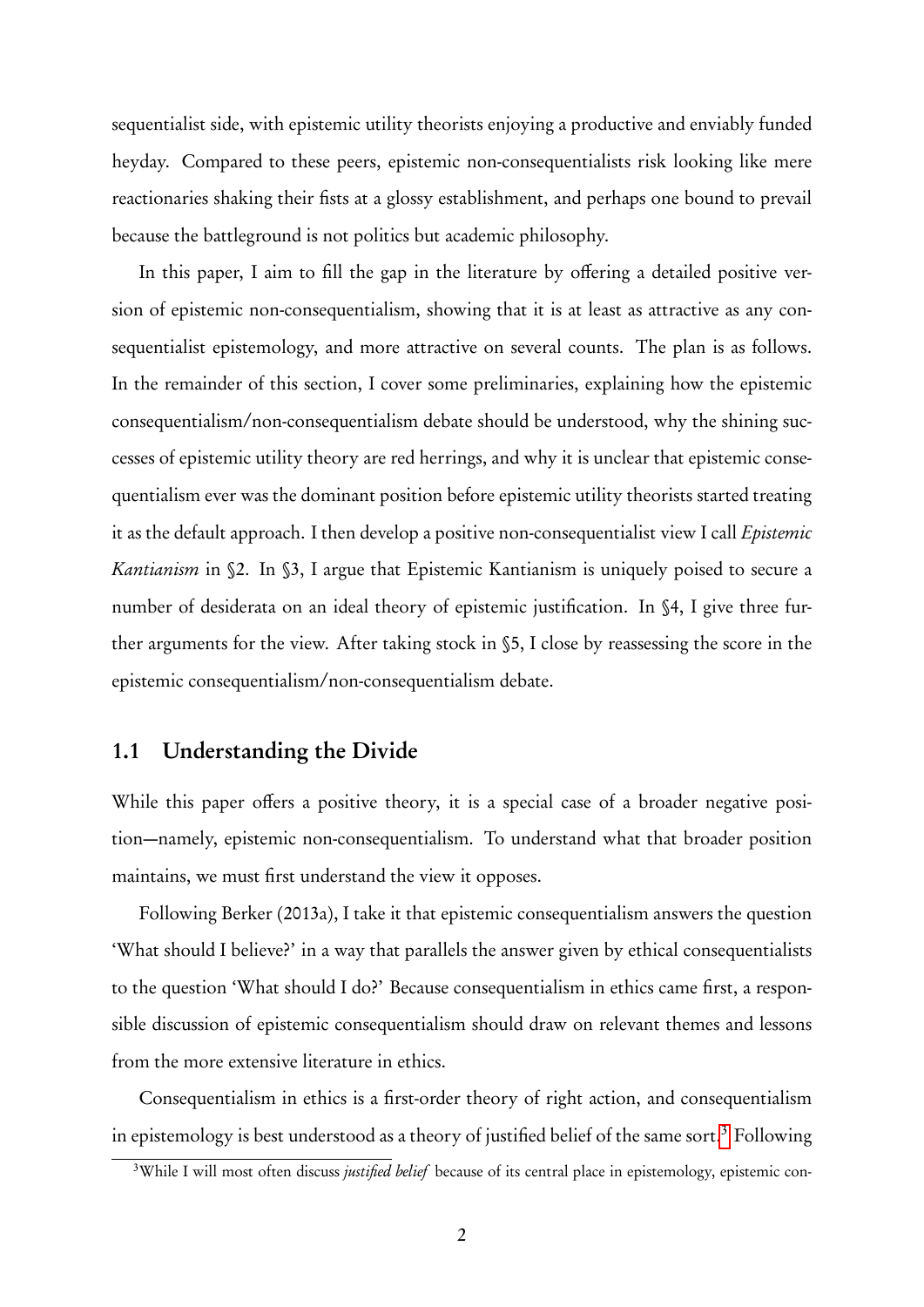sequentialist side, with epistemic utility theorists enjoying a productive and enviably funded heyday. Compared to these peers, epistemic non-consequentialists risk looking like mere reactionaries shaking their fists at a glossy establishment, and perhaps one bound to prevail because the battleground is not politics but academic philosophy.

In this paper, I aim to fill the gap in the literature by offering a detailed positive version of epistemic non-consequentialism, showing that it is at least as attractive as any consequentialist epistemology, and more attractive on several counts. The plan is as follows. In the remainder of this section, I cover some preliminaries, explaining how the epistemic consequentialism/non-consequentialism debate should be understood, why the shining successes of epistemic utility theory are red herrings, and why it is unclear that epistemic consequentialism ever was the dominant position before epistemic utility theorists started treating it as the default approach. I then develop a positive non-consequentialist view I call *Epistemic Kantianism* in §2. In §3, I argue that Epistemic Kantianism is uniquely poised to secure a number of desiderata on an ideal theory of epistemic justification. In §4, I give three further arguments for the view. After taking stock in §5, I close by reassessing the score in the epistemic consequentialism/non-consequentialism debate.

## 1.1 Understanding the Divide

While this paper offers a positive theory, it is a special case of a broader negative position—namely, epistemic non-consequentialism. To understand what that broader position maintains, we must first understand the view it opposes.

Following Berker (2013a), I take it that epistemic consequentialism answers the question 'What should I believe?' in a way that parallels the answer given by ethical consequentialists to the question 'What should I do?' Because consequentialism in ethics came first, a responsible discussion of epistemic consequentialism should draw on relevant themes and lessons from the more extensive literature in ethics.

Consequentialism in ethics is a first-order theory of right action, and consequentialism in epistemology is best understood as a theory of justified belief of the same sort.[3] Following

[3] While I will most often discuss *justified belief* because of its central place in epistemology, epistemic con-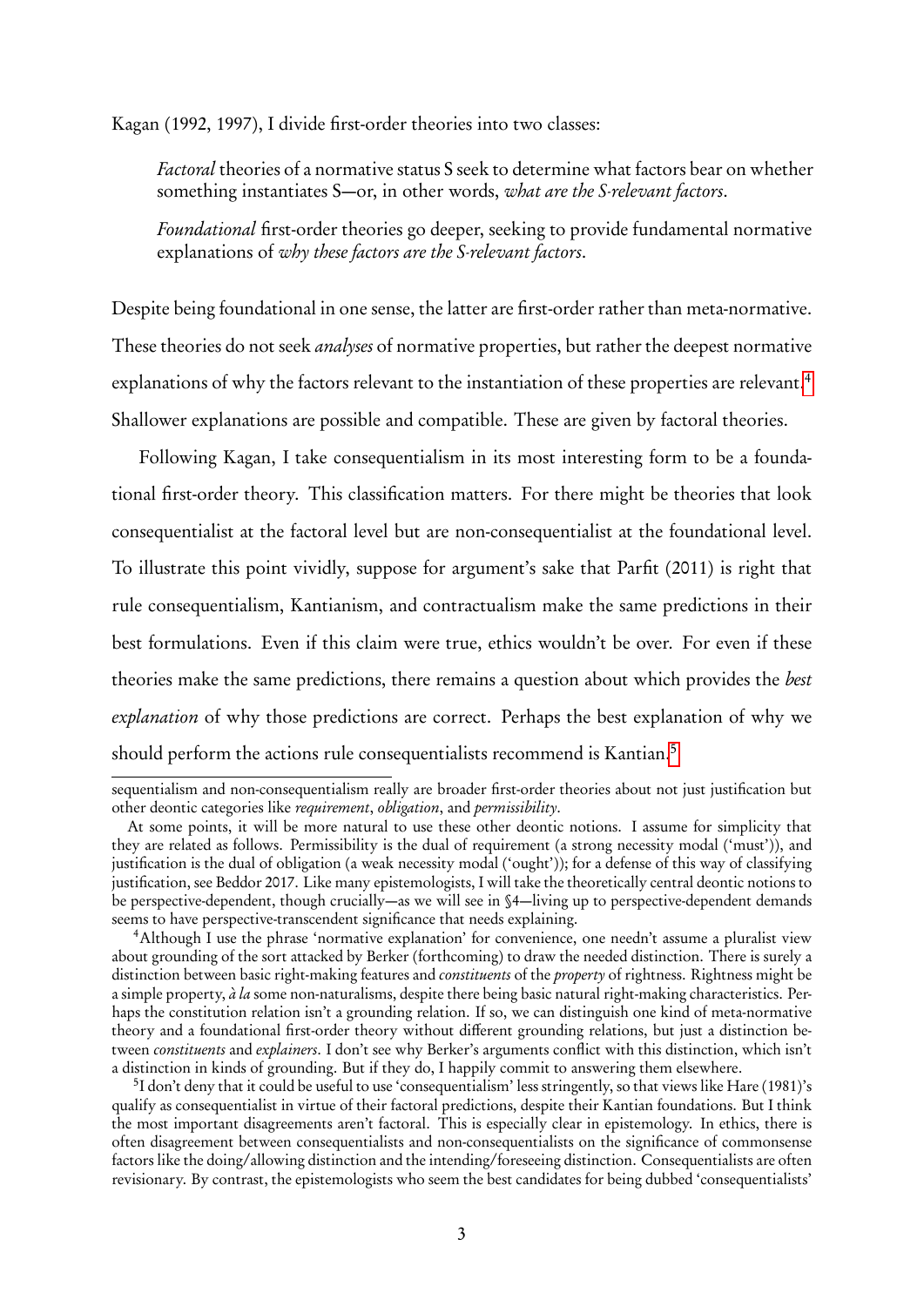Kagan (1992, 1997), I divide first-order theories into two classes:

> *Factoral* theories of a normative status S seek to determine what factors bear on whether something instantiates S—or, in other words, *what are the S-relevant factors*.
>
> *Foundational* first-order theories go deeper, seeking to provide fundamental normative explanations of *why these factors are the S-relevant factors*.

Despite being foundational in one sense, the latter are first-order rather than meta-normative. These theories do not seek *analyses* of normative properties, but rather the deepest normative explanations of why the factors relevant to the instantiation of these properties are relevant.[4] Shallower explanations are possible and compatible. These are given by factoral theories.

Following Kagan, I take consequentialism in its most interesting form to be a foundational first-order theory. This classification matters. For there might be theories that look consequentialist at the factoral level but are non-consequentialist at the foundational level. To illustrate this point vividly, suppose for argument's sake that Parfit (2011) is right that rule consequentialism, Kantianism, and contractualism make the same predictions in their best formulations. Even if this claim were true, ethics wouldn't be over. For even if these theories make the same predictions, there remains a question about which provides the *best explanation* of why those predictions are correct. Perhaps the best explanation of why we should perform the actions rule consequentialists recommend is Kantian.[5]

---

sequentialism and non-consequentialism really are broader first-order theories about not just justification but other deontic categories like *requirement*, *obligation*, and *permissibility*.

At some points, it will be more natural to use these other deontic notions. I assume for simplicity that they are related as follows. Permissibility is the dual of requirement (a strong necessity modal ('must')), and justification is the dual of obligation (a weak necessity modal ('ought')); for a defense of this way of classifying justification, see Beddor 2017. Like many epistemologists, I will take the theoretically central deontic notions to be perspective-dependent, though crucially—as we will see in §4—living up to perspective-dependent demands seems to have perspective-transcendent significance that needs explaining.

[4] Although I use the phrase 'normative explanation' for convenience, one needn't assume a pluralist view about grounding of the sort attacked by Berker (forthcoming) to draw the needed distinction. There is surely a distinction between basic right-making features and *constituents* of the *property* of rightness. Rightness might be a simple property, *à la* some non-naturalisms, despite there being basic natural right-making characteristics. Perhaps the constitution relation isn't a grounding relation. If so, we can distinguish one kind of meta-normative theory and a foundational first-order theory without different grounding relations, but just a distinction between *constituents* and *explainers*. I don't see why Berker's arguments conflict with this distinction, which isn't a distinction in kinds of grounding. But if they do, I happily commit to answering them elsewhere.

[5] I don't deny that it could be useful to use 'consequentialism' less stringently, so that views like Hare (1981)'s qualify as consequentialist in virtue of their factoral predictions, despite their Kantian foundations. But I think the most important disagreements aren't factoral. This is especially clear in epistemology. In ethics, there is often disagreement between consequentialists and non-consequentialists on the significance of commonsense factors like the doing/allowing distinction and the intending/foreseeing distinction. Consequentialists are often revisionary. By contrast, the epistemologists who seem the best candidates for being dubbed 'consequentialists'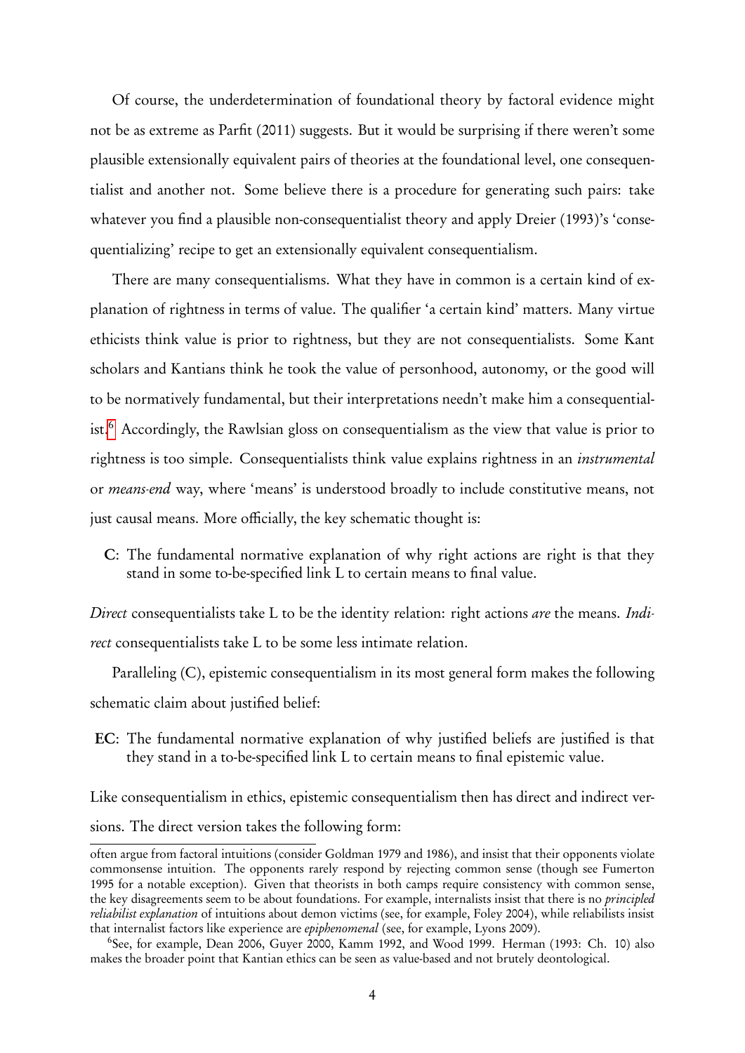Of course, the underdetermination of foundational theory by factoral evidence might not be as extreme as Parfit (2011) suggests. But it would be surprising if there weren't some plausible extensionally equivalent pairs of theories at the foundational level, one consequentialist and another not. Some believe there is a procedure for generating such pairs: take whatever you find a plausible non-consequentialist theory and apply Dreier (1993)'s 'consequentializing' recipe to get an extensionally equivalent consequentialism.

There are many consequentialisms. What they have in common is a certain kind of explanation of rightness in terms of value. The qualifier 'a certain kind' matters. Many virtue ethicists think value is prior to rightness, but they are not consequentialists. Some Kant scholars and Kantians think he took the value of personhood, autonomy, or the good will to be normatively fundamental, but their interpretations needn't make him a consequentialist.[6] Accordingly, the Rawlsian gloss on consequentialism as the view that value is prior to rightness is too simple. Consequentialists think value explains rightness in an *instrumental* or *means-end* way, where 'means' is understood broadly to include constitutive means, not just causal means. More officially, the key schematic thought is:

> **C**: The fundamental normative explanation of why right actions are right is that they stand in some to-be-specified link L to certain means to final value.

*Direct* consequentialists take L to be the identity relation: right actions *are* the means. *Indirect* consequentialists take L to be some less intimate relation.

Paralleling (C), epistemic consequentialism in its most general form makes the following schematic claim about justified belief:

> **EC**: The fundamental normative explanation of why justified beliefs are justified is that they stand in a to-be-specified link L to certain means to final epistemic value.

Like consequentialism in ethics, epistemic consequentialism then has direct and indirect versions. The direct version takes the following form:

---

often argue from factoral intuitions (consider Goldman 1979 and 1986), and insist that their opponents violate commonsense intuition. The opponents rarely respond by rejecting common sense (though see Fumerton 1995 for a notable exception). Given that theorists in both camps require consistency with common sense, the key disagreements seem to be about foundations. For example, internalists insist that there is no *principled reliabilist explanation* of intuitions about demon victims (see, for example, Foley 2004), while reliabilists insist that internalist factors like experience are *epiphenomenal* (see, for example, Lyons 2009).

[6] See, for example, Dean 2006, Guyer 2000, Kamm 1992, and Wood 1999. Herman (1993: Ch. 10) also makes the broader point that Kantian ethics can be seen as value-based and not brutely deontological.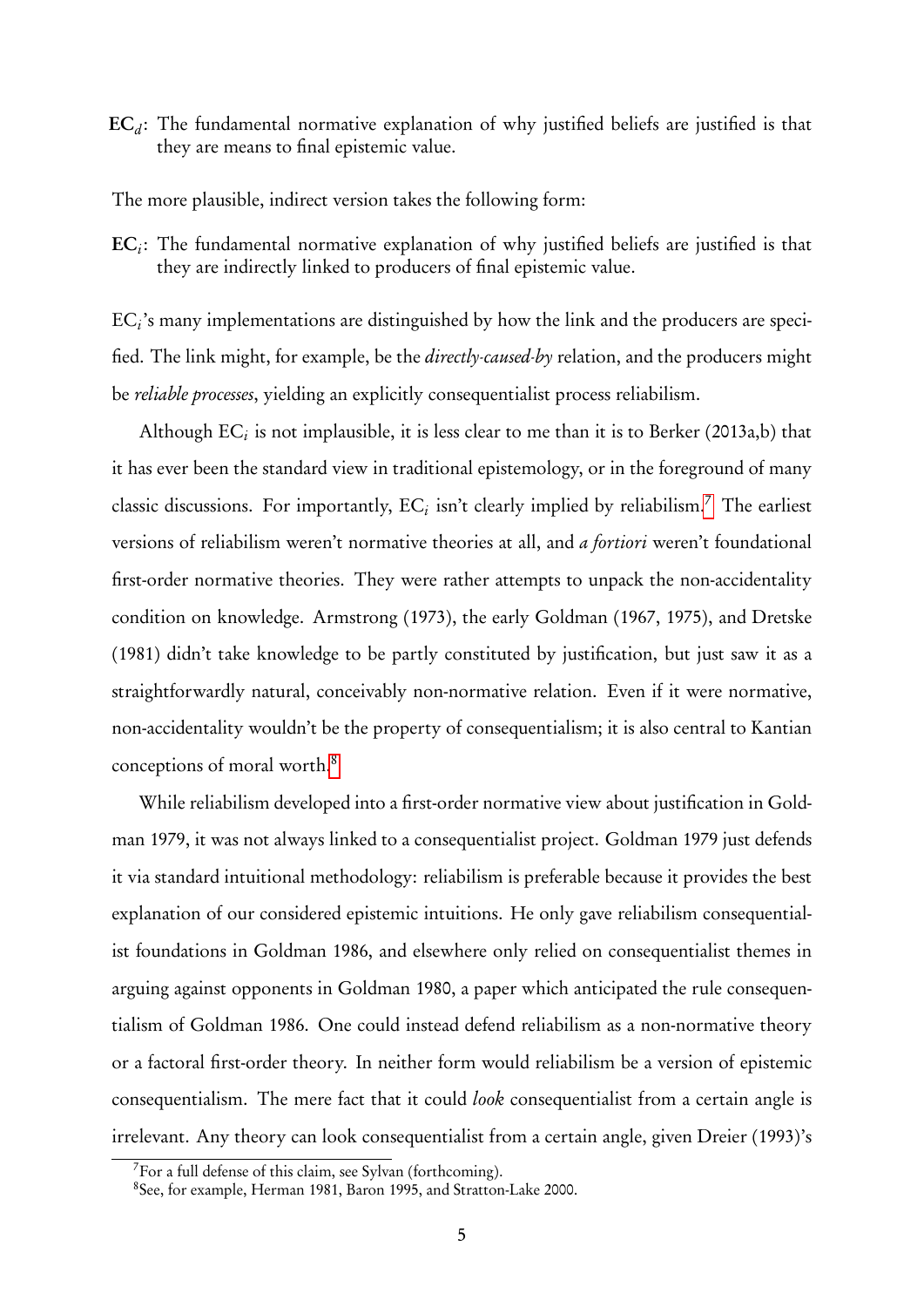**EC**$_d$: The fundamental normative explanation of why justified beliefs are justified is that they are means to final epistemic value.

The more plausible, indirect version takes the following form:

**EC**$_i$: The fundamental normative explanation of why justified beliefs are justified is that they are indirectly linked to producers of final epistemic value.

EC$_i$'s many implementations are distinguished by how the link and the producers are specified. The link might, for example, be the *directly-caused-by* relation, and the producers might be *reliable processes*, yielding an explicitly consequentialist process reliabilism.

Although EC$_i$ is not implausible, it is less clear to me than it is to Berker (2013a,b) that it has ever been the standard view in traditional epistemology, or in the foreground of many classic discussions. For importantly, EC$_i$ isn't clearly implied by reliabilism.[7] The earliest versions of reliabilism weren't normative theories at all, and *a fortiori* weren't foundational first-order normative theories. They were rather attempts to unpack the non-accidentality condition on knowledge. Armstrong (1973), the early Goldman (1967, 1975), and Dretske (1981) didn't take knowledge to be partly constituted by justification, but just saw it as a straightforwardly natural, conceivably non-normative relation. Even if it were normative, non-accidentality wouldn't be the property of consequentialism; it is also central to Kantian conceptions of moral worth.[8]

While reliabilism developed into a first-order normative view about justification in Goldman 1979, it was not always linked to a consequentialist project. Goldman 1979 just defends it via standard intuitional methodology: reliabilism is preferable because it provides the best explanation of our considered epistemic intuitions. He only gave reliabilism consequentialist foundations in Goldman 1986, and elsewhere only relied on consequentialist themes in arguing against opponents in Goldman 1980, a paper which anticipated the rule consequentialism of Goldman 1986. One could instead defend reliabilism as a non-normative theory or a factoral first-order theory. In neither form would reliabilism be a version of epistemic consequentialism. The mere fact that it could *look* consequentialist from a certain angle is irrelevant. Any theory can look consequentialist from a certain angle, given Dreier (1993)'s

---

[7] For a full defense of this claim, see Sylvan (forthcoming).

[8] See, for example, Herman 1981, Baron 1995, and Stratton-Lake 2000.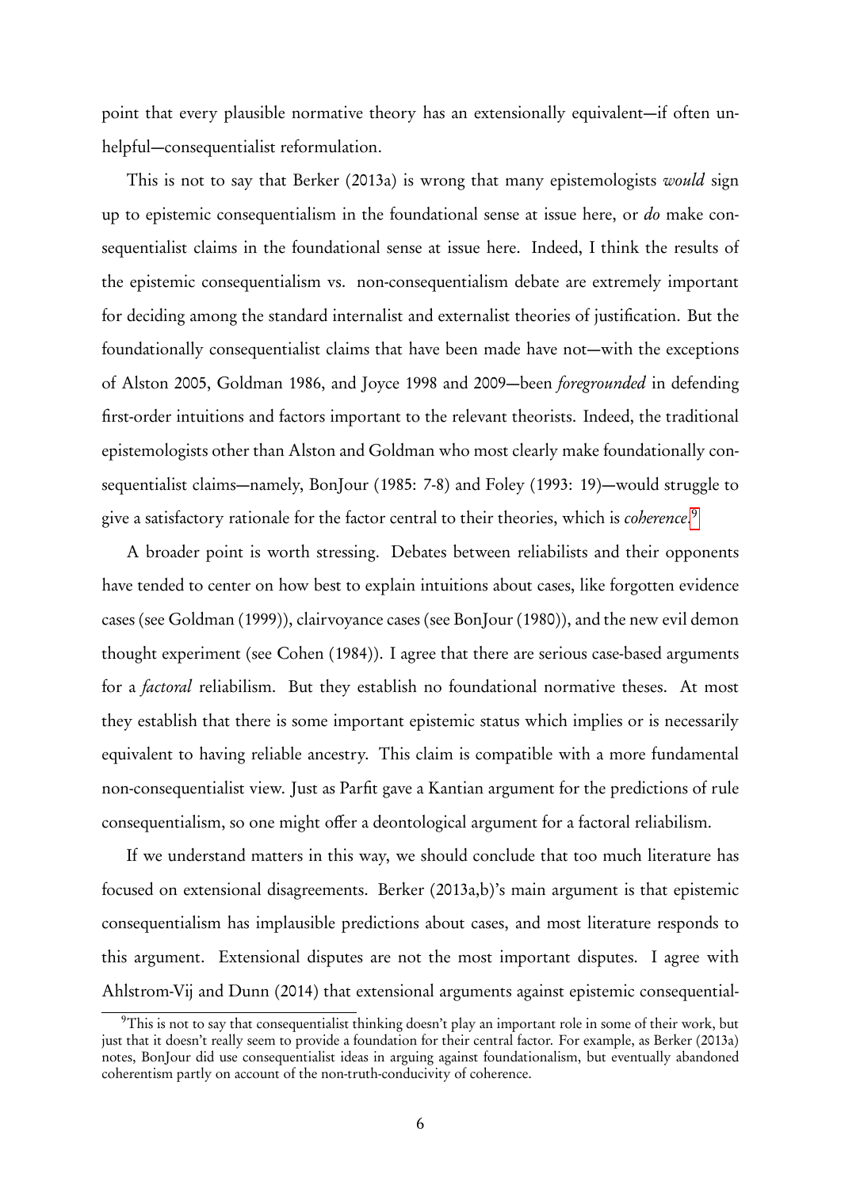point that every plausible normative theory has an extensionally equivalent—if often unhelpful—consequentialist reformulation.

This is not to say that Berker (2013a) is wrong that many epistemologists *would* sign up to epistemic consequentialism in the foundational sense at issue here, or *do* make consequentialist claims in the foundational sense at issue here. Indeed, I think the results of the epistemic consequentialism vs. non-consequentialism debate are extremely important for deciding among the standard internalist and externalist theories of justification. But the foundationally consequentialist claims that have been made have not—with the exceptions of Alston 2005, Goldman 1986, and Joyce 1998 and 2009—been *foregrounded* in defending first-order intuitions and factors important to the relevant theorists. Indeed, the traditional epistemologists other than Alston and Goldman who most clearly make foundationally consequentialist claims—namely, BonJour (1985: 7-8) and Foley (1993: 19)—would struggle to give a satisfactory rationale for the factor central to their theories, which is *coherence*.[9]

A broader point is worth stressing. Debates between reliabilists and their opponents have tended to center on how best to explain intuitions about cases, like forgotten evidence cases (see Goldman (1999)), clairvoyance cases (see BonJour (1980)), and the new evil demon thought experiment (see Cohen (1984)). I agree that there are serious case-based arguments for a *factoral* reliabilism. But they establish no foundational normative theses. At most they establish that there is some important epistemic status which implies or is necessarily equivalent to having reliable ancestry. This claim is compatible with a more fundamental non-consequentialist view. Just as Parfit gave a Kantian argument for the predictions of rule consequentialism, so one might offer a deontological argument for a factoral reliabilism.

If we understand matters in this way, we should conclude that too much literature has focused on extensional disagreements. Berker (2013a,b)'s main argument is that epistemic consequentialism has implausible predictions about cases, and most literature responds to this argument. Extensional disputes are not the most important disputes. I agree with Ahlstrom-Vij and Dunn (2014) that extensional arguments against epistemic consequential-

[9] This is not to say that consequentialist thinking doesn't play an important role in some of their work, but just that it doesn't really seem to provide a foundation for their central factor. For example, as Berker (2013a) notes, BonJour did use consequentialist ideas in arguing against foundationalism, but eventually abandoned coherentism partly on account of the non-truth-conducivity of coherence.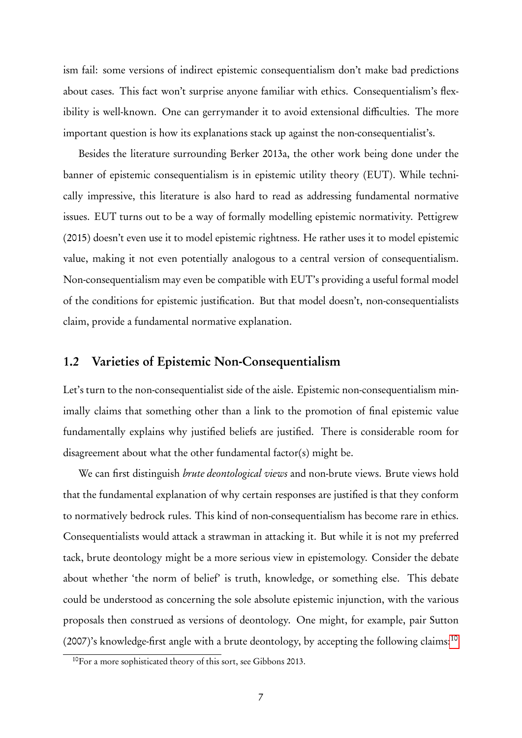ism fail: some versions of indirect epistemic consequentialism don't make bad predictions about cases. This fact won't surprise anyone familiar with ethics. Consequentialism's flexibility is well-known. One can gerrymander it to avoid extensional difficulties. The more important question is how its explanations stack up against the non-consequentialist's.

Besides the literature surrounding Berker 2013a, the other work being done under the banner of epistemic consequentialism is in epistemic utility theory (EUT). While technically impressive, this literature is also hard to read as addressing fundamental normative issues. EUT turns out to be a way of formally modelling epistemic normativity. Pettigrew (2015) doesn't even use it to model epistemic rightness. He rather uses it to model epistemic value, making it not even potentially analogous to a central version of consequentialism. Non-consequentialism may even be compatible with EUT's providing a useful formal model of the conditions for epistemic justification. But that model doesn't, non-consequentialists claim, provide a fundamental normative explanation.

## 1.2 Varieties of Epistemic Non-Consequentialism

Let's turn to the non-consequentialist side of the aisle. Epistemic non-consequentialism minimally claims that something other than a link to the promotion of final epistemic value fundamentally explains why justified beliefs are justified. There is considerable room for disagreement about what the other fundamental factor(s) might be.

We can first distinguish *brute deontological views* and non-brute views. Brute views hold that the fundamental explanation of why certain responses are justified is that they conform to normatively bedrock rules. This kind of non-consequentialism has become rare in ethics. Consequentialists would attack a strawman in attacking it. But while it is not my preferred tack, brute deontology might be a more serious view in epistemology. Consider the debate about whether 'the norm of belief' is truth, knowledge, or something else. This debate could be understood as concerning the sole absolute epistemic injunction, with the various proposals then construed as versions of deontology. One might, for example, pair Sutton (2007)'s knowledge-first angle with a brute deontology, by accepting the following claims:[10]

[10] For a more sophisticated theory of this sort, see Gibbons 2013.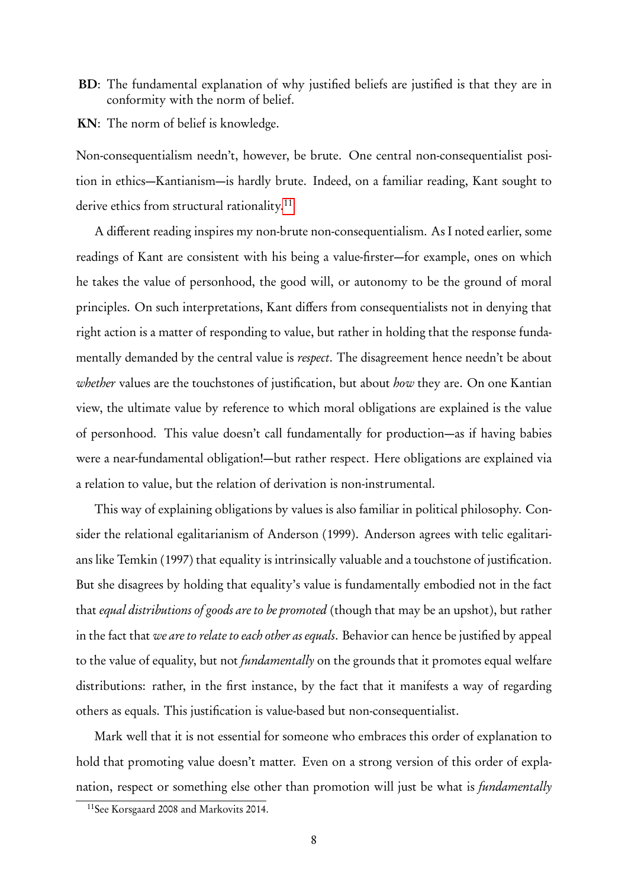**BD**: The fundamental explanation of why justified beliefs are justified is that they are in conformity with the norm of belief.

**KN**: The norm of belief is knowledge.

Non-consequentialism needn't, however, be brute. One central non-consequentialist position in ethics—Kantianism—is hardly brute. Indeed, on a familiar reading, Kant sought to derive ethics from structural rationality.[11]

A different reading inspires my non-brute non-consequentialism. As I noted earlier, some readings of Kant are consistent with his being a value-firster—for example, ones on which he takes the value of personhood, the good will, or autonomy to be the ground of moral principles. On such interpretations, Kant differs from consequentialists not in denying that right action is a matter of responding to value, but rather in holding that the response fundamentally demanded by the central value is *respect*. The disagreement hence needn't be about *whether* values are the touchstones of justification, but about *how* they are. On one Kantian view, the ultimate value by reference to which moral obligations are explained is the value of personhood. This value doesn't call fundamentally for production—as if having babies were a near-fundamental obligation!—but rather respect. Here obligations are explained via a relation to value, but the relation of derivation is non-instrumental.

This way of explaining obligations by values is also familiar in political philosophy. Consider the relational egalitarianism of Anderson (1999). Anderson agrees with telic egalitarians like Temkin (1997) that equality is intrinsically valuable and a touchstone of justification. But she disagrees by holding that equality's value is fundamentally embodied not in the fact that *equal distributions of goods are to be promoted* (though that may be an upshot), but rather in the fact that *we are to relate to each other as equals*. Behavior can hence be justified by appeal to the value of equality, but not *fundamentally* on the grounds that it promotes equal welfare distributions: rather, in the first instance, by the fact that it manifests a way of regarding others as equals. This justification is value-based but non-consequentialist.

Mark well that it is not essential for someone who embraces this order of explanation to hold that promoting value doesn't matter. Even on a strong version of this order of explanation, respect or something else other than promotion will just be what is *fundamentally*

[11] See Korsgaard 2008 and Markovits 2014.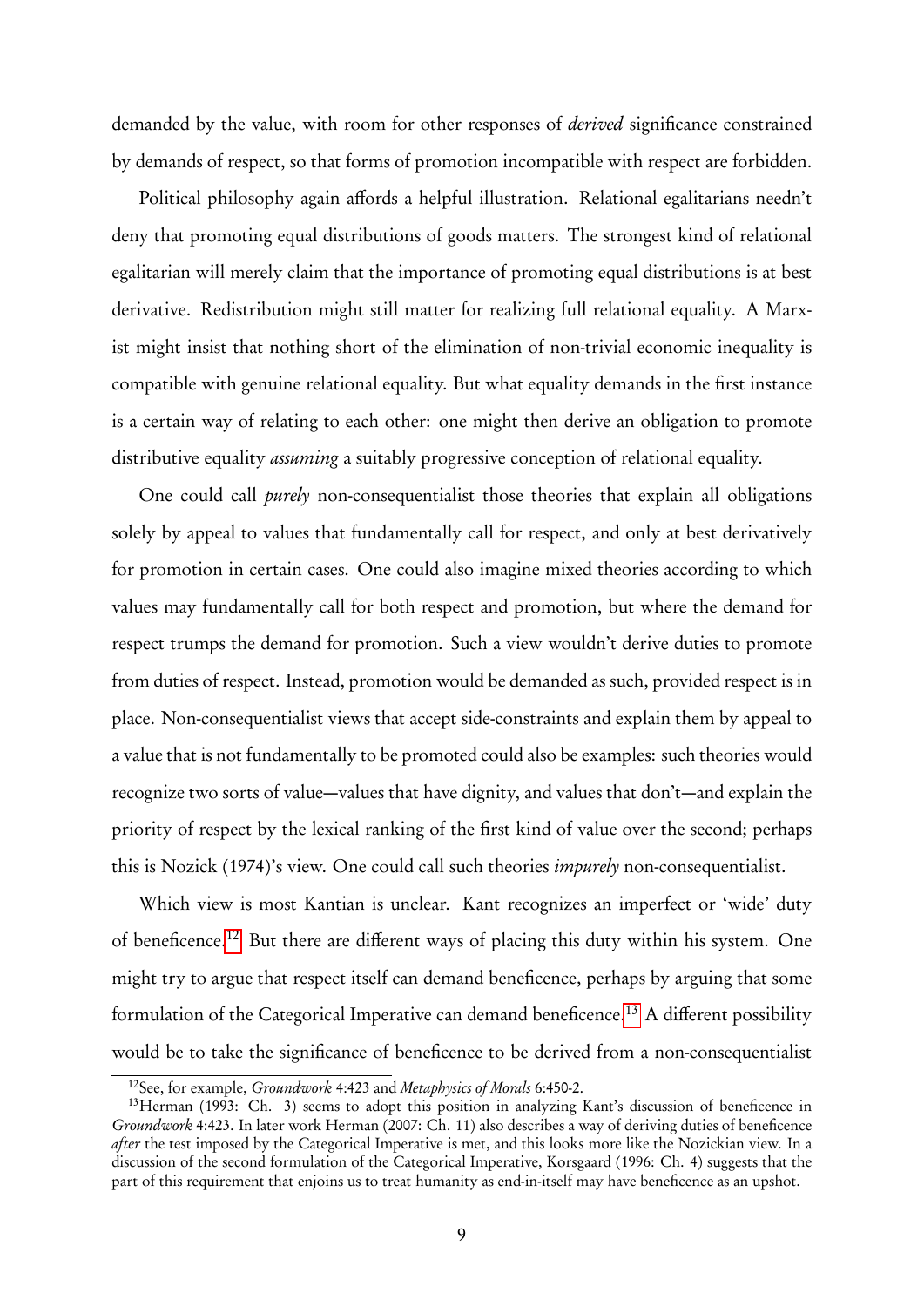demanded by the value, with room for other responses of *derived* significance constrained by demands of respect, so that forms of promotion incompatible with respect are forbidden.

Political philosophy again affords a helpful illustration. Relational egalitarians needn't deny that promoting equal distributions of goods matters. The strongest kind of relational egalitarian will merely claim that the importance of promoting equal distributions is at best derivative. Redistribution might still matter for realizing full relational equality. A Marxist might insist that nothing short of the elimination of non-trivial economic inequality is compatible with genuine relational equality. But what equality demands in the first instance is a certain way of relating to each other: one might then derive an obligation to promote distributive equality *assuming* a suitably progressive conception of relational equality.

One could call *purely* non-consequentialist those theories that explain all obligations solely by appeal to values that fundamentally call for respect, and only at best derivatively for promotion in certain cases. One could also imagine mixed theories according to which values may fundamentally call for both respect and promotion, but where the demand for respect trumps the demand for promotion. Such a view wouldn't derive duties to promote from duties of respect. Instead, promotion would be demanded as such, provided respect is in place. Non-consequentialist views that accept side-constraints and explain them by appeal to a value that is not fundamentally to be promoted could also be examples: such theories would recognize two sorts of value—values that have dignity, and values that don't—and explain the priority of respect by the lexical ranking of the first kind of value over the second; perhaps this is Nozick (1974)'s view. One could call such theories *impurely* non-consequentialist.

Which view is most Kantian is unclear. Kant recognizes an imperfect or 'wide' duty of beneficence.[12] But there are different ways of placing this duty within his system. One might try to argue that respect itself can demand beneficence, perhaps by arguing that some formulation of the Categorical Imperative can demand beneficence.[13] A different possibility would be to take the significance of beneficence to be derived from a non-consequentialist

[12] See, for example, *Groundwork* 4:423 and *Metaphysics of Morals* 6:450-2.

[13] Herman (1993: Ch. 3) seems to adopt this position in analyzing Kant's discussion of beneficence in *Groundwork* 4:423. In later work Herman (2007: Ch. 11) also describes a way of deriving duties of beneficence *after* the test imposed by the Categorical Imperative is met, and this looks more like the Nozickian view. In a discussion of the second formulation of the Categorical Imperative, Korsgaard (1996: Ch. 4) suggests that the part of this requirement that enjoins us to treat humanity as end-in-itself may have beneficence as an upshot.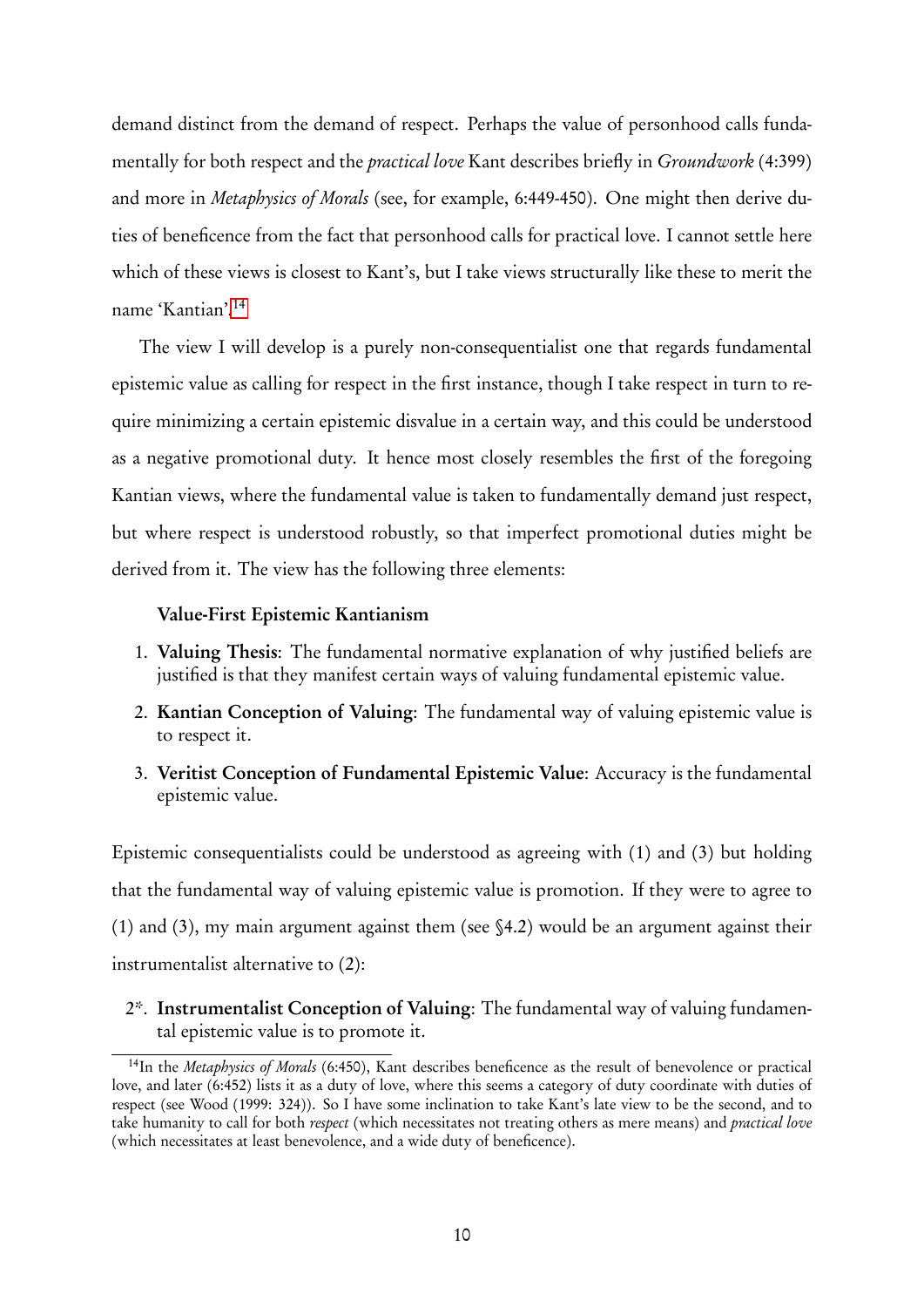demand distinct from the demand of respect. Perhaps the value of personhood calls fundamentally for both respect and the *practical love* Kant describes briefly in *Groundwork* (4:399) and more in *Metaphysics of Morals* (see, for example, 6:449-450). One might then derive duties of beneficence from the fact that personhood calls for practical love. I cannot settle here which of these views is closest to Kant's, but I take views structurally like these to merit the name 'Kantian'.[14]

The view I will develop is a purely non-consequentialist one that regards fundamental epistemic value as calling for respect in the first instance, though I take respect in turn to require minimizing a certain epistemic disvalue in a certain way, and this could be understood as a negative promotional duty. It hence most closely resembles the first of the foregoing Kantian views, where the fundamental value is taken to fundamentally demand just respect, but where respect is understood robustly, so that imperfect promotional duties might be derived from it. The view has the following three elements:

**Value-First Epistemic Kantianism**

1. **Valuing Thesis**: The fundamental normative explanation of why justified beliefs are justified is that they manifest certain ways of valuing fundamental epistemic value.
2. **Kantian Conception of Valuing**: The fundamental way of valuing epistemic value is to respect it.
3. **Veritist Conception of Fundamental Epistemic Value**: Accuracy is the fundamental epistemic value.

Epistemic consequentialists could be understood as agreeing with (1) and (3) but holding that the fundamental way of valuing epistemic value is promotion. If they were to agree to (1) and (3), my main argument against them (see §4.2) would be an argument against their instrumentalist alternative to (2):

2*. **Instrumentalist Conception of Valuing**: The fundamental way of valuing fundamental epistemic value is to promote it.

[14] In the *Metaphysics of Morals* (6:450), Kant describes beneficence as the result of benevolence or practical love, and later (6:452) lists it as a duty of love, where this seems a category of duty coordinate with duties of respect (see Wood (1999: 324)). So I have some inclination to take Kant's late view to be the second, and to take humanity to call for both *respect* (which necessitates not treating others as mere means) and *practical love* (which necessitates at least benevolence, and a wide duty of beneficence).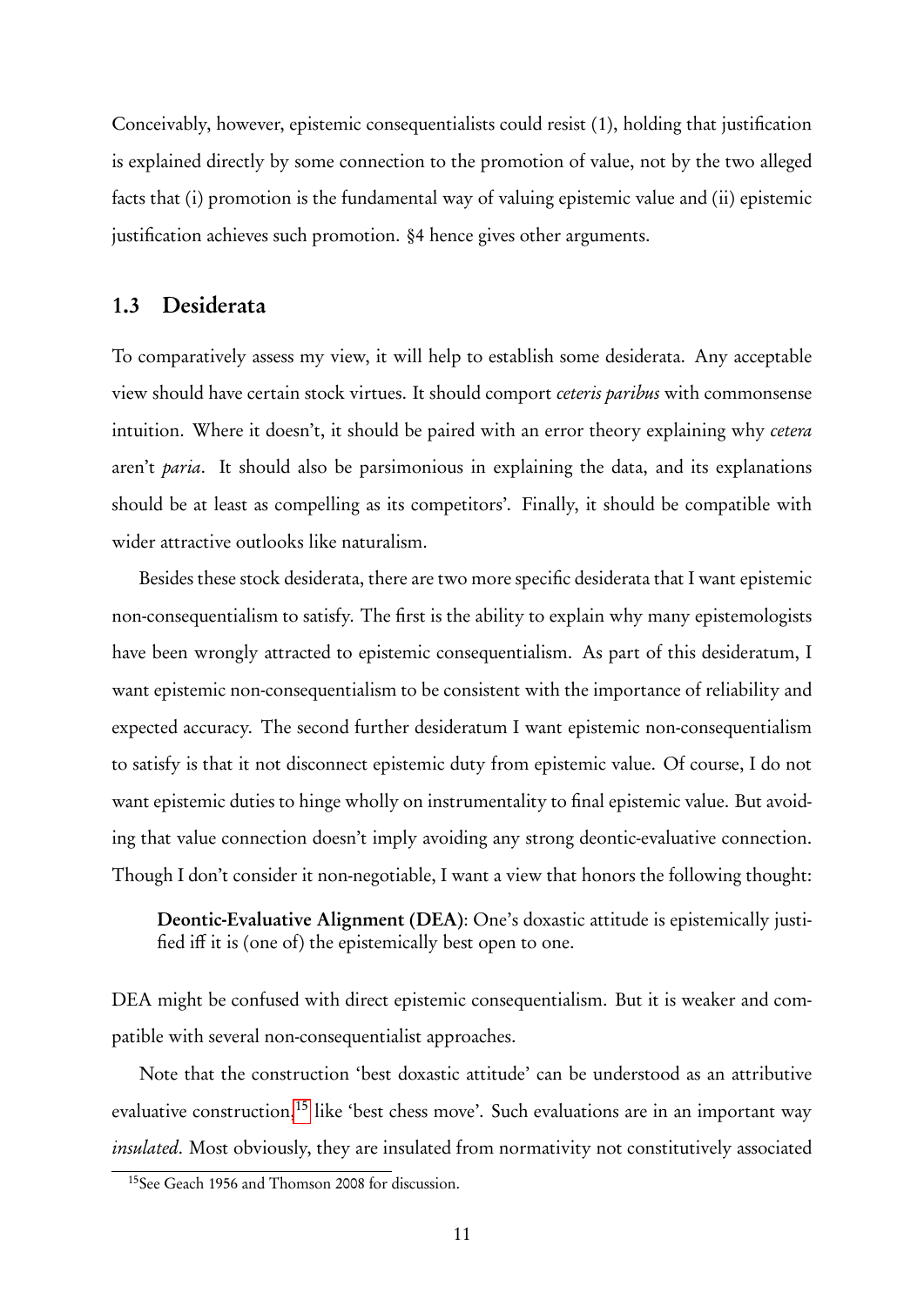Conceivably, however, epistemic consequentialists could resist (1), holding that justification is explained directly by some connection to the promotion of value, not by the two alleged facts that (i) promotion is the fundamental way of valuing epistemic value and (ii) epistemic justification achieves such promotion. §4 hence gives other arguments.

## 1.3 Desiderata

To comparatively assess my view, it will help to establish some desiderata. Any acceptable view should have certain stock virtues. It should comport *ceteris paribus* with commonsense intuition. Where it doesn't, it should be paired with an error theory explaining why *cetera* aren't *paria*. It should also be parsimonious in explaining the data, and its explanations should be at least as compelling as its competitors'. Finally, it should be compatible with wider attractive outlooks like naturalism.

Besides these stock desiderata, there are two more specific desiderata that I want epistemic non-consequentialism to satisfy. The first is the ability to explain why many epistemologists have been wrongly attracted to epistemic consequentialism. As part of this desideratum, I want epistemic non-consequentialism to be consistent with the importance of reliability and expected accuracy. The second further desideratum I want epistemic non-consequentialism to satisfy is that it not disconnect epistemic duty from epistemic value. Of course, I do not want epistemic duties to hinge wholly on instrumentality to final epistemic value. But avoiding that value connection doesn't imply avoiding any strong deontic-evaluative connection. Though I don't consider it non-negotiable, I want a view that honors the following thought:

> **Deontic-Evaluative Alignment (DEA)**: One's doxastic attitude is epistemically justified iff it is (one of) the epistemically best open to one.

DEA might be confused with direct epistemic consequentialism. But it is weaker and compatible with several non-consequentialist approaches.

Note that the construction 'best doxastic attitude' can be understood as an attributive evaluative construction,[15] like 'best chess move'. Such evaluations are in an important way *insulated*. Most obviously, they are insulated from normativity not constitutively associated

[15] See Geach 1956 and Thomson 2008 for discussion.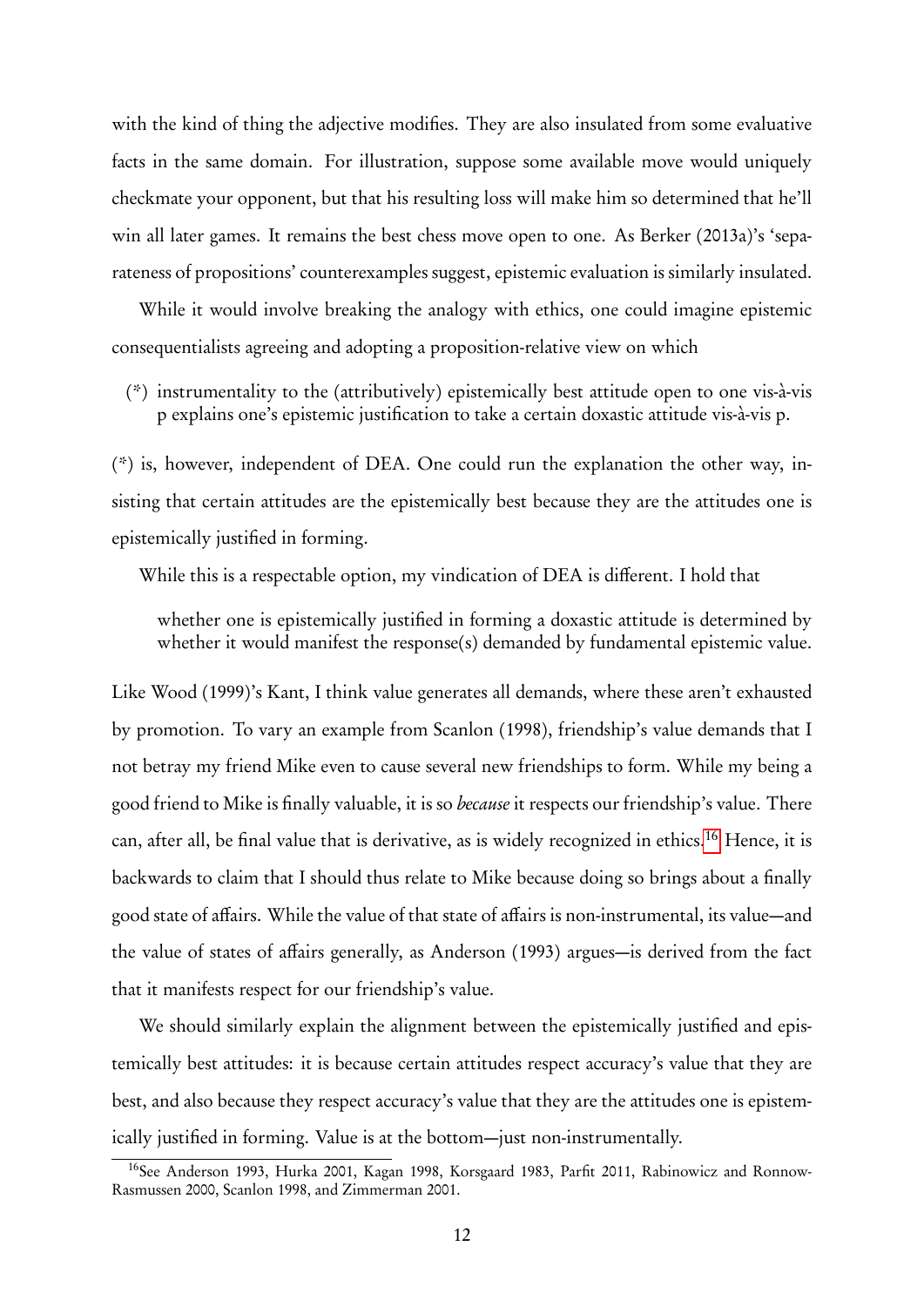with the kind of thing the adjective modifies. They are also insulated from some evaluative facts in the same domain. For illustration, suppose some available move would uniquely checkmate your opponent, but that his resulting loss will make him so determined that he'll win all later games. It remains the best chess move open to one. As Berker (2013a)'s 'separateness of propositions' counterexamples suggest, epistemic evaluation is similarly insulated.

While it would involve breaking the analogy with ethics, one could imagine epistemic consequentialists agreeing and adopting a proposition-relative view on which

> (*) instrumentality to the (attributively) epistemically best attitude open to one vis-à-vis p explains one's epistemic justification to take a certain doxastic attitude vis-à-vis p.

(*) is, however, independent of DEA. One could run the explanation the other way, insisting that certain attitudes are the epistemically best because they are the attitudes one is epistemically justified in forming.

While this is a respectable option, my vindication of DEA is different. I hold that

> whether one is epistemically justified in forming a doxastic attitude is determined by whether it would manifest the response(s) demanded by fundamental epistemic value.

Like Wood (1999)'s Kant, I think value generates all demands, where these aren't exhausted by promotion. To vary an example from Scanlon (1998), friendship's value demands that I not betray my friend Mike even to cause several new friendships to form. While my being a good friend to Mike is finally valuable, it is so *because* it respects our friendship's value. There can, after all, be final value that is derivative, as is widely recognized in ethics.[16] Hence, it is backwards to claim that I should thus relate to Mike because doing so brings about a finally good state of affairs. While the value of that state of affairs is non-instrumental, its value—and the value of states of affairs generally, as Anderson (1993) argues—is derived from the fact that it manifests respect for our friendship's value.

We should similarly explain the alignment between the epistemically justified and epistemically best attitudes: it is because certain attitudes respect accuracy's value that they are best, and also because they respect accuracy's value that they are the attitudes one is epistemically justified in forming. Value is at the bottom—just non-instrumentally.

[16] See Anderson 1993, Hurka 2001, Kagan 1998, Korsgaard 1983, Parfit 2011, Rabinowicz and Ronnow-Rasmussen 2000, Scanlon 1998, and Zimmerman 2001.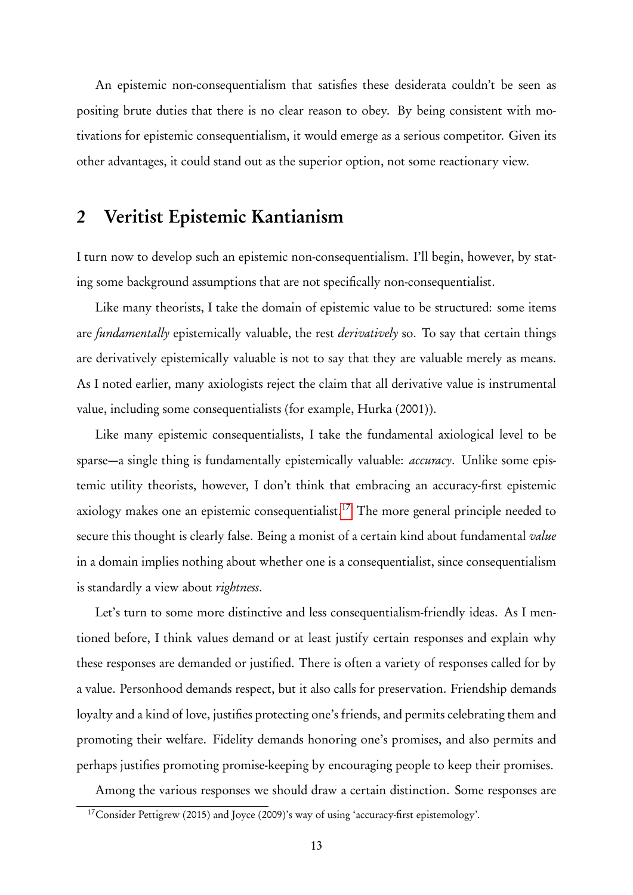An epistemic non-consequentialism that satisfies these desiderata couldn't be seen as positing brute duties that there is no clear reason to obey. By being consistent with motivations for epistemic consequentialism, it would emerge as a serious competitor. Given its other advantages, it could stand out as the superior option, not some reactionary view.

## 2 Veritist Epistemic Kantianism

I turn now to develop such an epistemic non-consequentialism. I'll begin, however, by stating some background assumptions that are not specifically non-consequentialist.

Like many theorists, I take the domain of epistemic value to be structured: some items are *fundamentally* epistemically valuable, the rest *derivatively* so. To say that certain things are derivatively epistemically valuable is not to say that they are valuable merely as means. As I noted earlier, many axiologists reject the claim that all derivative value is instrumental value, including some consequentialists (for example, Hurka (2001)).

Like many epistemic consequentialists, I take the fundamental axiological level to be sparse—a single thing is fundamentally epistemically valuable: *accuracy*. Unlike some epistemic utility theorists, however, I don't think that embracing an accuracy-first epistemic axiology makes one an epistemic consequentialist.[17] The more general principle needed to secure this thought is clearly false. Being a monist of a certain kind about fundamental *value* in a domain implies nothing about whether one is a consequentialist, since consequentialism is standardly a view about *rightness*.

Let's turn to some more distinctive and less consequentialism-friendly ideas. As I mentioned before, I think values demand or at least justify certain responses and explain why these responses are demanded or justified. There is often a variety of responses called for by a value. Personhood demands respect, but it also calls for preservation. Friendship demands loyalty and a kind of love, justifies protecting one's friends, and permits celebrating them and promoting their welfare. Fidelity demands honoring one's promises, and also permits and perhaps justifies promoting promise-keeping by encouraging people to keep their promises.

Among the various responses we should draw a certain distinction. Some responses are

[17] Consider Pettigrew (2015) and Joyce (2009)'s way of using 'accuracy-first epistemology'.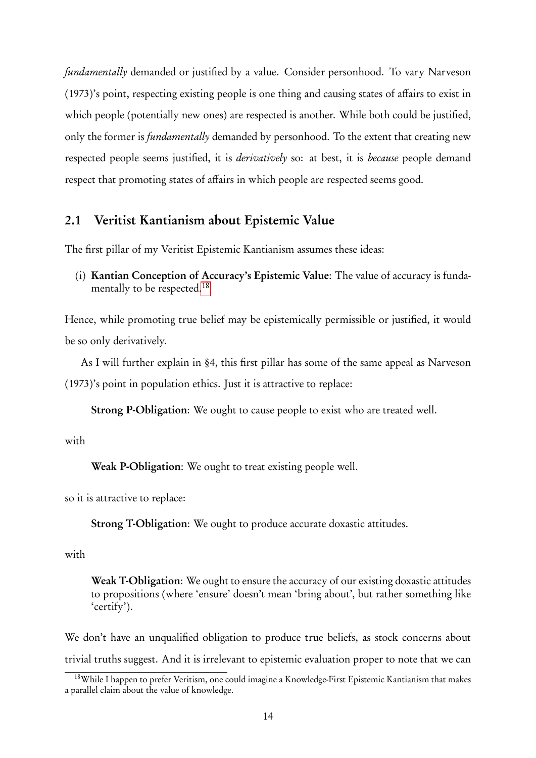*fundamentally* demanded or justified by a value. Consider personhood. To vary Narveson (1973)'s point, respecting existing people is one thing and causing states of affairs to exist in which people (potentially new ones) are respected is another. While both could be justified, only the former is *fundamentally* demanded by personhood. To the extent that creating new respected people seems justified, it is *derivatively* so: at best, it is *because* people demand respect that promoting states of affairs in which people are respected seems good.

## 2.1 Veritist Kantianism about Epistemic Value

The first pillar of my Veritist Epistemic Kantianism assumes these ideas:

(i) **Kantian Conception of Accuracy's Epistemic Value**: The value of accuracy is fundamentally to be respected.[18]

Hence, while promoting true belief may be epistemically permissible or justified, it would be so only derivatively.

As I will further explain in §4, this first pillar has some of the same appeal as Narveson (1973)'s point in population ethics. Just it is attractive to replace:

> **Strong P-Obligation**: We ought to cause people to exist who are treated well.

with

> **Weak P-Obligation**: We ought to treat existing people well.

so it is attractive to replace:

> **Strong T-Obligation**: We ought to produce accurate doxastic attitudes.

with

> **Weak T-Obligation**: We ought to ensure the accuracy of our existing doxastic attitudes to propositions (where 'ensure' doesn't mean 'bring about', but rather something like 'certify').

We don't have an unqualified obligation to produce true beliefs, as stock concerns about trivial truths suggest. And it is irrelevant to epistemic evaluation proper to note that we can

[18] While I happen to prefer Veritism, one could imagine a Knowledge-First Epistemic Kantianism that makes a parallel claim about the value of knowledge.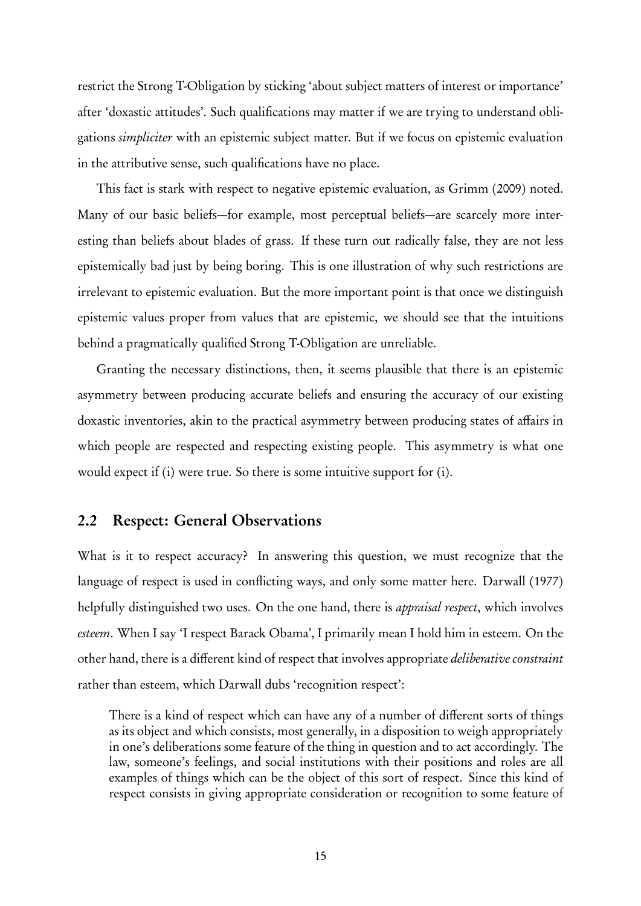restrict the Strong T-Obligation by sticking 'about subject matters of interest or importance' after 'doxastic attitudes'. Such qualifications may matter if we are trying to understand obligations *simpliciter* with an epistemic subject matter. But if we focus on epistemic evaluation in the attributive sense, such qualifications have no place.

This fact is stark with respect to negative epistemic evaluation, as Grimm (2009) noted. Many of our basic beliefs—for example, most perceptual beliefs—are scarcely more interesting than beliefs about blades of grass. If these turn out radically false, they are not less epistemically bad just by being boring. This is one illustration of why such restrictions are irrelevant to epistemic evaluation. But the more important point is that once we distinguish epistemic values proper from values that are epistemic, we should see that the intuitions behind a pragmatically qualified Strong T-Obligation are unreliable.

Granting the necessary distinctions, then, it seems plausible that there is an epistemic asymmetry between producing accurate beliefs and ensuring the accuracy of our existing doxastic inventories, akin to the practical asymmetry between producing states of affairs in which people are respected and respecting existing people. This asymmetry is what one would expect if (i) were true. So there is some intuitive support for (i).

## 2.2 Respect: General Observations

What is it to respect accuracy? In answering this question, we must recognize that the language of respect is used in conflicting ways, and only some matter here. Darwall (1977) helpfully distinguished two uses. On the one hand, there is *appraisal respect*, which involves *esteem*. When I say 'I respect Barack Obama', I primarily mean I hold him in esteem. On the other hand, there is a different kind of respect that involves appropriate *deliberative constraint* rather than esteem, which Darwall dubs 'recognition respect':

> There is a kind of respect which can have any of a number of different sorts of things as its object and which consists, most generally, in a disposition to weigh appropriately in one's deliberations some feature of the thing in question and to act accordingly. The law, someone's feelings, and social institutions with their positions and roles are all examples of things which can be the object of this sort of respect. Since this kind of respect consists in giving appropriate consideration or recognition to some feature of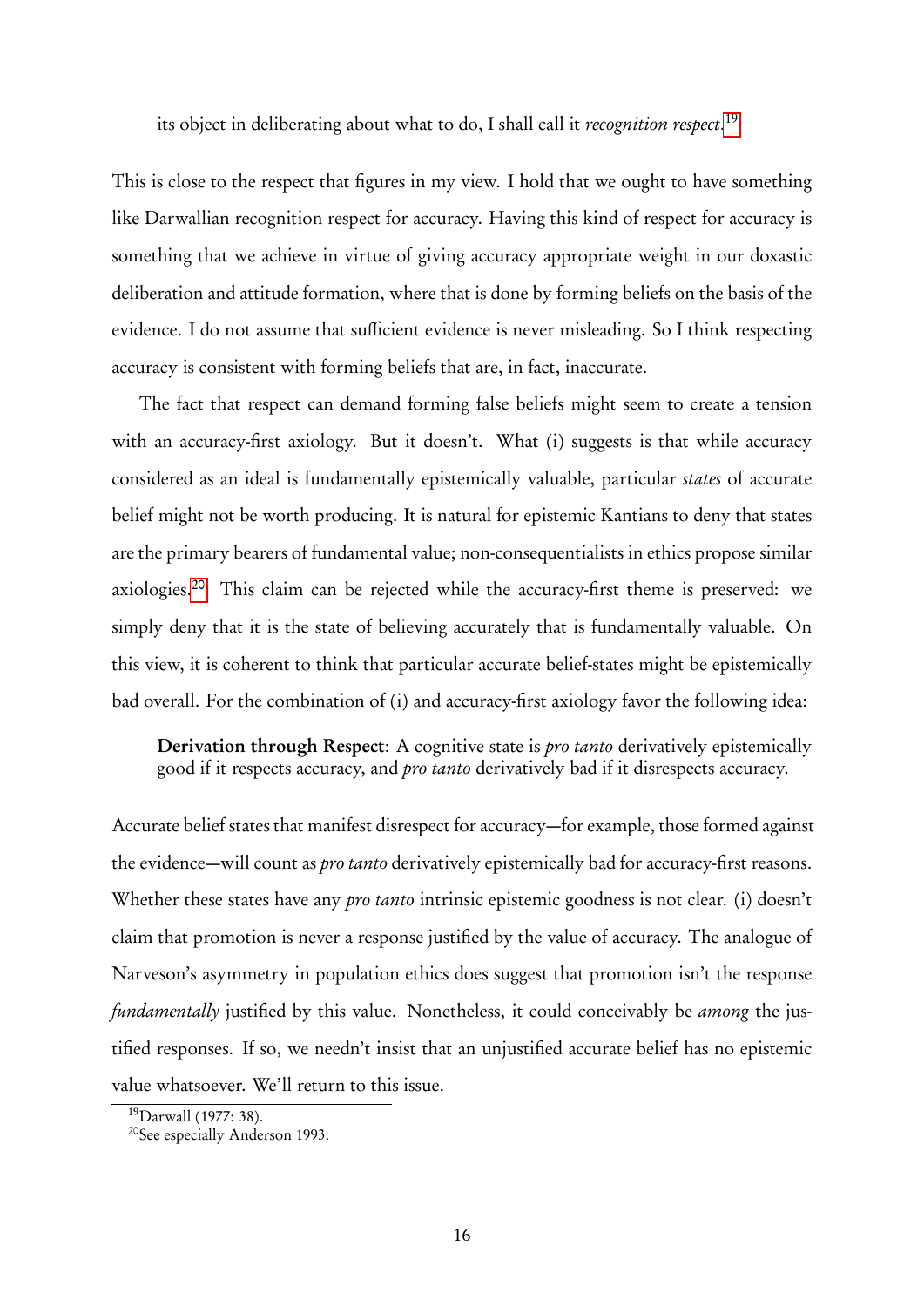> its object in deliberating about what to do, I shall call it *recognition respect*.[19]

This is close to the respect that figures in my view. I hold that we ought to have something like Darwallian recognition respect for accuracy. Having this kind of respect for accuracy is something that we achieve in virtue of giving accuracy appropriate weight in our doxastic deliberation and attitude formation, where that is done by forming beliefs on the basis of the evidence. I do not assume that sufficient evidence is never misleading. So I think respecting accuracy is consistent with forming beliefs that are, in fact, inaccurate.

The fact that respect can demand forming false beliefs might seem to create a tension with an accuracy-first axiology. But it doesn't. What (i) suggests is that while accuracy considered as an ideal is fundamentally epistemically valuable, particular *states* of accurate belief might not be worth producing. It is natural for epistemic Kantians to deny that states are the primary bearers of fundamental value; non-consequentialists in ethics propose similar axiologies.[20] This claim can be rejected while the accuracy-first theme is preserved: we simply deny that it is the state of believing accurately that is fundamentally valuable. On this view, it is coherent to think that particular accurate belief-states might be epistemically bad overall. For the combination of (i) and accuracy-first axiology favor the following idea:

> **Derivation through Respect**: A cognitive state is *pro tanto* derivatively epistemically good if it respects accuracy, and *pro tanto* derivatively bad if it disrespects accuracy.

Accurate belief states that manifest disrespect for accuracy—for example, those formed against the evidence—will count as *pro tanto* derivatively epistemically bad for accuracy-first reasons. Whether these states have any *pro tanto* intrinsic epistemic goodness is not clear. (i) doesn't claim that promotion is never a response justified by the value of accuracy. The analogue of Narveson's asymmetry in population ethics does suggest that promotion isn't the response *fundamentally* justified by this value. Nonetheless, it could conceivably be *among* the justified responses. If so, we needn't insist that an unjustified accurate belief has no epistemic value whatsoever. We'll return to this issue.

[19] Darwall (1977: 38).

[20] See especially Anderson 1993.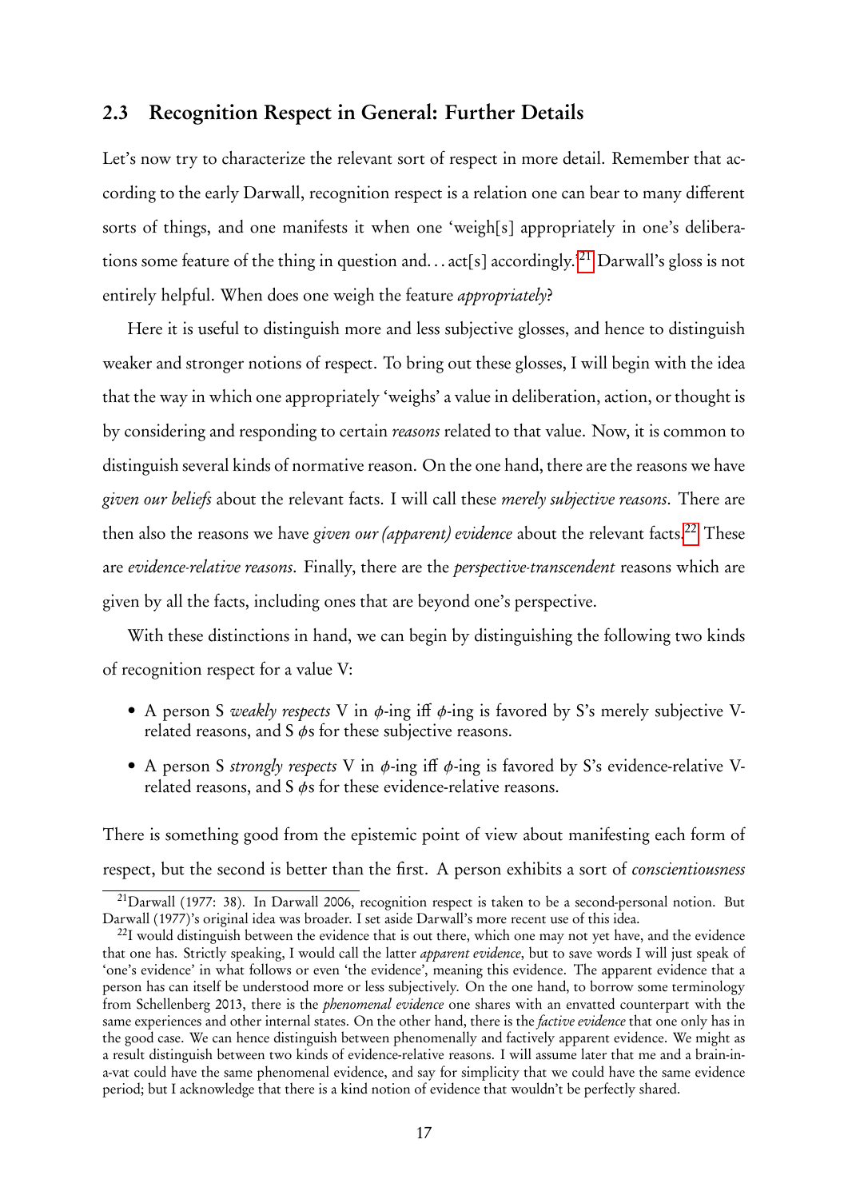## 2.3 Recognition Respect in General: Further Details

Let's now try to characterize the relevant sort of respect in more detail. Remember that according to the early Darwall, recognition respect is a relation one can bear to many different sorts of things, and one manifests it when one 'weigh[s] appropriately in one's deliberations some feature of the thing in question and. . . act[s] accordingly.'[21] Darwall's gloss is not entirely helpful. When does one weigh the feature *appropriately*?

Here it is useful to distinguish more and less subjective glosses, and hence to distinguish weaker and stronger notions of respect. To bring out these glosses, I will begin with the idea that the way in which one appropriately 'weighs' a value in deliberation, action, or thought is by considering and responding to certain *reasons* related to that value. Now, it is common to distinguish several kinds of normative reason. On the one hand, there are the reasons we have *given our beliefs* about the relevant facts. I will call these *merely subjective reasons*. There are then also the reasons we have *given our (apparent) evidence* about the relevant facts.[22] These are *evidence-relative reasons*. Finally, there are the *perspective-transcendent* reasons which are given by all the facts, including ones that are beyond one's perspective.

With these distinctions in hand, we can begin by distinguishing the following two kinds of recognition respect for a value V:

- A person S *weakly respects* V in $\phi$-ing iff $\phi$-ing is favored by S's merely subjective V-related reasons, and S $\phi$s for these subjective reasons.
- A person S *strongly respects* V in $\phi$-ing iff $\phi$-ing is favored by S's evidence-relative V-related reasons, and S $\phi$s for these evidence-relative reasons.

There is something good from the epistemic point of view about manifesting each form of respect, but the second is better than the first. A person exhibits a sort of *conscientiousness*

[21] Darwall (1977: 38). In Darwall 2006, recognition respect is taken to be a second-personal notion. But Darwall (1977)'s original idea was broader. I set aside Darwall's more recent use of this idea.

[22] I would distinguish between the evidence that is out there, which one may not yet have, and the evidence that one has. Strictly speaking, I would call the latter *apparent evidence*, but to save words I will just speak of 'one's evidence' in what follows or even 'the evidence', meaning this evidence. The apparent evidence that a person has can itself be understood more or less subjectively. On the one hand, to borrow some terminology from Schellenberg 2013, there is the *phenomenal evidence* one shares with an envatted counterpart with the same experiences and other internal states. On the other hand, there is the *factive evidence* that one only has in the good case. We can hence distinguish between phenomenally and factively apparent evidence. We might as a result distinguish between two kinds of evidence-relative reasons. I will assume later that me and a brain-in-a-vat could have the same phenomenal evidence, and say for simplicity that we could have the same evidence period; but I acknowledge that there is a kind notion of evidence that wouldn't be perfectly shared.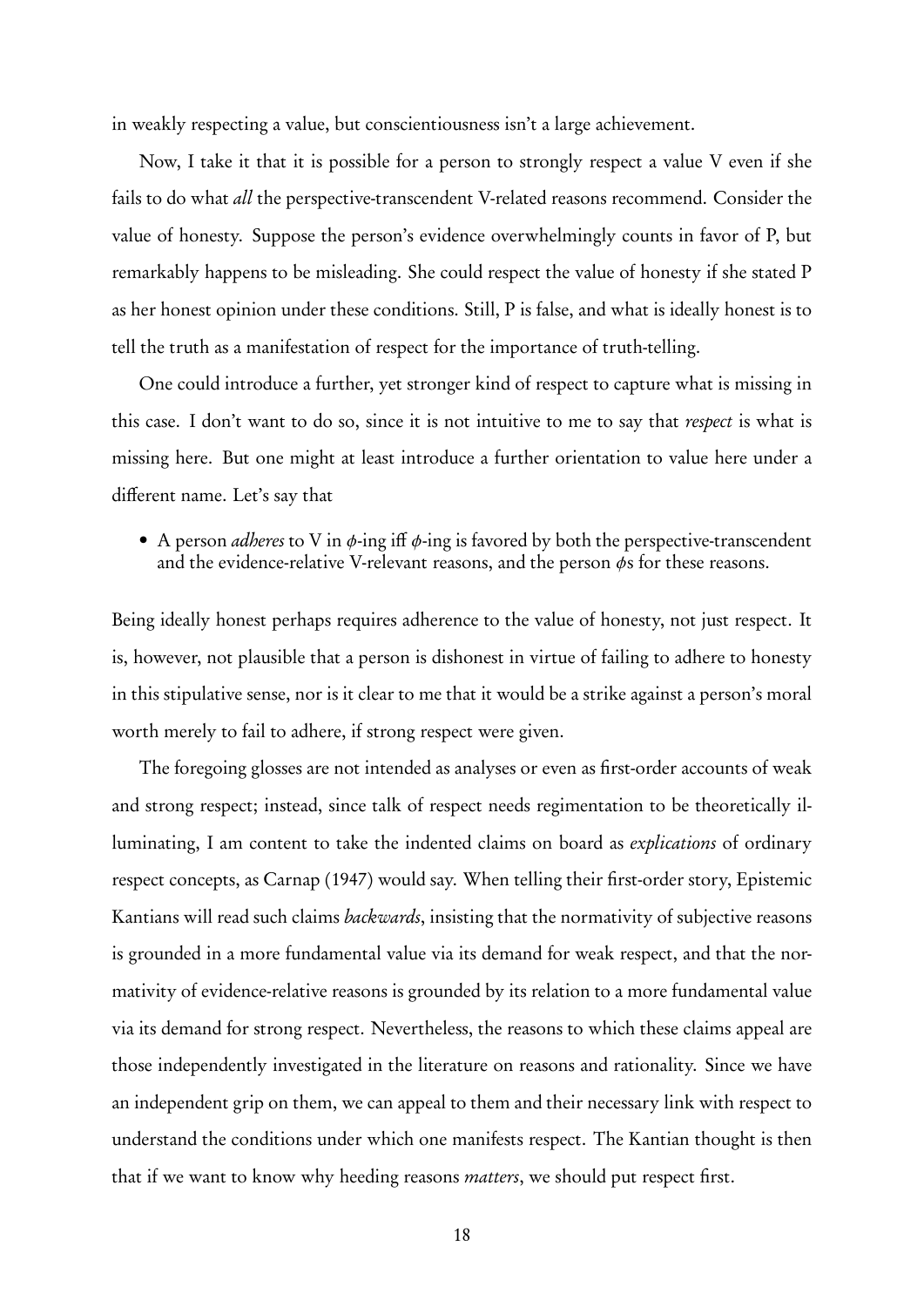in weakly respecting a value, but conscientiousness isn't a large achievement.

Now, I take it that it is possible for a person to strongly respect a value V even if she fails to do what *all* the perspective-transcendent V-related reasons recommend. Consider the value of honesty. Suppose the person's evidence overwhelmingly counts in favor of P, but remarkably happens to be misleading. She could respect the value of honesty if she stated P as her honest opinion under these conditions. Still, P is false, and what is ideally honest is to tell the truth as a manifestation of respect for the importance of truth-telling.

One could introduce a further, yet stronger kind of respect to capture what is missing in this case. I don't want to do so, since it is not intuitive to me to say that *respect* is what is missing here. But one might at least introduce a further orientation to value here under a different name. Let's say that

- A person *adheres* to V in $\phi$-ing iff $\phi$-ing is favored by both the perspective-transcendent and the evidence-relative V-relevant reasons, and the person $\phi$s for these reasons.

Being ideally honest perhaps requires adherence to the value of honesty, not just respect. It is, however, not plausible that a person is dishonest in virtue of failing to adhere to honesty in this stipulative sense, nor is it clear to me that it would be a strike against a person's moral worth merely to fail to adhere, if strong respect were given.

The foregoing glosses are not intended as analyses or even as first-order accounts of weak and strong respect; instead, since talk of respect needs regimentation to be theoretically illuminating, I am content to take the indented claims on board as *explications* of ordinary respect concepts, as Carnap (1947) would say. When telling their first-order story, Epistemic Kantians will read such claims *backwards*, insisting that the normativity of subjective reasons is grounded in a more fundamental value via its demand for weak respect, and that the normativity of evidence-relative reasons is grounded by its relation to a more fundamental value via its demand for strong respect. Nevertheless, the reasons to which these claims appeal are those independently investigated in the literature on reasons and rationality. Since we have an independent grip on them, we can appeal to them and their necessary link with respect to understand the conditions under which one manifests respect. The Kantian thought is then that if we want to know why heeding reasons *matters*, we should put respect first.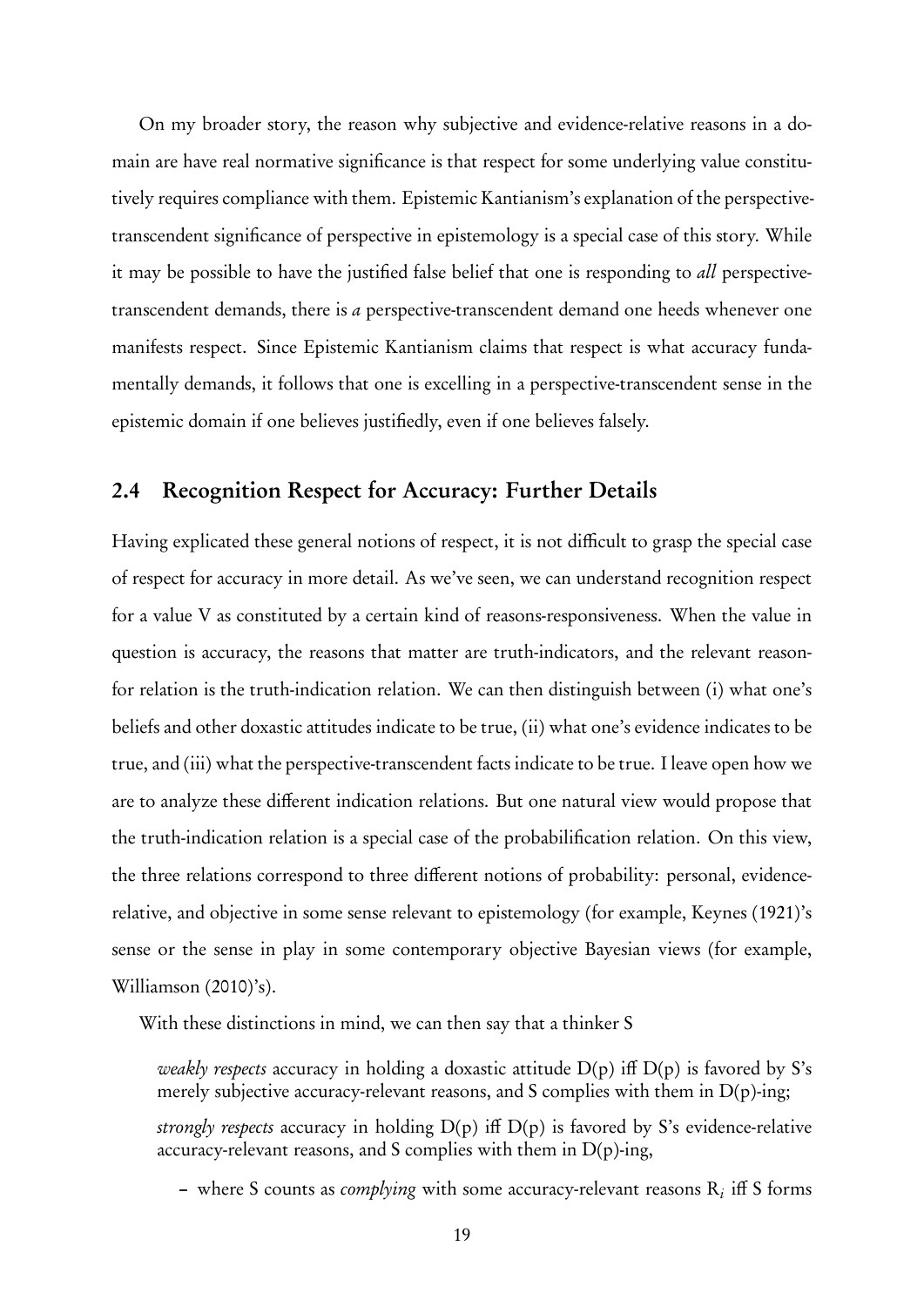On my broader story, the reason why subjective and evidence-relative reasons in a domain are have real normative significance is that respect for some underlying value constitutively requires compliance with them. Epistemic Kantianism's explanation of the perspective-transcendent significance of perspective in epistemology is a special case of this story. While it may be possible to have the justified false belief that one is responding to *all* perspective-transcendent demands, there is *a* perspective-transcendent demand one heeds whenever one manifests respect. Since Epistemic Kantianism claims that respect is what accuracy fundamentally demands, it follows that one is excelling in a perspective-transcendent sense in the epistemic domain if one believes justifiedly, even if one believes falsely.

## 2.4 Recognition Respect for Accuracy: Further Details

Having explicated these general notions of respect, it is not difficult to grasp the special case of respect for accuracy in more detail. As we've seen, we can understand recognition respect for a value V as constituted by a certain kind of reasons-responsiveness. When the value in question is accuracy, the reasons that matter are truth-indicators, and the relevant reason-for relation is the truth-indication relation. We can then distinguish between (i) what one's beliefs and other doxastic attitudes indicate to be true, (ii) what one's evidence indicates to be true, and (iii) what the perspective-transcendent facts indicate to be true. I leave open how we are to analyze these different indication relations. But one natural view would propose that the truth-indication relation is a special case of the probabilification relation. On this view, the three relations correspond to three different notions of probability: personal, evidence-relative, and objective in some sense relevant to epistemology (for example, Keynes (1921)'s sense or the sense in play in some contemporary objective Bayesian views (for example, Williamson (2010)'s).

With these distinctions in mind, we can then say that a thinker S

> *weakly respects* accuracy in holding a doxastic attitude D(p) iff D(p) is favored by S's merely subjective accuracy-relevant reasons, and S complies with them in D(p)-ing;
>
> *strongly respects* accuracy in holding D(p) iff D(p) is favored by S's evidence-relative accuracy-relevant reasons, and S complies with them in D(p)-ing,
>
> – where S counts as *complying* with some accuracy-relevant reasons $R_i$ iff S forms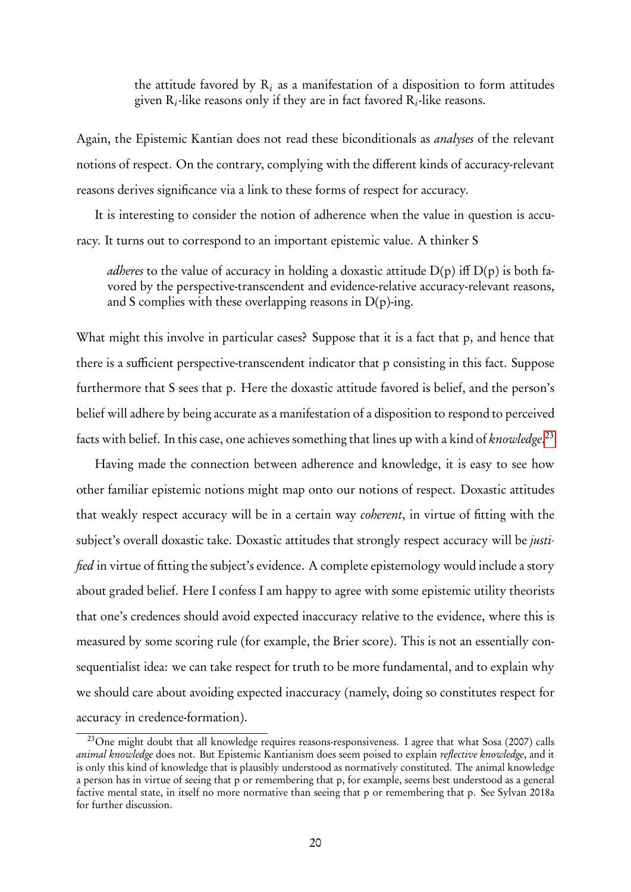> the attitude favored by $R_i$ as a manifestation of a disposition to form attitudes given $R_i$-like reasons only if they are in fact favored $R_i$-like reasons.

Again, the Epistemic Kantian does not read these biconditionals as *analyses* of the relevant notions of respect. On the contrary, complying with the different kinds of accuracy-relevant reasons derives significance via a link to these forms of respect for accuracy.

It is interesting to consider the notion of adherence when the value in question is accuracy. It turns out to correspond to an important epistemic value. A thinker S

> *adheres* to the value of accuracy in holding a doxastic attitude D(p) iff D(p) is both favored by the perspective-transcendent and evidence-relative accuracy-relevant reasons, and S complies with these overlapping reasons in D(p)-ing.

What might this involve in particular cases? Suppose that it is a fact that p, and hence that there is a sufficient perspective-transcendent indicator that p consisting in this fact. Suppose furthermore that S sees that p. Here the doxastic attitude favored is belief, and the person's belief will adhere by being accurate as a manifestation of a disposition to respond to perceived facts with belief. In this case, one achieves something that lines up with a kind of *knowledge*.[23]

Having made the connection between adherence and knowledge, it is easy to see how other familiar epistemic notions might map onto our notions of respect. Doxastic attitudes that weakly respect accuracy will be in a certain way *coherent*, in virtue of fitting with the subject's overall doxastic take. Doxastic attitudes that strongly respect accuracy will be *justified* in virtue of fitting the subject's evidence. A complete epistemology would include a story about graded belief. Here I confess I am happy to agree with some epistemic utility theorists that one's credences should avoid expected inaccuracy relative to the evidence, where this is measured by some scoring rule (for example, the Brier score). This is not an essentially consequentialist idea: we can take respect for truth to be more fundamental, and to explain why we should care about avoiding expected inaccuracy (namely, doing so constitutes respect for accuracy in credence-formation).

[23] One might doubt that all knowledge requires reasons-responsiveness. I agree that what Sosa (2007) calls *animal knowledge* does not. But Epistemic Kantianism does seem poised to explain *reflective knowledge*, and it is only this kind of knowledge that is plausibly understood as normatively constituted. The animal knowledge a person has in virtue of seeing that p or remembering that p, for example, seems best understood as a general factive mental state, in itself no more normative than seeing that p or remembering that p. See Sylvan 2018a for further discussion.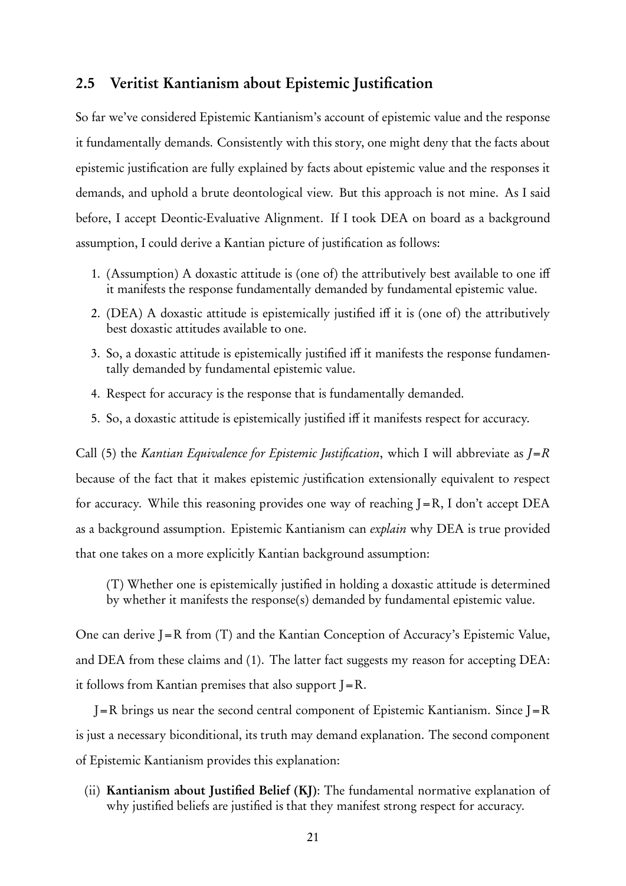## 2.5 Veritist Kantianism about Epistemic Justification

So far we've considered Epistemic Kantianism's account of epistemic value and the response it fundamentally demands. Consistently with this story, one might deny that the facts about epistemic justification are fully explained by facts about epistemic value and the responses it demands, and uphold a brute deontological view. But this approach is not mine. As I said before, I accept Deontic-Evaluative Alignment. If I took DEA on board as a background assumption, I could derive a Kantian picture of justification as follows:

1. (Assumption) A doxastic attitude is (one of) the attributively best available to one iff it manifests the response fundamentally demanded by fundamental epistemic value.
2. (DEA) A doxastic attitude is epistemically justified iff it is (one of) the attributively best doxastic attitudes available to one.
3. So, a doxastic attitude is epistemically justified iff it manifests the response fundamentally demanded by fundamental epistemic value.
4. Respect for accuracy is the response that is fundamentally demanded.
5. So, a doxastic attitude is epistemically justified iff it manifests respect for accuracy.

Call (5) the *Kantian Equivalence for Epistemic Justification*, which I will abbreviate as *J=R* because of the fact that it makes epistemic *j*ustification extensionally equivalent to *r*espect for accuracy. While this reasoning provides one way of reaching J=R, I don't accept DEA as a background assumption. Epistemic Kantianism can *explain* why DEA is true provided that one takes on a more explicitly Kantian background assumption:

> (T) Whether one is epistemically justified in holding a doxastic attitude is determined by whether it manifests the response(s) demanded by fundamental epistemic value.

One can derive J=R from (T) and the Kantian Conception of Accuracy's Epistemic Value, and DEA from these claims and (1). The latter fact suggests my reason for accepting DEA: it follows from Kantian premises that also support J=R.

J=R brings us near the second central component of Epistemic Kantianism. Since J=R is just a necessary biconditional, its truth may demand explanation. The second component of Epistemic Kantianism provides this explanation:

(ii) **Kantianism about Justified Belief (KJ)**: The fundamental normative explanation of why justified beliefs are justified is that they manifest strong respect for accuracy.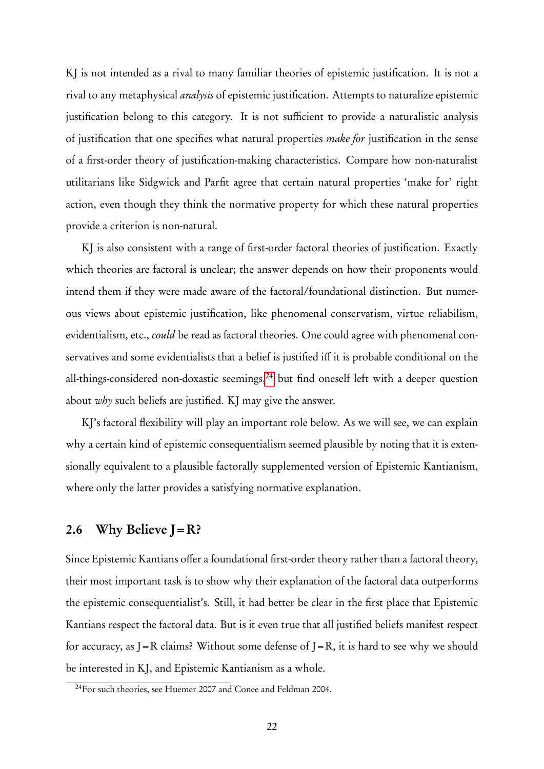KJ is not intended as a rival to many familiar theories of epistemic justification. It is not a rival to any metaphysical *analysis* of epistemic justification. Attempts to naturalize epistemic justification belong to this category. It is not sufficient to provide a naturalistic analysis of justification that one specifies what natural properties *make for* justification in the sense of a first-order theory of justification-making characteristics. Compare how non-naturalist utilitarians like Sidgwick and Parfit agree that certain natural properties 'make for' right action, even though they think the normative property for which these natural properties provide a criterion is non-natural.

KJ is also consistent with a range of first-order factoral theories of justification. Exactly which theories are factoral is unclear; the answer depends on how their proponents would intend them if they were made aware of the factoral/foundational distinction. But numerous views about epistemic justification, like phenomenal conservatism, virtue reliabilism, evidentialism, etc., *could* be read as factoral theories. One could agree with phenomenal conservatives and some evidentialists that a belief is justified iff it is probable conditional on the all-things-considered non-doxastic seemings,[24] but find oneself left with a deeper question about *why* such beliefs are justified. KJ may give the answer.

KJ's factoral flexibility will play an important role below. As we will see, we can explain why a certain kind of epistemic consequentialism seemed plausible by noting that it is extensionally equivalent to a plausible factorally supplemented version of Epistemic Kantianism, where only the latter provides a satisfying normative explanation.

## 2.6 Why Believe J = R?

Since Epistemic Kantians offer a foundational first-order theory rather than a factoral theory, their most important task is to show why their explanation of the factoral data outperforms the epistemic consequentialist's. Still, it had better be clear in the first place that Epistemic Kantians respect the factoral data. But is it even true that all justified beliefs manifest respect for accuracy, as J = R claims? Without some defense of J = R, it is hard to see why we should be interested in KJ, and Epistemic Kantianism as a whole.

[24] For such theories, see Huemer 2007 and Conee and Feldman 2004.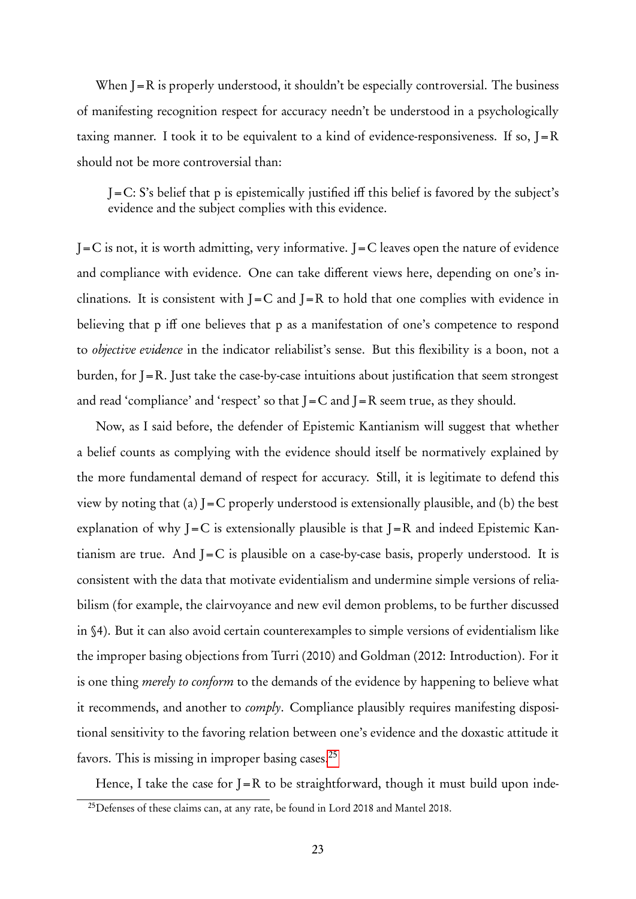When J = R is properly understood, it shouldn't be especially controversial. The business of manifesting recognition respect for accuracy needn't be understood in a psychologically taxing manner. I took it to be equivalent to a kind of evidence-responsiveness. If so, J = R should not be more controversial than:

> J = C: S's belief that p is epistemically justified iff this belief is favored by the subject's evidence and the subject complies with this evidence.

J = C is not, it is worth admitting, very informative. J = C leaves open the nature of evidence and compliance with evidence. One can take different views here, depending on one's inclinations. It is consistent with J = C and J = R to hold that one complies with evidence in believing that p iff one believes that p as a manifestation of one's competence to respond to *objective evidence* in the indicator reliabilist's sense. But this flexibility is a boon, not a burden, for J = R. Just take the case-by-case intuitions about justification that seem strongest and read 'compliance' and 'respect' so that J = C and J = R seem true, as they should.

Now, as I said before, the defender of Epistemic Kantianism will suggest that whether a belief counts as complying with the evidence should itself be normatively explained by the more fundamental demand of respect for accuracy. Still, it is legitimate to defend this view by noting that (a) J = C properly understood is extensionally plausible, and (b) the best explanation of why J = C is extensionally plausible is that J = R and indeed Epistemic Kantianism are true. And J = C is plausible on a case-by-case basis, properly understood. It is consistent with the data that motivate evidentialism and undermine simple versions of reliabilism (for example, the clairvoyance and new evil demon problems, to be further discussed in §4). But it can also avoid certain counterexamples to simple versions of evidentialism like the improper basing objections from Turri (2010) and Goldman (2012: Introduction). For it is one thing *merely to conform* to the demands of the evidence by happening to believe what it recommends, and another to *comply*. Compliance plausibly requires manifesting dispositional sensitivity to the favoring relation between one's evidence and the doxastic attitude it favors. This is missing in improper basing cases.[25]

Hence, I take the case for J = R to be straightforward, though it must build upon inde-

[25] Defenses of these claims can, at any rate, be found in Lord 2018 and Mantel 2018.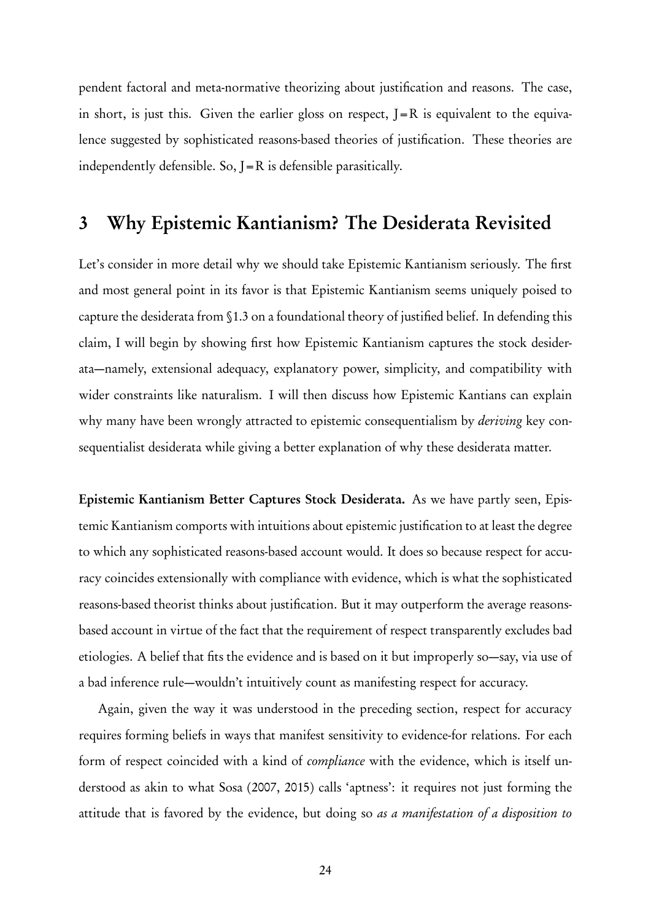pendent factoral and meta-normative theorizing about justification and reasons. The case, in short, is just this. Given the earlier gloss on respect, J=R is equivalent to the equivalence suggested by sophisticated reasons-based theories of justification. These theories are independently defensible. So, J=R is defensible parasitically.

## 3 Why Epistemic Kantianism? The Desiderata Revisited

Let's consider in more detail why we should take Epistemic Kantianism seriously. The first and most general point in its favor is that Epistemic Kantianism seems uniquely poised to capture the desiderata from §1.3 on a foundational theory of justified belief. In defending this claim, I will begin by showing first how Epistemic Kantianism captures the stock desiderata—namely, extensional adequacy, explanatory power, simplicity, and compatibility with wider constraints like naturalism. I will then discuss how Epistemic Kantians can explain why many have been wrongly attracted to epistemic consequentialism by *deriving* key consequentialist desiderata while giving a better explanation of why these desiderata matter.

**Epistemic Kantianism Better Captures Stock Desiderata.** As we have partly seen, Epistemic Kantianism comports with intuitions about epistemic justification to at least the degree to which any sophisticated reasons-based account would. It does so because respect for accuracy coincides extensionally with compliance with evidence, which is what the sophisticated reasons-based theorist thinks about justification. But it may outperform the average reasons-based account in virtue of the fact that the requirement of respect transparently excludes bad etiologies. A belief that fits the evidence and is based on it but improperly so—say, via use of a bad inference rule—wouldn't intuitively count as manifesting respect for accuracy.

Again, given the way it was understood in the preceding section, respect for accuracy requires forming beliefs in ways that manifest sensitivity to evidence-for relations. For each form of respect coincided with a kind of *compliance* with the evidence, which is itself understood as akin to what Sosa (2007, 2015) calls 'aptness': it requires not just forming the attitude that is favored by the evidence, but doing so *as a manifestation of a disposition to*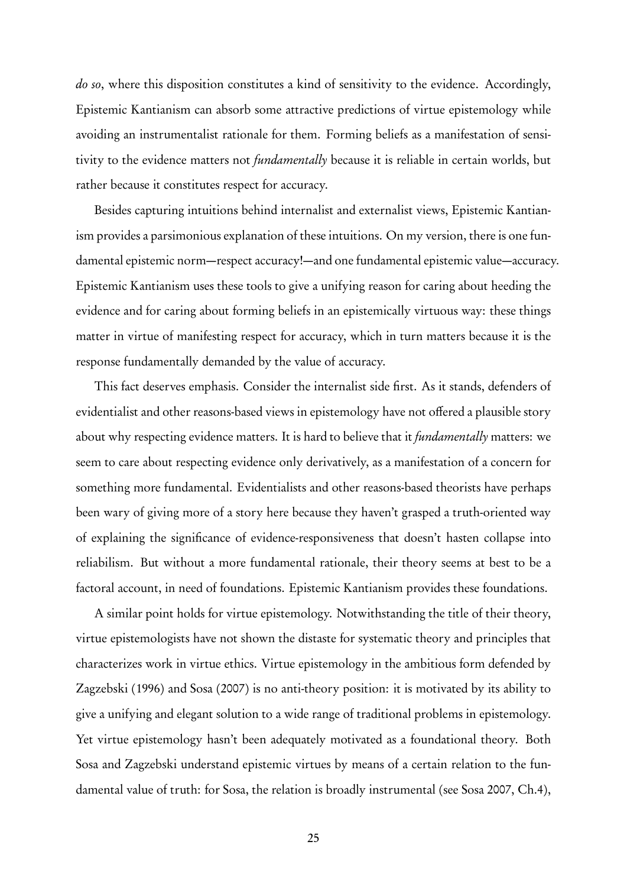*do so*, where this disposition constitutes a kind of sensitivity to the evidence. Accordingly, Epistemic Kantianism can absorb some attractive predictions of virtue epistemology while avoiding an instrumentalist rationale for them. Forming beliefs as a manifestation of sensitivity to the evidence matters not *fundamentally* because it is reliable in certain worlds, but rather because it constitutes respect for accuracy.

Besides capturing intuitions behind internalist and externalist views, Epistemic Kantianism provides a parsimonious explanation of these intuitions. On my version, there is one fundamental epistemic norm—respect accuracy!—and one fundamental epistemic value—accuracy. Epistemic Kantianism uses these tools to give a unifying reason for caring about heeding the evidence and for caring about forming beliefs in an epistemically virtuous way: these things matter in virtue of manifesting respect for accuracy, which in turn matters because it is the response fundamentally demanded by the value of accuracy.

This fact deserves emphasis. Consider the internalist side first. As it stands, defenders of evidentialist and other reasons-based views in epistemology have not offered a plausible story about why respecting evidence matters. It is hard to believe that it *fundamentally* matters: we seem to care about respecting evidence only derivatively, as a manifestation of a concern for something more fundamental. Evidentialists and other reasons-based theorists have perhaps been wary of giving more of a story here because they haven't grasped a truth-oriented way of explaining the significance of evidence-responsiveness that doesn't hasten collapse into reliabilism. But without a more fundamental rationale, their theory seems at best to be a factoral account, in need of foundations. Epistemic Kantianism provides these foundations.

A similar point holds for virtue epistemology. Notwithstanding the title of their theory, virtue epistemologists have not shown the distaste for systematic theory and principles that characterizes work in virtue ethics. Virtue epistemology in the ambitious form defended by Zagzebski (1996) and Sosa (2007) is no anti-theory position: it is motivated by its ability to give a unifying and elegant solution to a wide range of traditional problems in epistemology. Yet virtue epistemology hasn't been adequately motivated as a foundational theory. Both Sosa and Zagzebski understand epistemic virtues by means of a certain relation to the fundamental value of truth: for Sosa, the relation is broadly instrumental (see Sosa 2007, Ch.4),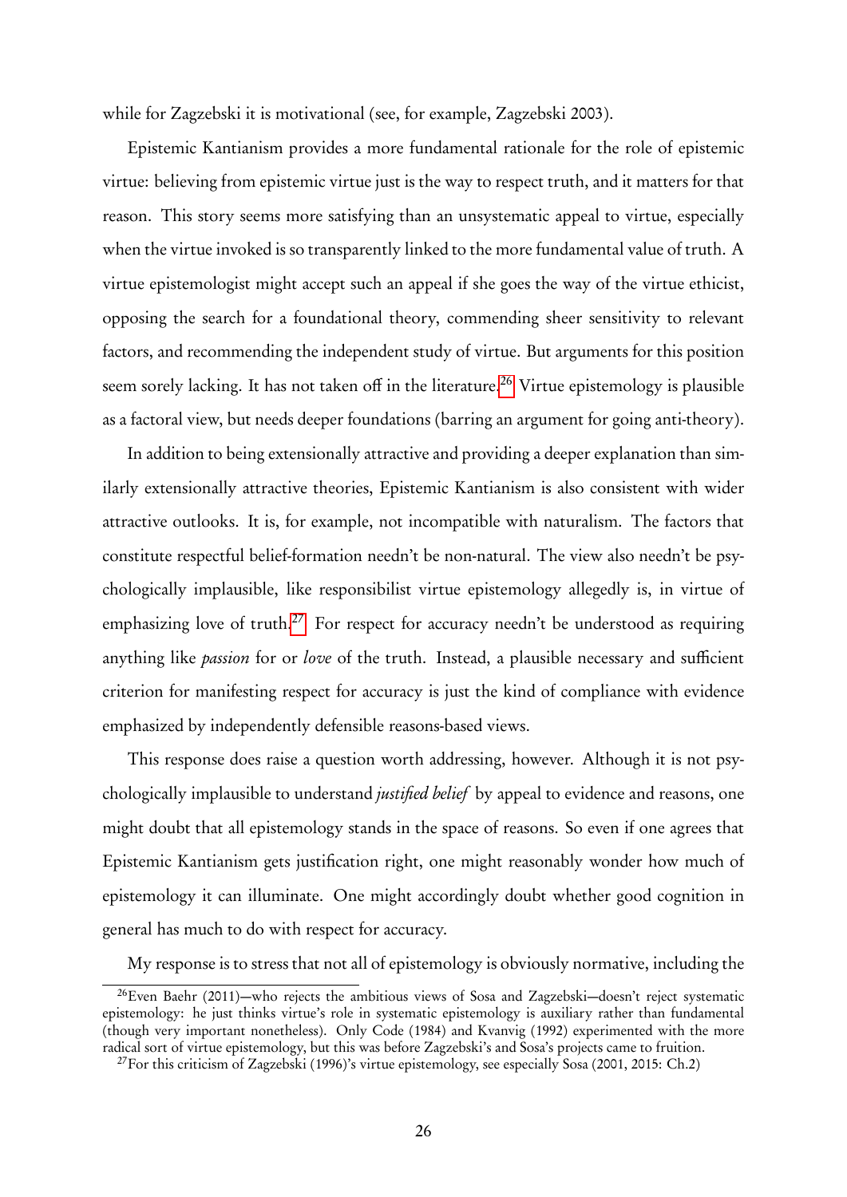while for Zagzebski it is motivational (see, for example, Zagzebski 2003).

Epistemic Kantianism provides a more fundamental rationale for the role of epistemic virtue: believing from epistemic virtue just is the way to respect truth, and it matters for that reason. This story seems more satisfying than an unsystematic appeal to virtue, especially when the virtue invoked is so transparently linked to the more fundamental value of truth. A virtue epistemologist might accept such an appeal if she goes the way of the virtue ethicist, opposing the search for a foundational theory, commending sheer sensitivity to relevant factors, and recommending the independent study of virtue. But arguments for this position seem sorely lacking. It has not taken off in the literature.[26] Virtue epistemology is plausible as a factoral view, but needs deeper foundations (barring an argument for going anti-theory).

In addition to being extensionally attractive and providing a deeper explanation than similarly extensionally attractive theories, Epistemic Kantianism is also consistent with wider attractive outlooks. It is, for example, not incompatible with naturalism. The factors that constitute respectful belief-formation needn't be non-natural. The view also needn't be psychologically implausible, like responsibilist virtue epistemology allegedly is, in virtue of emphasizing love of truth.[27] For respect for accuracy needn't be understood as requiring anything like *passion* for or *love* of the truth. Instead, a plausible necessary and sufficient criterion for manifesting respect for accuracy is just the kind of compliance with evidence emphasized by independently defensible reasons-based views.

This response does raise a question worth addressing, however. Although it is not psychologically implausible to understand *justified belief* by appeal to evidence and reasons, one might doubt that all epistemology stands in the space of reasons. So even if one agrees that Epistemic Kantianism gets justification right, one might reasonably wonder how much of epistemology it can illuminate. One might accordingly doubt whether good cognition in general has much to do with respect for accuracy.

My response is to stress that not all of epistemology is obviously normative, including the

---

[26] Even Baehr (2011)—who rejects the ambitious views of Sosa and Zagzebski—doesn't reject systematic epistemology: he just thinks virtue's role in systematic epistemology is auxiliary rather than fundamental (though very important nonetheless). Only Code (1984) and Kvanvig (1992) experimented with the more radical sort of virtue epistemology, but this was before Zagzebski's and Sosa's projects came to fruition.

[27] For this criticism of Zagzebski (1996)'s virtue epistemology, see especially Sosa (2001, 2015: Ch.2)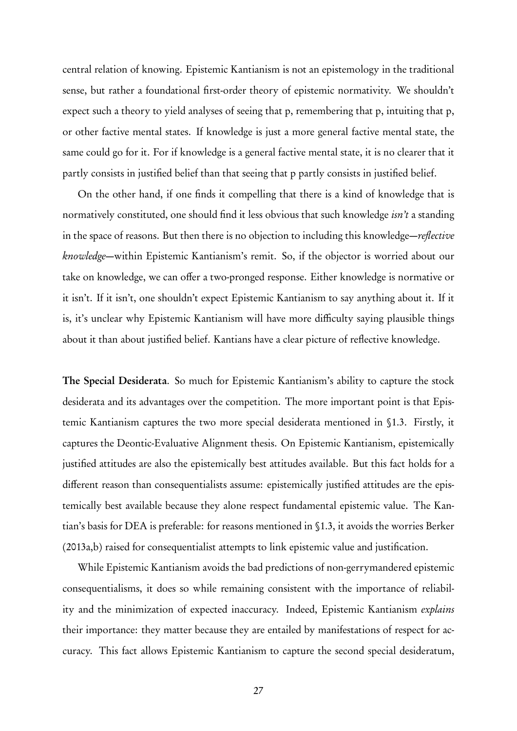central relation of knowing. Epistemic Kantianism is not an epistemology in the traditional sense, but rather a foundational first-order theory of epistemic normativity. We shouldn't expect such a theory to yield analyses of seeing that p, remembering that p, intuiting that p, or other factive mental states. If knowledge is just a more general factive mental state, the same could go for it. For if knowledge is a general factive mental state, it is no clearer that it partly consists in justified belief than that seeing that p partly consists in justified belief.

On the other hand, if one finds it compelling that there is a kind of knowledge that is normatively constituted, one should find it less obvious that such knowledge *isn't* a standing in the space of reasons. But then there is no objection to including this knowledge—*reflective knowledge*—within Epistemic Kantianism's remit. So, if the objector is worried about our take on knowledge, we can offer a two-pronged response. Either knowledge is normative or it isn't. If it isn't, one shouldn't expect Epistemic Kantianism to say anything about it. If it is, it's unclear why Epistemic Kantianism will have more difficulty saying plausible things about it than about justified belief. Kantians have a clear picture of reflective knowledge.

**The Special Desiderata**. So much for Epistemic Kantianism's ability to capture the stock desiderata and its advantages over the competition. The more important point is that Epistemic Kantianism captures the two more special desiderata mentioned in §1.3. Firstly, it captures the Deontic-Evaluative Alignment thesis. On Epistemic Kantianism, epistemically justified attitudes are also the epistemically best attitudes available. But this fact holds for a different reason than consequentialists assume: epistemically justified attitudes are the epistemically best available because they alone respect fundamental epistemic value. The Kantian's basis for DEA is preferable: for reasons mentioned in §1.3, it avoids the worries Berker (2013a,b) raised for consequentialist attempts to link epistemic value and justification.

While Epistemic Kantianism avoids the bad predictions of non-gerrymandered epistemic consequentialisms, it does so while remaining consistent with the importance of reliability and the minimization of expected inaccuracy. Indeed, Epistemic Kantianism *explains* their importance: they matter because they are entailed by manifestations of respect for accuracy. This fact allows Epistemic Kantianism to capture the second special desideratum,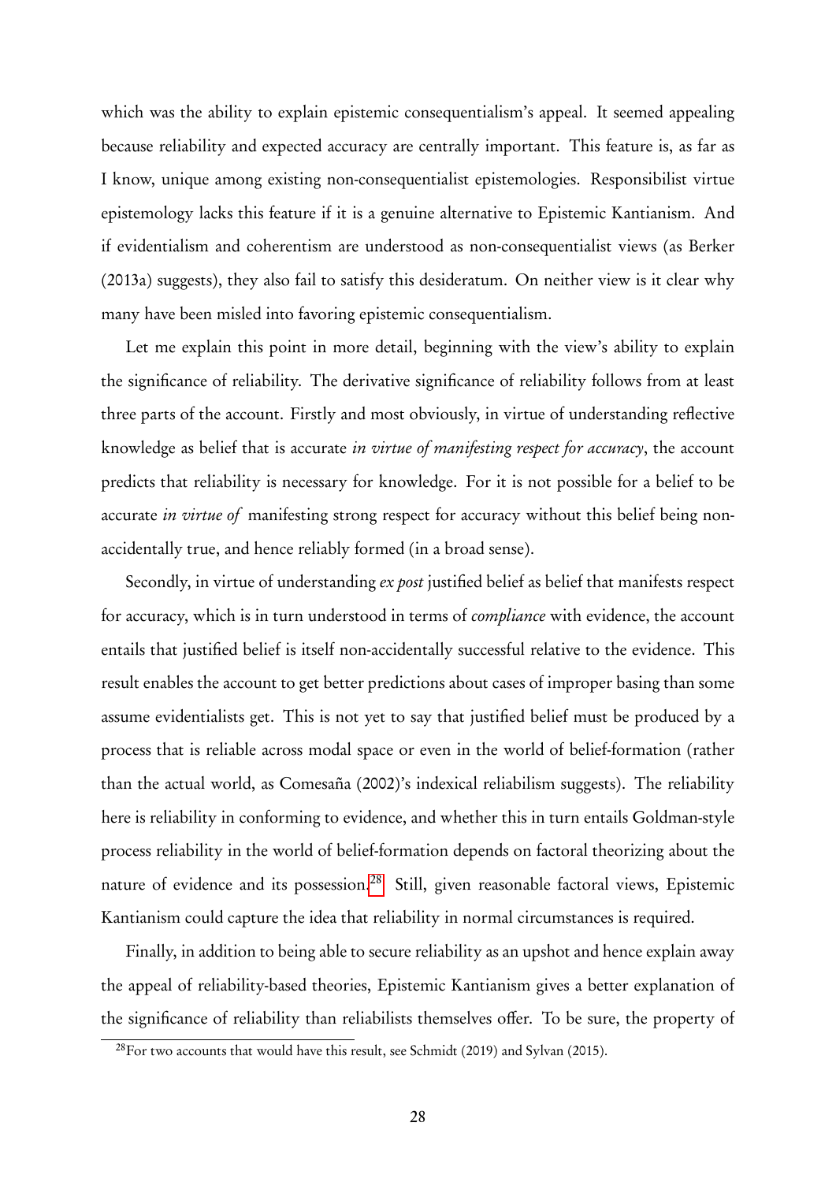which was the ability to explain epistemic consequentialism's appeal. It seemed appealing because reliability and expected accuracy are centrally important. This feature is, as far as I know, unique among existing non-consequentialist epistemologies. Responsibilist virtue epistemology lacks this feature if it is a genuine alternative to Epistemic Kantianism. And if evidentialism and coherentism are understood as non-consequentialist views (as Berker (2013a) suggests), they also fail to satisfy this desideratum. On neither view is it clear why many have been misled into favoring epistemic consequentialism.

Let me explain this point in more detail, beginning with the view's ability to explain the significance of reliability. The derivative significance of reliability follows from at least three parts of the account. Firstly and most obviously, in virtue of understanding reflective knowledge as belief that is accurate *in virtue of manifesting respect for accuracy*, the account predicts that reliability is necessary for knowledge. For it is not possible for a belief to be accurate *in virtue of* manifesting strong respect for accuracy without this belief being non-accidentally true, and hence reliably formed (in a broad sense).

Secondly, in virtue of understanding *ex post* justified belief as belief that manifests respect for accuracy, which is in turn understood in terms of *compliance* with evidence, the account entails that justified belief is itself non-accidentally successful relative to the evidence. This result enables the account to get better predictions about cases of improper basing than some assume evidentialists get. This is not yet to say that justified belief must be produced by a process that is reliable across modal space or even in the world of belief-formation (rather than the actual world, as Comesaña (2002)'s indexical reliabilism suggests). The reliability here is reliability in conforming to evidence, and whether this in turn entails Goldman-style process reliability in the world of belief-formation depends on factoral theorizing about the nature of evidence and its possession.[28] Still, given reasonable factoral views, Epistemic Kantianism could capture the idea that reliability in normal circumstances is required.

Finally, in addition to being able to secure reliability as an upshot and hence explain away the appeal of reliability-based theories, Epistemic Kantianism gives a better explanation of the significance of reliability than reliabilists themselves offer. To be sure, the property of

[28] For two accounts that would have this result, see Schmidt (2019) and Sylvan (2015).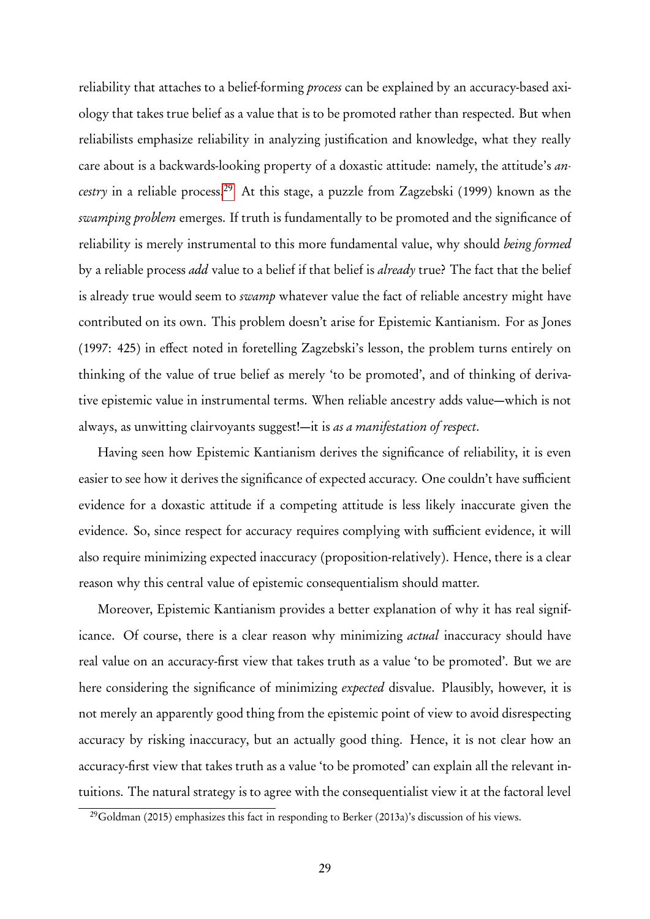reliability that attaches to a belief-forming *process* can be explained by an accuracy-based axiology that takes true belief as a value that is to be promoted rather than respected. But when reliabilists emphasize reliability in analyzing justification and knowledge, what they really care about is a backwards-looking property of a doxastic attitude: namely, the attitude's *ancestry* in a reliable process.[29] At this stage, a puzzle from Zagzebski (1999) known as the *swamping problem* emerges. If truth is fundamentally to be promoted and the significance of reliability is merely instrumental to this more fundamental value, why should *being formed* by a reliable process *add* value to a belief if that belief is *already* true? The fact that the belief is already true would seem to *swamp* whatever value the fact of reliable ancestry might have contributed on its own. This problem doesn't arise for Epistemic Kantianism. For as Jones (1997: 425) in effect noted in foretelling Zagzebski's lesson, the problem turns entirely on thinking of the value of true belief as merely 'to be promoted', and of thinking of derivative epistemic value in instrumental terms. When reliable ancestry adds value—which is not always, as unwitting clairvoyants suggest!—it is *as a manifestation of respect*.

Having seen how Epistemic Kantianism derives the significance of reliability, it is even easier to see how it derives the significance of expected accuracy. One couldn't have sufficient evidence for a doxastic attitude if a competing attitude is less likely inaccurate given the evidence. So, since respect for accuracy requires complying with sufficient evidence, it will also require minimizing expected inaccuracy (proposition-relatively). Hence, there is a clear reason why this central value of epistemic consequentialism should matter.

Moreover, Epistemic Kantianism provides a better explanation of why it has real significance. Of course, there is a clear reason why minimizing *actual* inaccuracy should have real value on an accuracy-first view that takes truth as a value 'to be promoted'. But we are here considering the significance of minimizing *expected* disvalue. Plausibly, however, it is not merely an apparently good thing from the epistemic point of view to avoid disrespecting accuracy by risking inaccuracy, but an actually good thing. Hence, it is not clear how an accuracy-first view that takes truth as a value 'to be promoted' can explain all the relevant intuitions. The natural strategy is to agree with the consequentialist view it at the factoral level

[29] Goldman (2015) emphasizes this fact in responding to Berker (2013a)'s discussion of his views.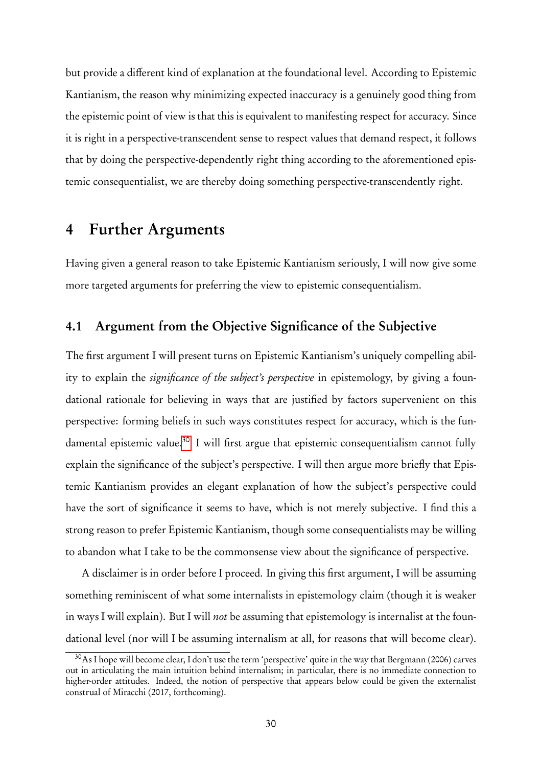but provide a different kind of explanation at the foundational level. According to Epistemic Kantianism, the reason why minimizing expected inaccuracy is a genuinely good thing from the epistemic point of view is that this is equivalent to manifesting respect for accuracy. Since it is right in a perspective-transcendent sense to respect values that demand respect, it follows that by doing the perspective-dependently right thing according to the aforementioned epistemic consequentialist, we are thereby doing something perspective-transcendently right.

# 4 Further Arguments

Having given a general reason to take Epistemic Kantianism seriously, I will now give some more targeted arguments for preferring the view to epistemic consequentialism.

## 4.1 Argument from the Objective Significance of the Subjective

The first argument I will present turns on Epistemic Kantianism's uniquely compelling ability to explain the *significance of the subject's perspective* in epistemology, by giving a foundational rationale for believing in ways that are justified by factors supervenient on this perspective: forming beliefs in such ways constitutes respect for accuracy, which is the fundamental epistemic value.[30] I will first argue that epistemic consequentialism cannot fully explain the significance of the subject's perspective. I will then argue more briefly that Epistemic Kantianism provides an elegant explanation of how the subject's perspective could have the sort of significance it seems to have, which is not merely subjective. I find this a strong reason to prefer Epistemic Kantianism, though some consequentialists may be willing to abandon what I take to be the commonsense view about the significance of perspective.

A disclaimer is in order before I proceed. In giving this first argument, I will be assuming something reminiscent of what some internalists in epistemology claim (though it is weaker in ways I will explain). But I will *not* be assuming that epistemology is internalist at the foundational level (nor will I be assuming internalism at all, for reasons that will become clear).

[30] As I hope will become clear, I don't use the term 'perspective' quite in the way that Bergmann (2006) carves out in articulating the main intuition behind internalism; in particular, there is no immediate connection to higher-order attitudes. Indeed, the notion of perspective that appears below could be given the externalist construal of Miracchi (2017, forthcoming).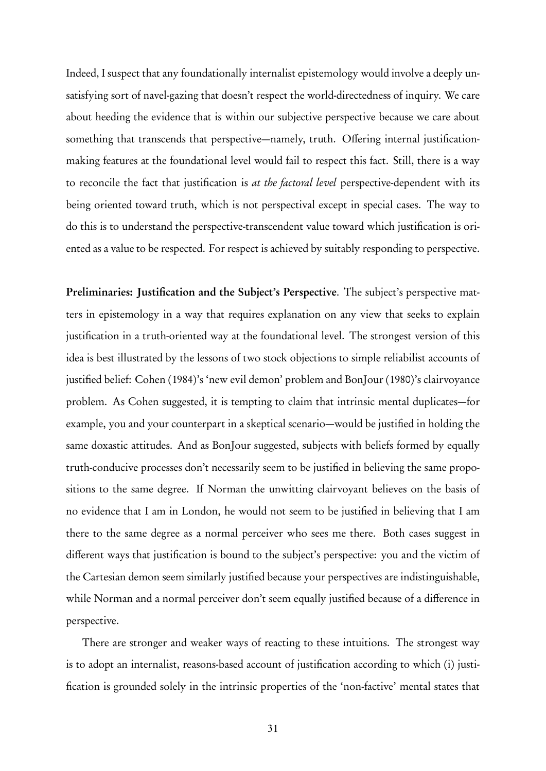Indeed, I suspect that any foundationally internalist epistemology would involve a deeply unsatisfying sort of navel-gazing that doesn't respect the world-directedness of inquiry. We care about heeding the evidence that is within our subjective perspective because we care about something that transcends that perspective—namely, truth. Offering internal justification-making features at the foundational level would fail to respect this fact. Still, there is a way to reconcile the fact that justification is *at the factoral level* perspective-dependent with its being oriented toward truth, which is not perspectival except in special cases. The way to do this is to understand the perspective-transcendent value toward which justification is oriented as a value to be respected. For respect is achieved by suitably responding to perspective.

**Preliminaries: Justification and the Subject's Perspective**. The subject's perspective matters in epistemology in a way that requires explanation on any view that seeks to explain justification in a truth-oriented way at the foundational level. The strongest version of this idea is best illustrated by the lessons of two stock objections to simple reliabilist accounts of justified belief: Cohen (1984)'s 'new evil demon' problem and BonJour (1980)'s clairvoyance problem. As Cohen suggested, it is tempting to claim that intrinsic mental duplicates—for example, you and your counterpart in a skeptical scenario—would be justified in holding the same doxastic attitudes. And as BonJour suggested, subjects with beliefs formed by equally truth-conducive processes don't necessarily seem to be justified in believing the same propositions to the same degree. If Norman the unwitting clairvoyant believes on the basis of no evidence that I am in London, he would not seem to be justified in believing that I am there to the same degree as a normal perceiver who sees me there. Both cases suggest in different ways that justification is bound to the subject's perspective: you and the victim of the Cartesian demon seem similarly justified because your perspectives are indistinguishable, while Norman and a normal perceiver don't seem equally justified because of a difference in perspective.

There are stronger and weaker ways of reacting to these intuitions. The strongest way is to adopt an internalist, reasons-based account of justification according to which (i) justification is grounded solely in the intrinsic properties of the 'non-factive' mental states that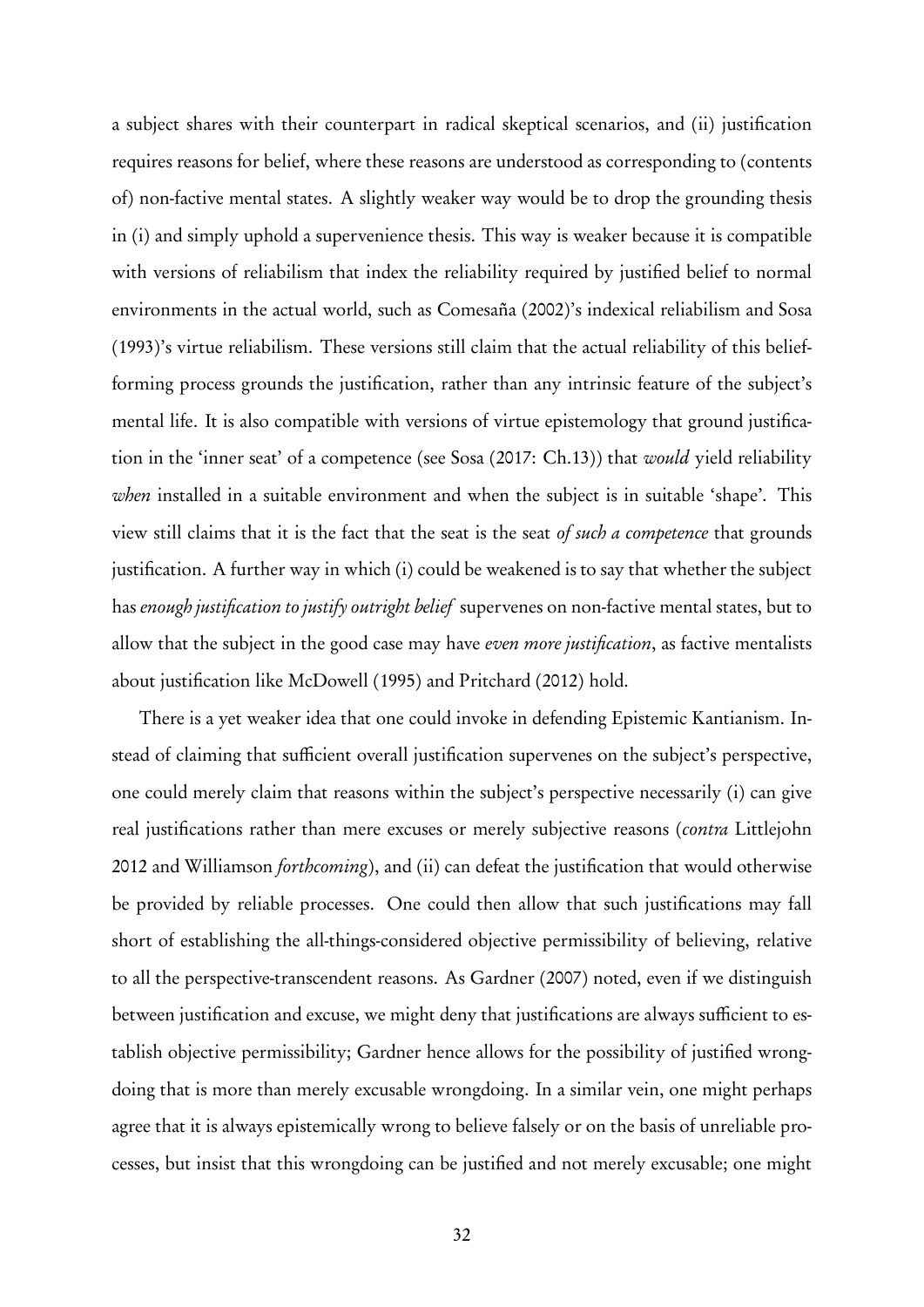a subject shares with their counterpart in radical skeptical scenarios, and (ii) justification requires reasons for belief, where these reasons are understood as corresponding to (contents of) non-factive mental states. A slightly weaker way would be to drop the grounding thesis in (i) and simply uphold a supervenience thesis. This way is weaker because it is compatible with versions of reliabilism that index the reliability required by justified belief to normal environments in the actual world, such as Comesaña (2002)'s indexical reliabilism and Sosa (1993)'s virtue reliabilism. These versions still claim that the actual reliability of this belief-forming process grounds the justification, rather than any intrinsic feature of the subject's mental life. It is also compatible with versions of virtue epistemology that ground justification in the 'inner seat' of a competence (see Sosa (2017: Ch.13)) that *would* yield reliability *when* installed in a suitable environment and when the subject is in suitable 'shape'. This view still claims that it is the fact that the seat is the seat *of such a competence* that grounds justification. A further way in which (i) could be weakened is to say that whether the subject has *enough justification to justify outright belief* supervenes on non-factive mental states, but to allow that the subject in the good case may have *even more justification*, as factive mentalists about justification like McDowell (1995) and Pritchard (2012) hold.

There is a yet weaker idea that one could invoke in defending Epistemic Kantianism. Instead of claiming that sufficient overall justification supervenes on the subject's perspective, one could merely claim that reasons within the subject's perspective necessarily (i) can give real justifications rather than mere excuses or merely subjective reasons (*contra* Littlejohn 2012 and Williamson *forthcoming*), and (ii) can defeat the justification that would otherwise be provided by reliable processes. One could then allow that such justifications may fall short of establishing the all-things-considered objective permissibility of believing, relative to all the perspective-transcendent reasons. As Gardner (2007) noted, even if we distinguish between justification and excuse, we might deny that justifications are always sufficient to establish objective permissibility; Gardner hence allows for the possibility of justified wrongdoing that is more than merely excusable wrongdoing. In a similar vein, one might perhaps agree that it is always epistemically wrong to believe falsely or on the basis of unreliable processes, but insist that this wrongdoing can be justified and not merely excusable; one might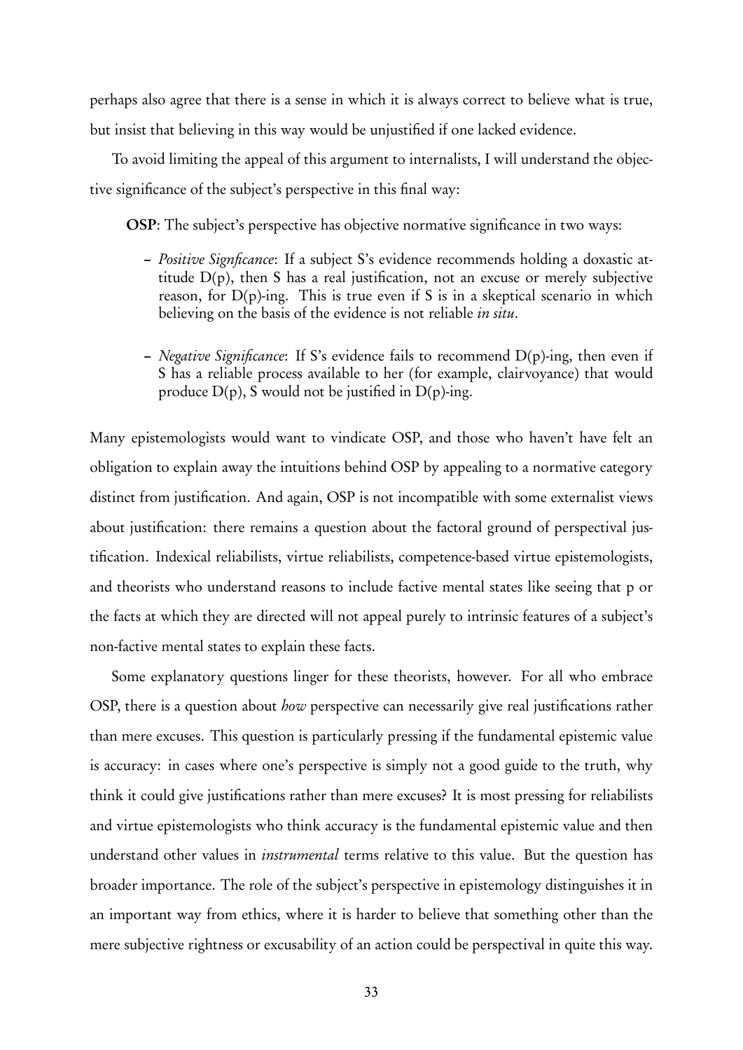perhaps also agree that there is a sense in which it is always correct to believe what is true, but insist that believing in this way would be unjustified if one lacked evidence.

To avoid limiting the appeal of this argument to internalists, I will understand the objective significance of the subject's perspective in this final way:

**OSP**: The subject's perspective has objective normative significance in two ways:

- *Positive Signficance*: If a subject S's evidence recommends holding a doxastic attitude D(p), then S has a real justification, not an excuse or merely subjective reason, for D(p)-ing. This is true even if S is in a skeptical scenario in which believing on the basis of the evidence is not reliable *in situ*.

- *Negative Significance*: If S's evidence fails to recommend D(p)-ing, then even if S has a reliable process available to her (for example, clairvoyance) that would produce D(p), S would not be justified in D(p)-ing.

Many epistemologists would want to vindicate OSP, and those who haven't have felt an obligation to explain away the intuitions behind OSP by appealing to a normative category distinct from justification. And again, OSP is not incompatible with some externalist views about justification: there remains a question about the factoral ground of perspectival justification. Indexical reliabilists, virtue reliabilists, competence-based virtue epistemologists, and theorists who understand reasons to include factive mental states like seeing that p or the facts at which they are directed will not appeal purely to intrinsic features of a subject's non-factive mental states to explain these facts.

Some explanatory questions linger for these theorists, however. For all who embrace OSP, there is a question about *how* perspective can necessarily give real justifications rather than mere excuses. This question is particularly pressing if the fundamental epistemic value is accuracy: in cases where one's perspective is simply not a good guide to the truth, why think it could give justifications rather than mere excuses? It is most pressing for reliabilists and virtue epistemologists who think accuracy is the fundamental epistemic value and then understand other values in *instrumental* terms relative to this value. But the question has broader importance. The role of the subject's perspective in epistemology distinguishes it in an important way from ethics, where it is harder to believe that something other than the mere subjective rightness or excusability of an action could be perspectival in quite this way.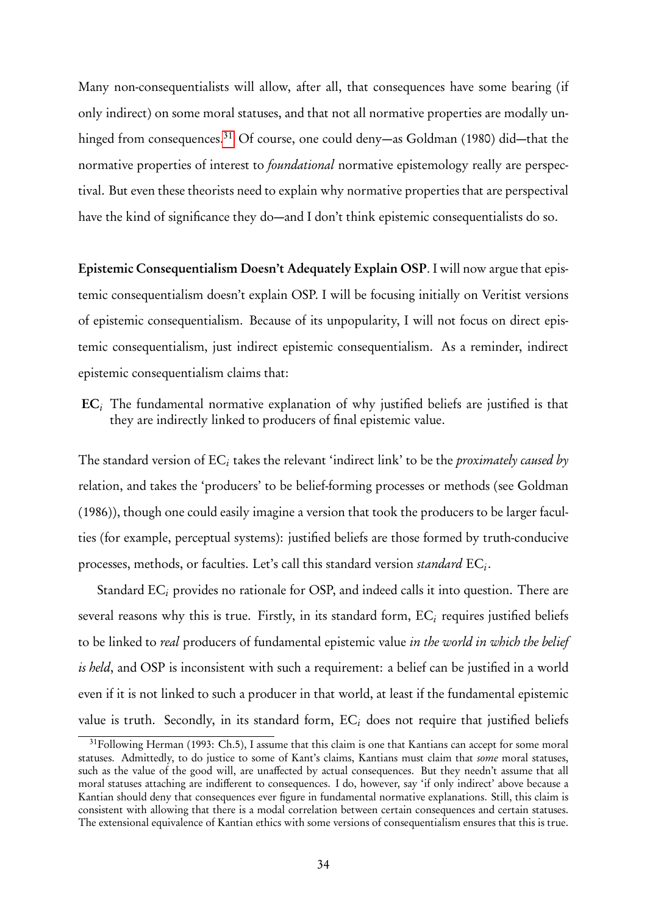Many non-consequentialists will allow, after all, that consequences have some bearing (if only indirect) on some moral statuses, and that not all normative properties are modally unhinged from consequences.[31] Of course, one could deny—as Goldman (1980) did—that the normative properties of interest to *foundational* normative epistemology really are perspectival. But even these theorists need to explain why normative properties that are perspectival have the kind of significance they do—and I don't think epistemic consequentialists do so.

**Epistemic Consequentialism Doesn't Adequately Explain OSP**. I will now argue that epistemic consequentialism doesn't explain OSP. I will be focusing initially on Veritist versions of epistemic consequentialism. Because of its unpopularity, I will not focus on direct epistemic consequentialism, just indirect epistemic consequentialism. As a reminder, indirect epistemic consequentialism claims that:

**EC**$_i$ The fundamental normative explanation of why justified beliefs are justified is that they are indirectly linked to producers of final epistemic value.

The standard version of EC$_i$ takes the relevant 'indirect link' to be the *proximately caused by* relation, and takes the 'producers' to be belief-forming processes or methods (see Goldman (1986)), though one could easily imagine a version that took the producers to be larger faculties (for example, perceptual systems): justified beliefs are those formed by truth-conducive processes, methods, or faculties. Let's call this standard version *standard* EC$_i$.

Standard EC$_i$ provides no rationale for OSP, and indeed calls it into question. There are several reasons why this is true. Firstly, in its standard form, EC$_i$ requires justified beliefs to be linked to *real* producers of fundamental epistemic value *in the world in which the belief is held*, and OSP is inconsistent with such a requirement: a belief can be justified in a world even if it is not linked to such a producer in that world, at least if the fundamental epistemic value is truth. Secondly, in its standard form, EC$_i$ does not require that justified beliefs

[31] Following Herman (1993: Ch.5), I assume that this claim is one that Kantians can accept for some moral statuses. Admittedly, to do justice to some of Kant's claims, Kantians must claim that *some* moral statuses, such as the value of the good will, are unaffected by actual consequences. But they needn't assume that all moral statuses attaching are indifferent to consequences. I do, however, say 'if only indirect' above because a Kantian should deny that consequences ever figure in fundamental normative explanations. Still, this claim is consistent with allowing that there is a modal correlation between certain consequences and certain statuses. The extensional equivalence of Kantian ethics with some versions of consequentialism ensures that this is true.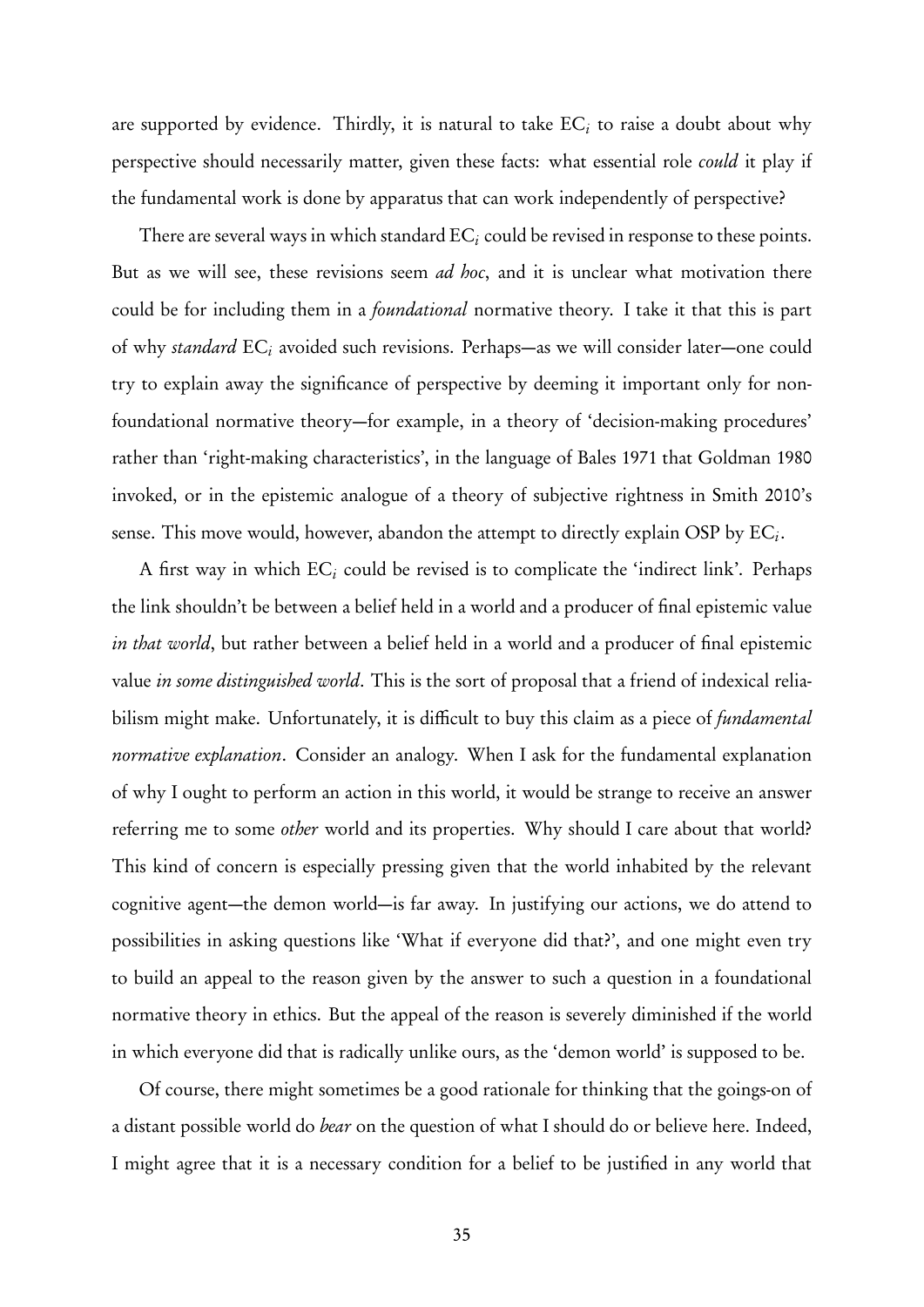are supported by evidence. Thirdly, it is natural to take $EC_i$ to raise a doubt about why perspective should necessarily matter, given these facts: what essential role *could* it play if the fundamental work is done by apparatus that can work independently of perspective?

There are several ways in which standard $EC_i$ could be revised in response to these points. But as we will see, these revisions seem *ad hoc*, and it is unclear what motivation there could be for including them in a *foundational* normative theory. I take it that this is part of why *standard* $EC_i$ avoided such revisions. Perhaps—as we will consider later—one could try to explain away the significance of perspective by deeming it important only for non-foundational normative theory—for example, in a theory of 'decision-making procedures' rather than 'right-making characteristics', in the language of Bales 1971 that Goldman 1980 invoked, or in the epistemic analogue of a theory of subjective rightness in Smith 2010's sense. This move would, however, abandon the attempt to directly explain OSP by $EC_i$.

A first way in which $EC_i$ could be revised is to complicate the 'indirect link'. Perhaps the link shouldn't be between a belief held in a world and a producer of final epistemic value *in that world*, but rather between a belief held in a world and a producer of final epistemic value *in some distinguished world*. This is the sort of proposal that a friend of indexical reliabilism might make. Unfortunately, it is difficult to buy this claim as a piece of *fundamental normative explanation*. Consider an analogy. When I ask for the fundamental explanation of why I ought to perform an action in this world, it would be strange to receive an answer referring me to some *other* world and its properties. Why should I care about that world? This kind of concern is especially pressing given that the world inhabited by the relevant cognitive agent—the demon world—is far away. In justifying our actions, we do attend to possibilities in asking questions like 'What if everyone did that?', and one might even try to build an appeal to the reason given by the answer to such a question in a foundational normative theory in ethics. But the appeal of the reason is severely diminished if the world in which everyone did that is radically unlike ours, as the 'demon world' is supposed to be.

Of course, there might sometimes be a good rationale for thinking that the goings-on of a distant possible world do *bear* on the question of what I should do or believe here. Indeed, I might agree that it is a necessary condition for a belief to be justified in any world that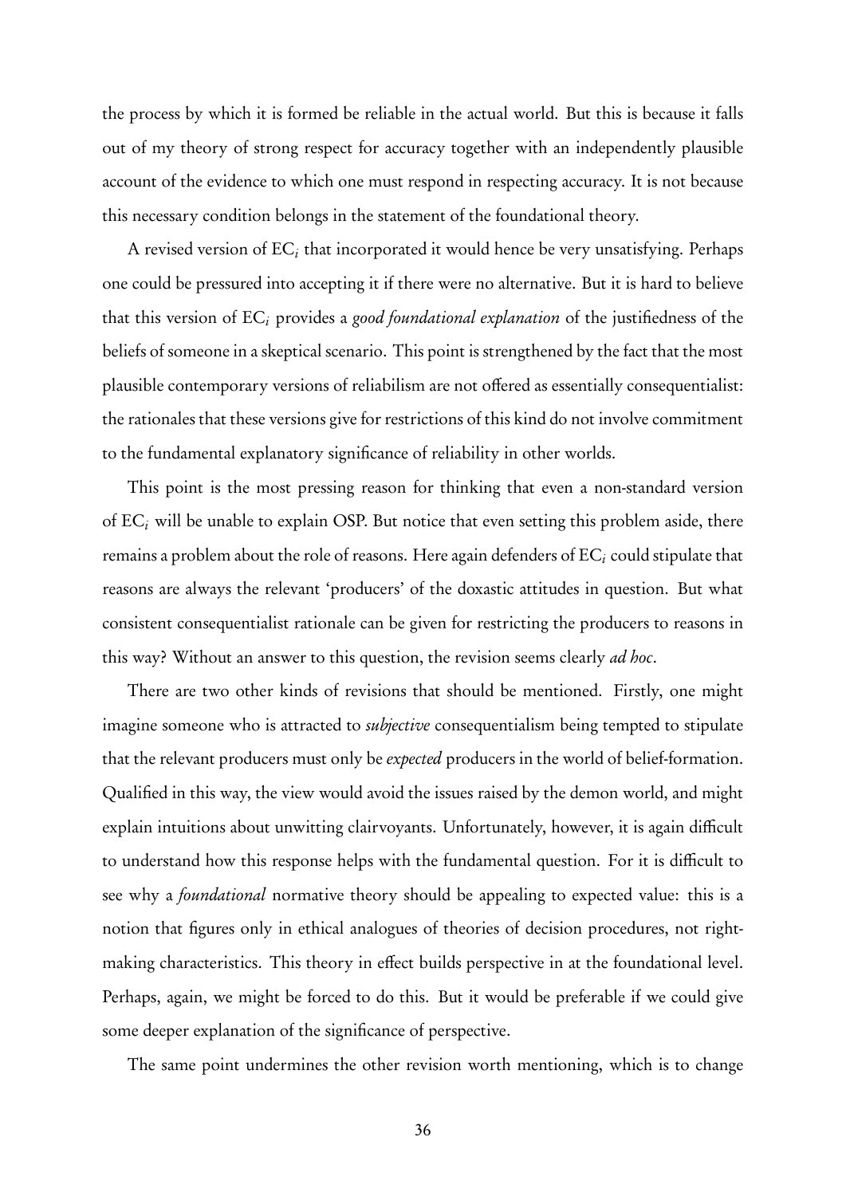the process by which it is formed be reliable in the actual world. But this is because it falls out of my theory of strong respect for accuracy together with an independently plausible account of the evidence to which one must respond in respecting accuracy. It is not because this necessary condition belongs in the statement of the foundational theory.

A revised version of $EC_i$ that incorporated it would hence be very unsatisfying. Perhaps one could be pressured into accepting it if there were no alternative. But it is hard to believe that this version of $EC_i$ provides a *good foundational explanation* of the justifiedness of the beliefs of someone in a skeptical scenario. This point is strengthened by the fact that the most plausible contemporary versions of reliabilism are not offered as essentially consequentialist: the rationales that these versions give for restrictions of this kind do not involve commitment to the fundamental explanatory significance of reliability in other worlds.

This point is the most pressing reason for thinking that even a non-standard version of $EC_i$ will be unable to explain OSP. But notice that even setting this problem aside, there remains a problem about the role of reasons. Here again defenders of $EC_i$ could stipulate that reasons are always the relevant 'producers' of the doxastic attitudes in question. But what consistent consequentialist rationale can be given for restricting the producers to reasons in this way? Without an answer to this question, the revision seems clearly *ad hoc*.

There are two other kinds of revisions that should be mentioned. Firstly, one might imagine someone who is attracted to *subjective* consequentialism being tempted to stipulate that the relevant producers must only be *expected* producers in the world of belief-formation. Qualified in this way, the view would avoid the issues raised by the demon world, and might explain intuitions about unwitting clairvoyants. Unfortunately, however, it is again difficult to understand how this response helps with the fundamental question. For it is difficult to see why a *foundational* normative theory should be appealing to expected value: this is a notion that figures only in ethical analogues of theories of decision procedures, not right-making characteristics. This theory in effect builds perspective in at the foundational level. Perhaps, again, we might be forced to do this. But it would be preferable if we could give some deeper explanation of the significance of perspective.

The same point undermines the other revision worth mentioning, which is to change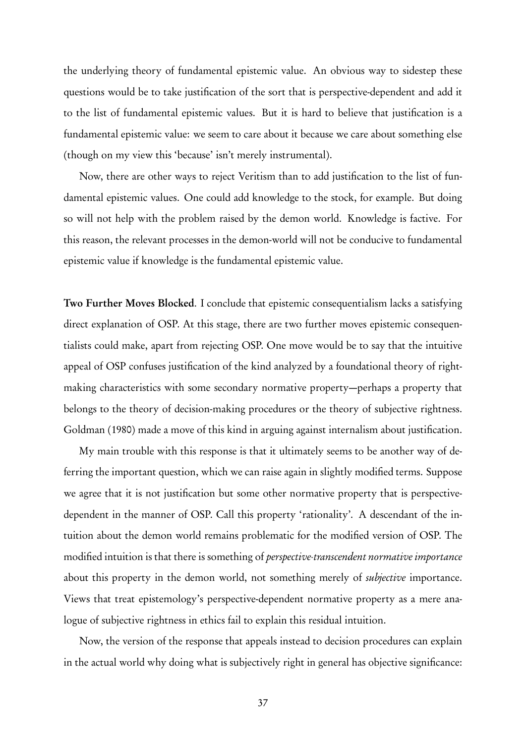the underlying theory of fundamental epistemic value. An obvious way to sidestep these questions would be to take justification of the sort that is perspective-dependent and add it to the list of fundamental epistemic values. But it is hard to believe that justification is a fundamental epistemic value: we seem to care about it because we care about something else (though on my view this 'because' isn't merely instrumental).

Now, there are other ways to reject Veritism than to add justification to the list of fundamental epistemic values. One could add knowledge to the stock, for example. But doing so will not help with the problem raised by the demon world. Knowledge is factive. For this reason, the relevant processes in the demon-world will not be conducive to fundamental epistemic value if knowledge is the fundamental epistemic value.

**Two Further Moves Blocked**. I conclude that epistemic consequentialism lacks a satisfying direct explanation of OSP. At this stage, there are two further moves epistemic consequentialists could make, apart from rejecting OSP. One move would be to say that the intuitive appeal of OSP confuses justification of the kind analyzed by a foundational theory of right-making characteristics with some secondary normative property—perhaps a property that belongs to the theory of decision-making procedures or the theory of subjective rightness. Goldman (1980) made a move of this kind in arguing against internalism about justification.

My main trouble with this response is that it ultimately seems to be another way of deferring the important question, which we can raise again in slightly modified terms. Suppose we agree that it is not justification but some other normative property that is perspective-dependent in the manner of OSP. Call this property 'rationality'. A descendant of the intuition about the demon world remains problematic for the modified version of OSP. The modified intuition is that there is something of *perspective-transcendent normative importance* about this property in the demon world, not something merely of *subjective* importance. Views that treat epistemology's perspective-dependent normative property as a mere analogue of subjective rightness in ethics fail to explain this residual intuition.

Now, the version of the response that appeals instead to decision procedures can explain in the actual world why doing what is subjectively right in general has objective significance: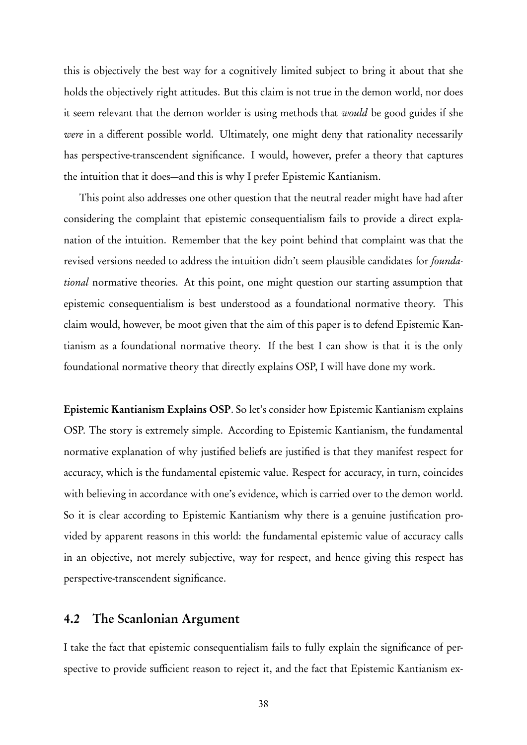this is objectively the best way for a cognitively limited subject to bring it about that she holds the objectively right attitudes. But this claim is not true in the demon world, nor does it seem relevant that the demon worlder is using methods that *would* be good guides if she *were* in a different possible world. Ultimately, one might deny that rationality necessarily has perspective-transcendent significance. I would, however, prefer a theory that captures the intuition that it does—and this is why I prefer Epistemic Kantianism.

This point also addresses one other question that the neutral reader might have had after considering the complaint that epistemic consequentialism fails to provide a direct explanation of the intuition. Remember that the key point behind that complaint was that the revised versions needed to address the intuition didn't seem plausible candidates for *foundational* normative theories. At this point, one might question our starting assumption that epistemic consequentialism is best understood as a foundational normative theory. This claim would, however, be moot given that the aim of this paper is to defend Epistemic Kantianism as a foundational normative theory. If the best I can show is that it is the only foundational normative theory that directly explains OSP, I will have done my work.

**Epistemic Kantianism Explains OSP**. So let's consider how Epistemic Kantianism explains OSP. The story is extremely simple. According to Epistemic Kantianism, the fundamental normative explanation of why justified beliefs are justified is that they manifest respect for accuracy, which is the fundamental epistemic value. Respect for accuracy, in turn, coincides with believing in accordance with one's evidence, which is carried over to the demon world. So it is clear according to Epistemic Kantianism why there is a genuine justification provided by apparent reasons in this world: the fundamental epistemic value of accuracy calls in an objective, not merely subjective, way for respect, and hence giving this respect has perspective-transcendent significance.

## 4.2 The Scanlonian Argument

I take the fact that epistemic consequentialism fails to fully explain the significance of perspective to provide sufficient reason to reject it, and the fact that Epistemic Kantianism ex-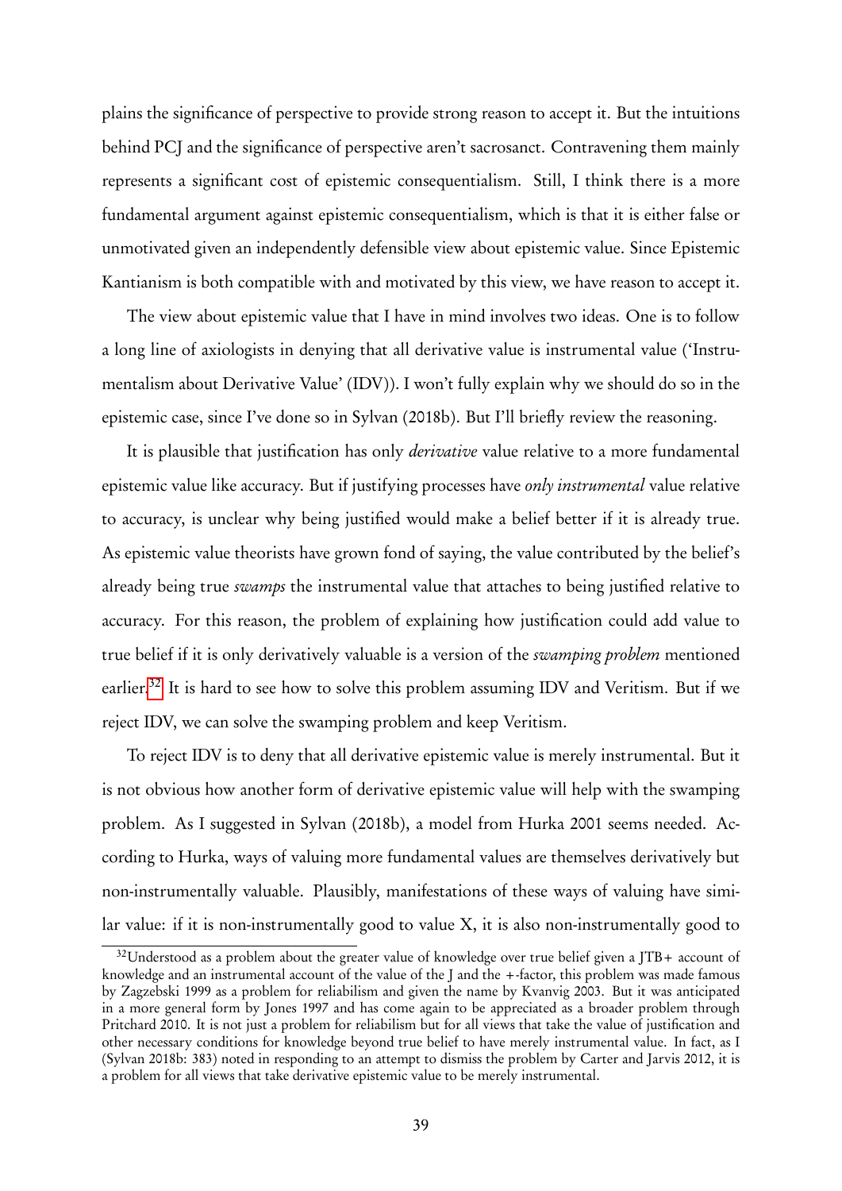plains the significance of perspective to provide strong reason to accept it. But the intuitions behind PCJ and the significance of perspective aren't sacrosanct. Contravening them mainly represents a significant cost of epistemic consequentialism. Still, I think there is a more fundamental argument against epistemic consequentialism, which is that it is either false or unmotivated given an independently defensible view about epistemic value. Since Epistemic Kantianism is both compatible with and motivated by this view, we have reason to accept it.

The view about epistemic value that I have in mind involves two ideas. One is to follow a long line of axiologists in denying that all derivative value is instrumental value ('Instrumentalism about Derivative Value' (IDV)). I won't fully explain why we should do so in the epistemic case, since I've done so in Sylvan (2018b). But I'll briefly review the reasoning.

It is plausible that justification has only *derivative* value relative to a more fundamental epistemic value like accuracy. But if justifying processes have *only instrumental* value relative to accuracy, is unclear why being justified would make a belief better if it is already true. As epistemic value theorists have grown fond of saying, the value contributed by the belief's already being true *swamps* the instrumental value that attaches to being justified relative to accuracy. For this reason, the problem of explaining how justification could add value to true belief if it is only derivatively valuable is a version of the *swamping problem* mentioned earlier.[32] It is hard to see how to solve this problem assuming IDV and Veritism. But if we reject IDV, we can solve the swamping problem and keep Veritism.

To reject IDV is to deny that all derivative epistemic value is merely instrumental. But it is not obvious how another form of derivative epistemic value will help with the swamping problem. As I suggested in Sylvan (2018b), a model from Hurka 2001 seems needed. According to Hurka, ways of valuing more fundamental values are themselves derivatively but non-instrumentally valuable. Plausibly, manifestations of these ways of valuing have similar value: if it is non-instrumentally good to value X, it is also non-instrumentally good to

[32]Understood as a problem about the greater value of knowledge over true belief given a JTB+ account of knowledge and an instrumental account of the value of the J and the +-factor, this problem was made famous by Zagzebski 1999 as a problem for reliabilism and given the name by Kvanvig 2003. But it was anticipated in a more general form by Jones 1997 and has come again to be appreciated as a broader problem through Pritchard 2010. It is not just a problem for reliabilism but for all views that take the value of justification and other necessary conditions for knowledge beyond true belief to have merely instrumental value. In fact, as I (Sylvan 2018b: 383) noted in responding to an attempt to dismiss the problem by Carter and Jarvis 2012, it is a problem for all views that take derivative epistemic value to be merely instrumental.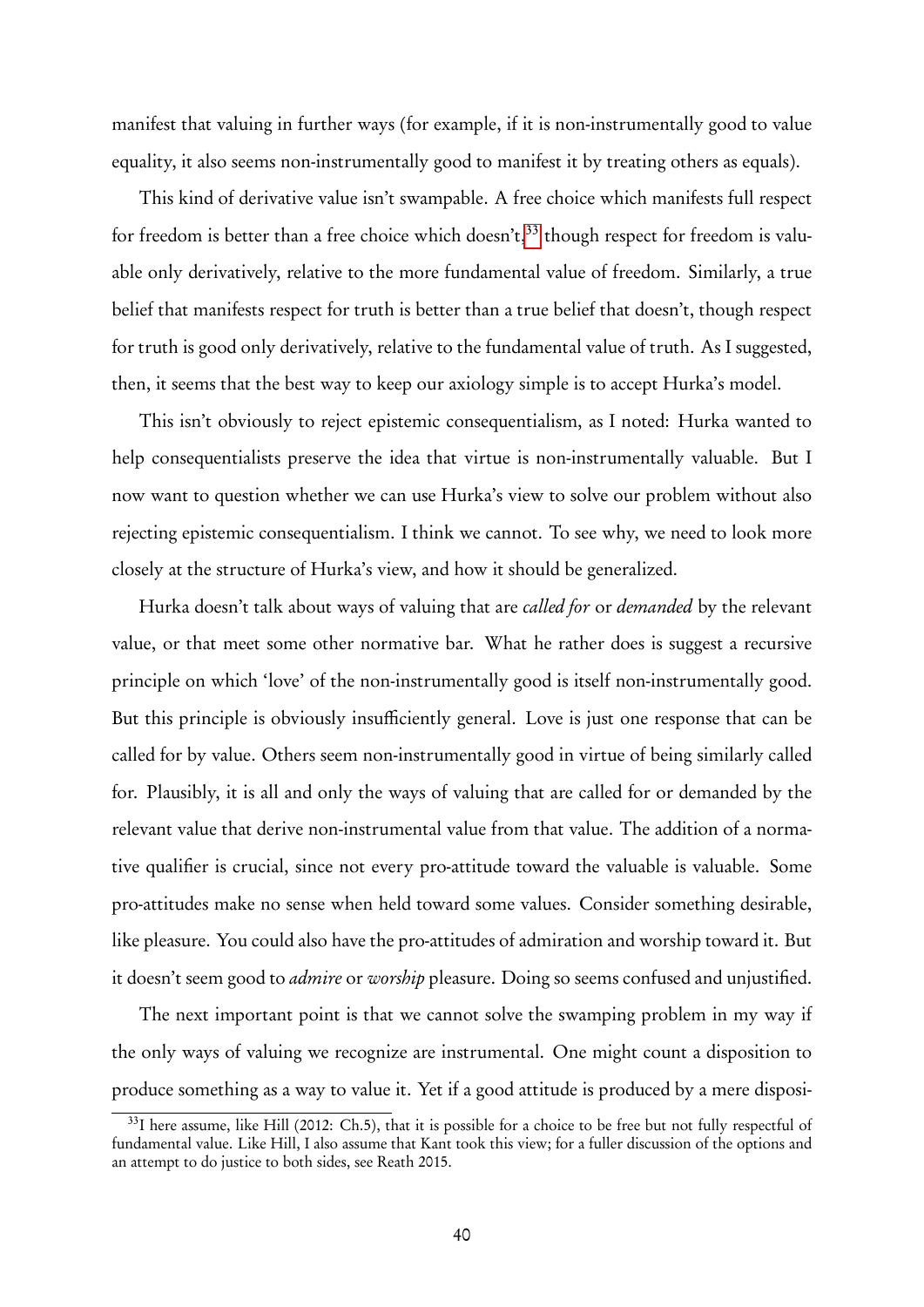manifest that valuing in further ways (for example, if it is non-instrumentally good to value equality, it also seems non-instrumentally good to manifest it by treating others as equals).

This kind of derivative value isn't swampable. A free choice which manifests full respect for freedom is better than a free choice which doesn't,[33] though respect for freedom is valuable only derivatively, relative to the more fundamental value of freedom. Similarly, a true belief that manifests respect for truth is better than a true belief that doesn't, though respect for truth is good only derivatively, relative to the fundamental value of truth. As I suggested, then, it seems that the best way to keep our axiology simple is to accept Hurka's model.

This isn't obviously to reject epistemic consequentialism, as I noted: Hurka wanted to help consequentialists preserve the idea that virtue is non-instrumentally valuable. But I now want to question whether we can use Hurka's view to solve our problem without also rejecting epistemic consequentialism. I think we cannot. To see why, we need to look more closely at the structure of Hurka's view, and how it should be generalized.

Hurka doesn't talk about ways of valuing that are *called for* or *demanded* by the relevant value, or that meet some other normative bar. What he rather does is suggest a recursive principle on which 'love' of the non-instrumentally good is itself non-instrumentally good. But this principle is obviously insufficiently general. Love is just one response that can be called for by value. Others seem non-instrumentally good in virtue of being similarly called for. Plausibly, it is all and only the ways of valuing that are called for or demanded by the relevant value that derive non-instrumental value from that value. The addition of a normative qualifier is crucial, since not every pro-attitude toward the valuable is valuable. Some pro-attitudes make no sense when held toward some values. Consider something desirable, like pleasure. You could also have the pro-attitudes of admiration and worship toward it. But it doesn't seem good to *admire* or *worship* pleasure. Doing so seems confused and unjustified.

The next important point is that we cannot solve the swamping problem in my way if the only ways of valuing we recognize are instrumental. One might count a disposition to produce something as a way to value it. Yet if a good attitude is produced by a mere disposi-

[33] I here assume, like Hill (2012: Ch.5), that it is possible for a choice to be free but not fully respectful of fundamental value. Like Hill, I also assume that Kant took this view; for a fuller discussion of the options and an attempt to do justice to both sides, see Reath 2015.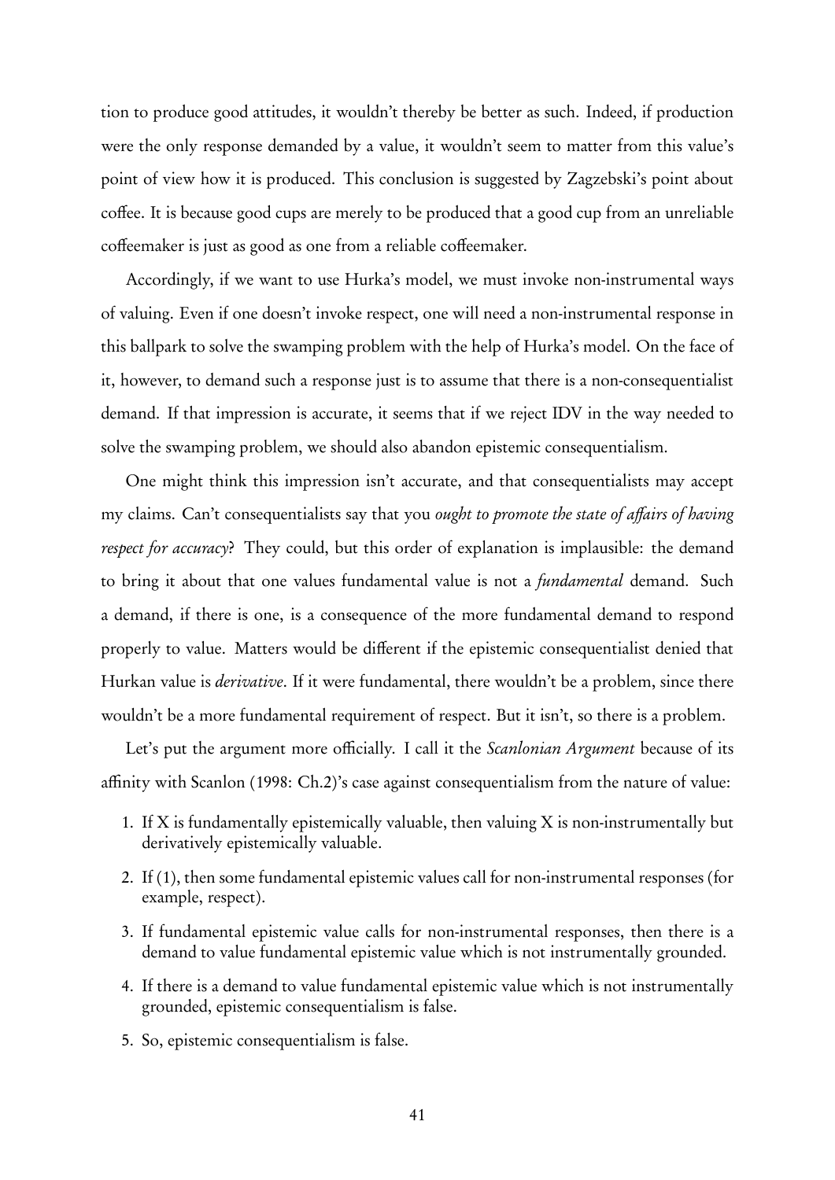tion to produce good attitudes, it wouldn't thereby be better as such. Indeed, if production were the only response demanded by a value, it wouldn't seem to matter from this value's point of view how it is produced. This conclusion is suggested by Zagzebski's point about coffee. It is because good cups are merely to be produced that a good cup from an unreliable coffeemaker is just as good as one from a reliable coffeemaker.

Accordingly, if we want to use Hurka's model, we must invoke non-instrumental ways of valuing. Even if one doesn't invoke respect, one will need a non-instrumental response in this ballpark to solve the swamping problem with the help of Hurka's model. On the face of it, however, to demand such a response just is to assume that there is a non-consequentialist demand. If that impression is accurate, it seems that if we reject IDV in the way needed to solve the swamping problem, we should also abandon epistemic consequentialism.

One might think this impression isn't accurate, and that consequentialists may accept my claims. Can't consequentialists say that you *ought to promote the state of affairs of having respect for accuracy*? They could, but this order of explanation is implausible: the demand to bring it about that one values fundamental value is not a *fundamental* demand. Such a demand, if there is one, is a consequence of the more fundamental demand to respond properly to value. Matters would be different if the epistemic consequentialist denied that Hurkan value is *derivative*. If it were fundamental, there wouldn't be a problem, since there wouldn't be a more fundamental requirement of respect. But it isn't, so there is a problem.

Let's put the argument more officially. I call it the *Scanlonian Argument* because of its affinity with Scanlon (1998: Ch.2)'s case against consequentialism from the nature of value:

1. If X is fundamentally epistemically valuable, then valuing X is non-instrumentally but derivatively epistemically valuable.
2. If (1), then some fundamental epistemic values call for non-instrumental responses (for example, respect).
3. If fundamental epistemic value calls for non-instrumental responses, then there is a demand to value fundamental epistemic value which is not instrumentally grounded.
4. If there is a demand to value fundamental epistemic value which is not instrumentally grounded, epistemic consequentialism is false.
5. So, epistemic consequentialism is false.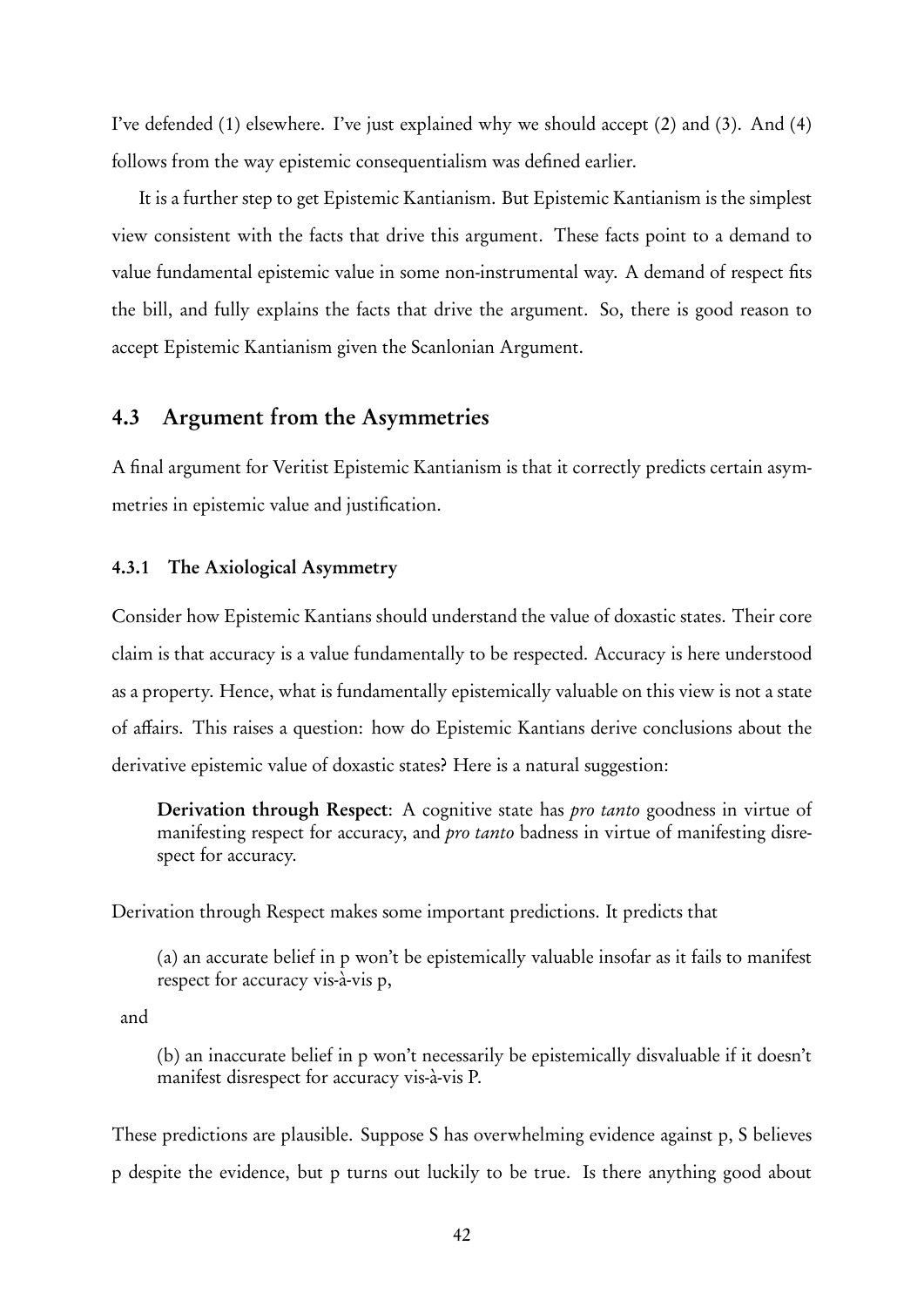I've defended (1) elsewhere. I've just explained why we should accept (2) and (3). And (4) follows from the way epistemic consequentialism was defined earlier.

It is a further step to get Epistemic Kantianism. But Epistemic Kantianism is the simplest view consistent with the facts that drive this argument. These facts point to a demand to value fundamental epistemic value in some non-instrumental way. A demand of respect fits the bill, and fully explains the facts that drive the argument. So, there is good reason to accept Epistemic Kantianism given the Scanlonian Argument.

## 4.3 Argument from the Asymmetries

A final argument for Veritist Epistemic Kantianism is that it correctly predicts certain asymmetries in epistemic value and justification.

### 4.3.1 The Axiological Asymmetry

Consider how Epistemic Kantians should understand the value of doxastic states. Their core claim is that accuracy is a value fundamentally to be respected. Accuracy is here understood as a property. Hence, what is fundamentally epistemically valuable on this view is not a state of affairs. This raises a question: how do Epistemic Kantians derive conclusions about the derivative epistemic value of doxastic states? Here is a natural suggestion:

> **Derivation through Respect**: A cognitive state has *pro tanto* goodness in virtue of manifesting respect for accuracy, and *pro tanto* badness in virtue of manifesting disrespect for accuracy.

Derivation through Respect makes some important predictions. It predicts that

> (a) an accurate belief in p won't be epistemically valuable insofar as it fails to manifest respect for accuracy vis-à-vis p,

and

> (b) an inaccurate belief in p won't necessarily be epistemically disvaluable if it doesn't manifest disrespect for accuracy vis-à-vis P.

These predictions are plausible. Suppose S has overwhelming evidence against p, S believes p despite the evidence, but p turns out luckily to be true. Is there anything good about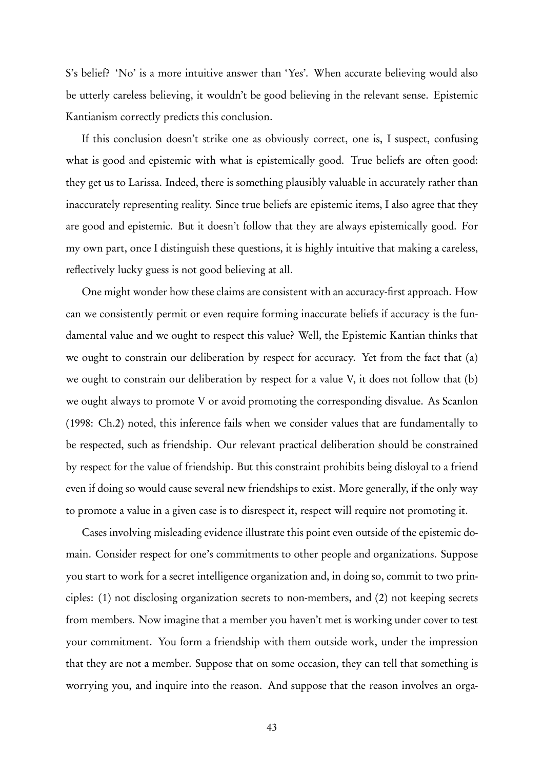S's belief? 'No' is a more intuitive answer than 'Yes'. When accurate believing would also be utterly careless believing, it wouldn't be good believing in the relevant sense. Epistemic Kantianism correctly predicts this conclusion.

If this conclusion doesn't strike one as obviously correct, one is, I suspect, confusing what is good and epistemic with what is epistemically good. True beliefs are often good: they get us to Larissa. Indeed, there is something plausibly valuable in accurately rather than inaccurately representing reality. Since true beliefs are epistemic items, I also agree that they are good and epistemic. But it doesn't follow that they are always epistemically good. For my own part, once I distinguish these questions, it is highly intuitive that making a careless, reflectively lucky guess is not good believing at all.

One might wonder how these claims are consistent with an accuracy-first approach. How can we consistently permit or even require forming inaccurate beliefs if accuracy is the fundamental value and we ought to respect this value? Well, the Epistemic Kantian thinks that we ought to constrain our deliberation by respect for accuracy. Yet from the fact that (a) we ought to constrain our deliberation by respect for a value V, it does not follow that (b) we ought always to promote V or avoid promoting the corresponding disvalue. As Scanlon (1998: Ch.2) noted, this inference fails when we consider values that are fundamentally to be respected, such as friendship. Our relevant practical deliberation should be constrained by respect for the value of friendship. But this constraint prohibits being disloyal to a friend even if doing so would cause several new friendships to exist. More generally, if the only way to promote a value in a given case is to disrespect it, respect will require not promoting it.

Cases involving misleading evidence illustrate this point even outside of the epistemic domain. Consider respect for one's commitments to other people and organizations. Suppose you start to work for a secret intelligence organization and, in doing so, commit to two principles: (1) not disclosing organization secrets to non-members, and (2) not keeping secrets from members. Now imagine that a member you haven't met is working under cover to test your commitment. You form a friendship with them outside work, under the impression that they are not a member. Suppose that on some occasion, they can tell that something is worrying you, and inquire into the reason. And suppose that the reason involves an orga-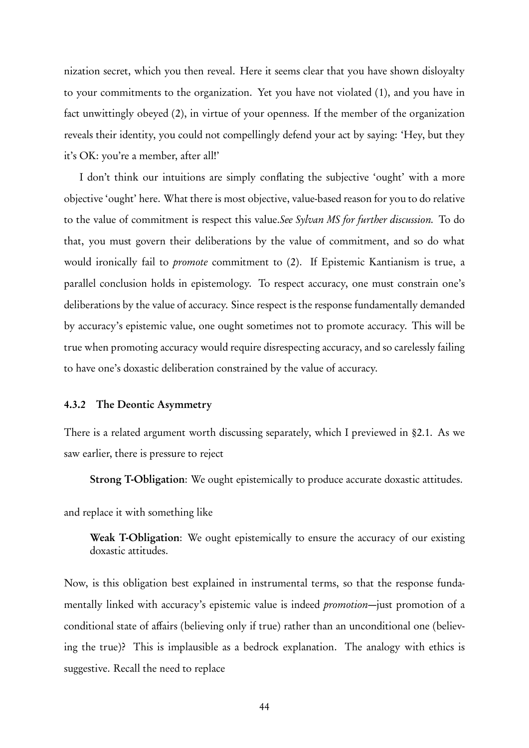nization secret, which you then reveal. Here it seems clear that you have shown disloyalty to your commitments to the organization. Yet you have not violated (1), and you have in fact unwittingly obeyed (2), in virtue of your openness. If the member of the organization reveals their identity, you could not compellingly defend your act by saying: 'Hey, but they it's OK: you're a member, after all!'

I don't think our intuitions are simply conflating the subjective 'ought' with a more objective 'ought' here. What there is most objective, value-based reason for you to do relative to the value of commitment is respect this value.*See Sylvan MS for further discussion.* To do that, you must govern their deliberations by the value of commitment, and so do what would ironically fail to *promote* commitment to (2). If Epistemic Kantianism is true, a parallel conclusion holds in epistemology. To respect accuracy, one must constrain one's deliberations by the value of accuracy. Since respect is the response fundamentally demanded by accuracy's epistemic value, one ought sometimes not to promote accuracy. This will be true when promoting accuracy would require disrespecting accuracy, and so carelessly failing to have one's doxastic deliberation constrained by the value of accuracy.

### 4.3.2 The Deontic Asymmetry

There is a related argument worth discussing separately, which I previewed in §2.1. As we saw earlier, there is pressure to reject

> **Strong T-Obligation**: We ought epistemically to produce accurate doxastic attitudes.

and replace it with something like

> **Weak T-Obligation**: We ought epistemically to ensure the accuracy of our existing doxastic attitudes.

Now, is this obligation best explained in instrumental terms, so that the response fundamentally linked with accuracy's epistemic value is indeed *promotion*—just promotion of a conditional state of affairs (believing only if true) rather than an unconditional one (believing the true)? This is implausible as a bedrock explanation. The analogy with ethics is suggestive. Recall the need to replace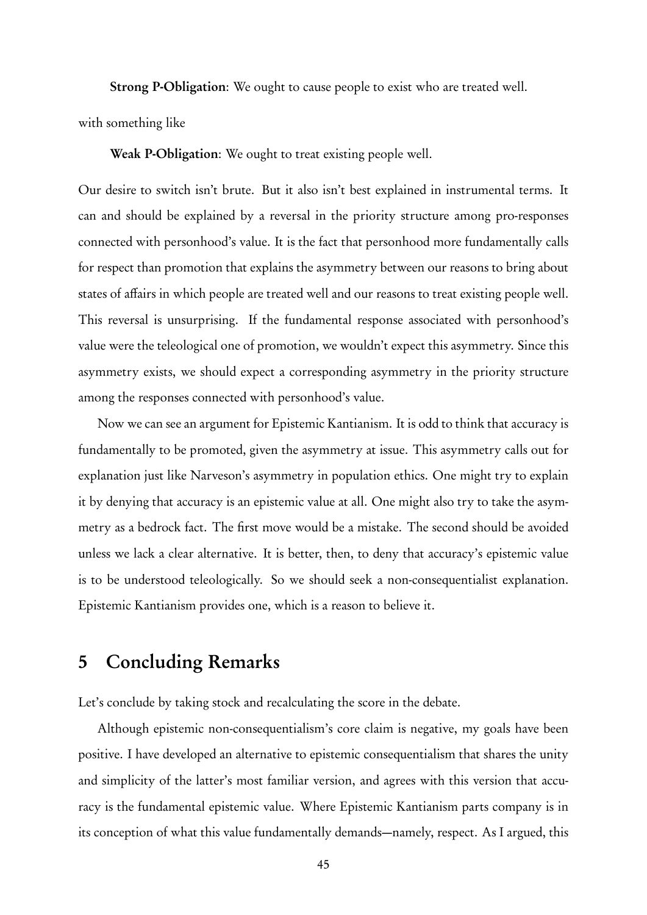**Strong P-Obligation**: We ought to cause people to exist who are treated well.

with something like

**Weak P-Obligation**: We ought to treat existing people well.

Our desire to switch isn't brute. But it also isn't best explained in instrumental terms. It can and should be explained by a reversal in the priority structure among pro-responses connected with personhood's value. It is the fact that personhood more fundamentally calls for respect than promotion that explains the asymmetry between our reasons to bring about states of affairs in which people are treated well and our reasons to treat existing people well. This reversal is unsurprising. If the fundamental response associated with personhood's value were the teleological one of promotion, we wouldn't expect this asymmetry. Since this asymmetry exists, we should expect a corresponding asymmetry in the priority structure among the responses connected with personhood's value.

Now we can see an argument for Epistemic Kantianism. It is odd to think that accuracy is fundamentally to be promoted, given the asymmetry at issue. This asymmetry calls out for explanation just like Narveson's asymmetry in population ethics. One might try to explain it by denying that accuracy is an epistemic value at all. One might also try to take the asymmetry as a bedrock fact. The first move would be a mistake. The second should be avoided unless we lack a clear alternative. It is better, then, to deny that accuracy's epistemic value is to be understood teleologically. So we should seek a non-consequentialist explanation. Epistemic Kantianism provides one, which is a reason to believe it.

## 5 Concluding Remarks

Let's conclude by taking stock and recalculating the score in the debate.

Although epistemic non-consequentialism's core claim is negative, my goals have been positive. I have developed an alternative to epistemic consequentialism that shares the unity and simplicity of the latter's most familiar version, and agrees with this version that accuracy is the fundamental epistemic value. Where Epistemic Kantianism parts company is in its conception of what this value fundamentally demands—namely, respect. As I argued, this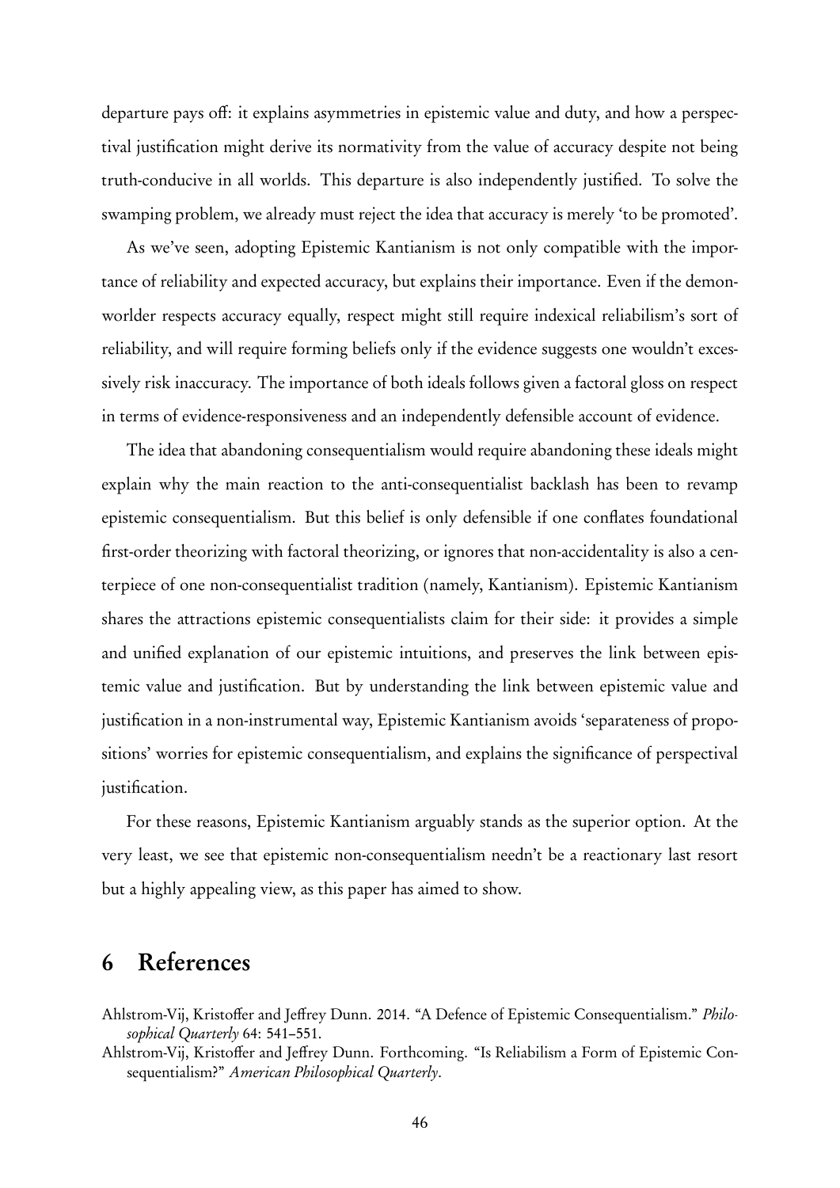departure pays off: it explains asymmetries in epistemic value and duty, and how a perspectival justification might derive its normativity from the value of accuracy despite not being truth-conducive in all worlds. This departure is also independently justified. To solve the swamping problem, we already must reject the idea that accuracy is merely 'to be promoted'.

As we've seen, adopting Epistemic Kantianism is not only compatible with the importance of reliability and expected accuracy, but explains their importance. Even if the demon-worlder respects accuracy equally, respect might still require indexical reliabilism's sort of reliability, and will require forming beliefs only if the evidence suggests one wouldn't excessively risk inaccuracy. The importance of both ideals follows given a factoral gloss on respect in terms of evidence-responsiveness and an independently defensible account of evidence.

The idea that abandoning consequentialism would require abandoning these ideals might explain why the main reaction to the anti-consequentialist backlash has been to revamp epistemic consequentialism. But this belief is only defensible if one conflates foundational first-order theorizing with factoral theorizing, or ignores that non-accidentality is also a centerpiece of one non-consequentialist tradition (namely, Kantianism). Epistemic Kantianism shares the attractions epistemic consequentialists claim for their side: it provides a simple and unified explanation of our epistemic intuitions, and preserves the link between epistemic value and justification. But by understanding the link between epistemic value and justification in a non-instrumental way, Epistemic Kantianism avoids 'separateness of propositions' worries for epistemic consequentialism, and explains the significance of perspectival justification.

For these reasons, Epistemic Kantianism arguably stands as the superior option. At the very least, we see that epistemic non-consequentialism needn't be a reactionary last resort but a highly appealing view, as this paper has aimed to show.

## 6 References

Ahlstrom-Vij, Kristoffer and Jeffrey Dunn. 2014. "A Defence of Epistemic Consequentialism." *Philosophical Quarterly* 64: 541–551.

Ahlstrom-Vij, Kristoffer and Jeffrey Dunn. Forthcoming. "Is Reliabilism a Form of Epistemic Consequentialism?" *American Philosophical Quarterly*.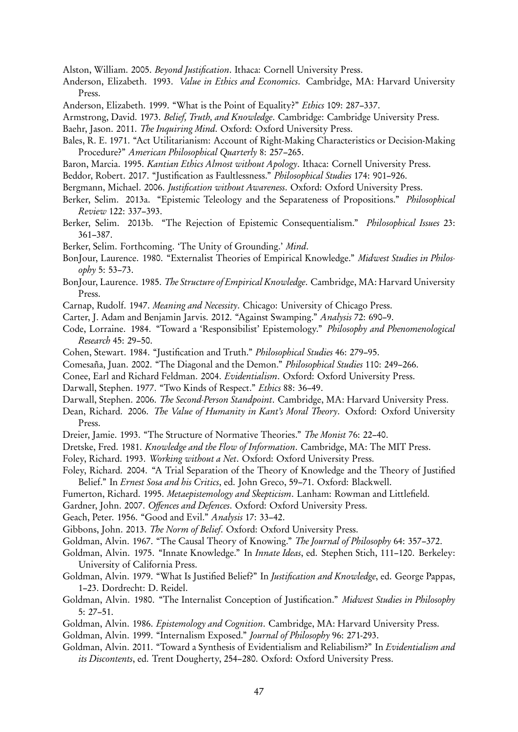Alston, William. 2005. *Beyond Justification*. Ithaca: Cornell University Press.

Anderson, Elizabeth. 1993. *Value in Ethics and Economics*. Cambridge, MA: Harvard University Press.

Anderson, Elizabeth. 1999. "What is the Point of Equality?" *Ethics* 109: 287–337.

Armstrong, David. 1973. *Belief, Truth, and Knowledge*. Cambridge: Cambridge University Press.

Baehr, Jason. 2011. *The Inquiring Mind*. Oxford: Oxford University Press.

Bales, R. E. 1971. "Act Utilitarianism: Account of Right-Making Characteristics or Decision-Making Procedure?" *American Philosophical Quarterly* 8: 257–265.

Baron, Marcia. 1995. *Kantian Ethics Almost without Apology*. Ithaca: Cornell University Press.

Beddor, Robert. 2017. "Justification as Faultlessness." *Philosophical Studies* 174: 901–926.

Bergmann, Michael. 2006. *Justification without Awareness*. Oxford: Oxford University Press.

Berker, Selim. 2013a. "Epistemic Teleology and the Separateness of Propositions." *Philosophical Review* 122: 337–393.

Berker, Selim. 2013b. "The Rejection of Epistemic Consequentialism." *Philosophical Issues* 23: 361–387.

Berker, Selim. Forthcoming. 'The Unity of Grounding.' *Mind*.

BonJour, Laurence. 1980. "Externalist Theories of Empirical Knowledge." *Midwest Studies in Philosophy* 5: 53–73.

BonJour, Laurence. 1985. *The Structure of Empirical Knowledge*. Cambridge, MA: Harvard University Press.

Carnap, Rudolf. 1947. *Meaning and Necessity*. Chicago: University of Chicago Press.

Carter, J. Adam and Benjamin Jarvis. 2012. "Against Swamping." *Analysis* 72: 690–9.

Code, Lorraine. 1984. "Toward a 'Responsibilist' Epistemology." *Philosophy and Phenomenological Research* 45: 29–50.

Cohen, Stewart. 1984. "Justification and Truth." *Philosophical Studies* 46: 279–95.

Comesaña, Juan. 2002. "The Diagonal and the Demon." *Philosophical Studies* 110: 249–266.

Conee, Earl and Richard Feldman. 2004. *Evidentialism*. Oxford: Oxford University Press.

Darwall, Stephen. 1977. "Two Kinds of Respect." *Ethics* 88: 36–49.

Darwall, Stephen. 2006. *The Second-Person Standpoint*. Cambridge, MA: Harvard University Press.

Dean, Richard. 2006. *The Value of Humanity in Kant's Moral Theory*. Oxford: Oxford University Press.

Dreier, Jamie. 1993. "The Structure of Normative Theories." *The Monist* 76: 22–40.

Dretske, Fred. 1981. *Knowledge and the Flow of Information*. Cambridge, MA: The MIT Press.

Foley, Richard. 1993. *Working without a Net*. Oxford: Oxford University Press.

Foley, Richard. 2004. "A Trial Separation of the Theory of Knowledge and the Theory of Justified Belief." In *Ernest Sosa and his Critics*, ed. John Greco, 59–71. Oxford: Blackwell.

Fumerton, Richard. 1995. *Metaepistemology and Skepticism*. Lanham: Rowman and Littlefield.

Gardner, John. 2007. *Offences and Defences*. Oxford: Oxford University Press.

Geach, Peter. 1956. "Good and Evil." *Analysis* 17: 33–42.

Gibbons, John. 2013. *The Norm of Belief*. Oxford: Oxford University Press.

Goldman, Alvin. 1967. "The Causal Theory of Knowing." *The Journal of Philosophy* 64: 357–372.

Goldman, Alvin. 1975. "Innate Knowledge." In *Innate Ideas*, ed. Stephen Stich, 111–120. Berkeley: University of California Press.

Goldman, Alvin. 1979. "What Is Justified Belief?" In *Justification and Knowledge*, ed. George Pappas, 1–23. Dordrecht: D. Reidel.

Goldman, Alvin. 1980. "The Internalist Conception of Justification." *Midwest Studies in Philosophy* 5: 27–51.

Goldman, Alvin. 1986. *Epistemology and Cognition*. Cambridge, MA: Harvard University Press.

Goldman, Alvin. 1999. "Internalism Exposed." *Journal of Philosophy* 96: 271-293.

Goldman, Alvin. 2011. "Toward a Synthesis of Evidentialism and Reliabilism?" In *Evidentialism and its Discontents*, ed. Trent Dougherty, 254–280. Oxford: Oxford University Press.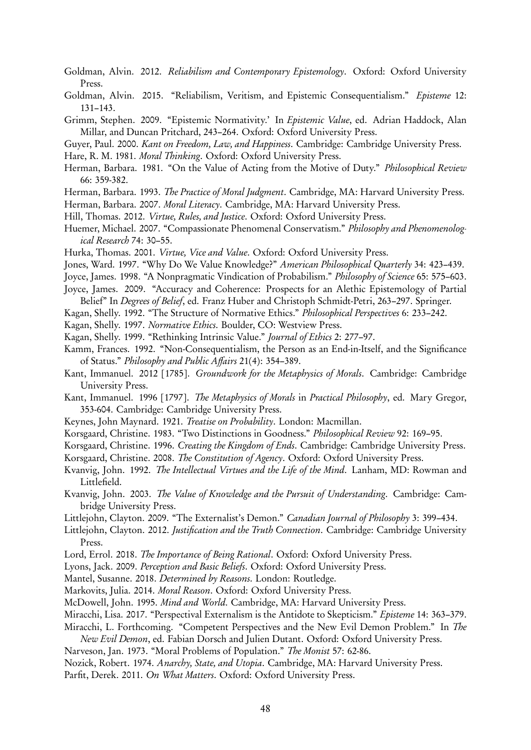Goldman, Alvin. 2012. *Reliabilism and Contemporary Epistemology*. Oxford: Oxford University Press.

Goldman, Alvin. 2015. "Reliabilism, Veritism, and Epistemic Consequentialism." *Episteme* 12: 131–143.

Grimm, Stephen. 2009. "Epistemic Normativity.' In *Epistemic Value*, ed. Adrian Haddock, Alan Millar, and Duncan Pritchard, 243–264. Oxford: Oxford University Press.

Guyer, Paul. 2000. *Kant on Freedom, Law, and Happiness*. Cambridge: Cambridge University Press.

Hare, R. M. 1981. *Moral Thinking*. Oxford: Oxford University Press.

Herman, Barbara. 1981. "On the Value of Acting from the Motive of Duty." *Philosophical Review* 66: 359-382.

Herman, Barbara. 1993. *The Practice of Moral Judgment*. Cambridge, MA: Harvard University Press.

Herman, Barbara. 2007. *Moral Literacy*. Cambridge, MA: Harvard University Press.

Hill, Thomas. 2012. *Virtue, Rules, and Justice*. Oxford: Oxford University Press.

Huemer, Michael. 2007. "Compassionate Phenomenal Conservatism." *Philosophy and Phenomenological Research* 74: 30–55.

Hurka, Thomas. 2001. *Virtue, Vice and Value*. Oxford: Oxford University Press.

Jones, Ward. 1997. "Why Do We Value Knowledge?" *American Philosophical Quarterly* 34: 423–439.

Joyce, James. 1998. "A Nonpragmatic Vindication of Probabilism." *Philosophy of Science* 65: 575–603.

Joyce, James. 2009. "Accuracy and Coherence: Prospects for an Alethic Epistemology of Partial Belief" In *Degrees of Belief*, ed. Franz Huber and Christoph Schmidt-Petri, 263–297. Springer.

Kagan, Shelly. 1992. "The Structure of Normative Ethics." *Philosophical Perspectives* 6: 233–242.

Kagan, Shelly. 1997. *Normative Ethics*. Boulder, CO: Westview Press.

Kagan, Shelly. 1999. "Rethinking Intrinsic Value." *Journal of Ethics* 2: 277–97.

Kamm, Frances. 1992. "Non-Consequentialism, the Person as an End-in-Itself, and the Significance of Status." *Philosophy and Public Affairs* 21(4): 354–389.

Kant, Immanuel. 2012 [1785]. *Groundwork for the Metaphysics of Morals*. Cambridge: Cambridge University Press.

Kant, Immanuel. 1996 [1797]. *The Metaphysics of Morals* in *Practical Philosophy*, ed. Mary Gregor, 353-604. Cambridge: Cambridge University Press.

Keynes, John Maynard. 1921. *Treatise on Probability*. London: Macmillan.

Korsgaard, Christine. 1983. "Two Distinctions in Goodness." *Philosophical Review* 92: 169–95.

Korsgaard, Christine. 1996. *Creating the Kingdom of Ends*. Cambridge: Cambridge University Press.

Korsgaard, Christine. 2008. *The Constitution of Agency*. Oxford: Oxford University Press.

Kvanvig, John. 1992. *The Intellectual Virtues and the Life of the Mind*. Lanham, MD: Rowman and Littlefield.

Kvanvig, John. 2003. *The Value of Knowledge and the Pursuit of Understanding*. Cambridge: Cambridge University Press.

Littlejohn, Clayton. 2009. "The Externalist's Demon." *Canadian Journal of Philosophy* 3: 399–434.

Littlejohn, Clayton. 2012. *Justification and the Truth Connection*. Cambridge: Cambridge University Press.

Lord, Errol. 2018. *The Importance of Being Rational*. Oxford: Oxford University Press.

Lyons, Jack. 2009. *Perception and Basic Beliefs*. Oxford: Oxford University Press.

Mantel, Susanne. 2018. *Determined by Reasons*. London: Routledge.

Markovits, Julia. 2014. *Moral Reason*. Oxford: Oxford University Press.

McDowell, John. 1995. *Mind and World*. Cambridge, MA: Harvard University Press.

Miracchi, Lisa. 2017. "Perspectival Externalism is the Antidote to Skepticism." *Episteme* 14: 363–379.

Miracchi, L. Forthcoming. "Competent Perspectives and the New Evil Demon Problem." In *The New Evil Demon*, ed. Fabian Dorsch and Julien Dutant. Oxford: Oxford University Press.

Narveson, Jan. 1973. "Moral Problems of Population." *The Monist* 57: 62-86.

Nozick, Robert. 1974. *Anarchy, State, and Utopia*. Cambridge, MA: Harvard University Press.

Parfit, Derek. 2011. *On What Matters*. Oxford: Oxford University Press.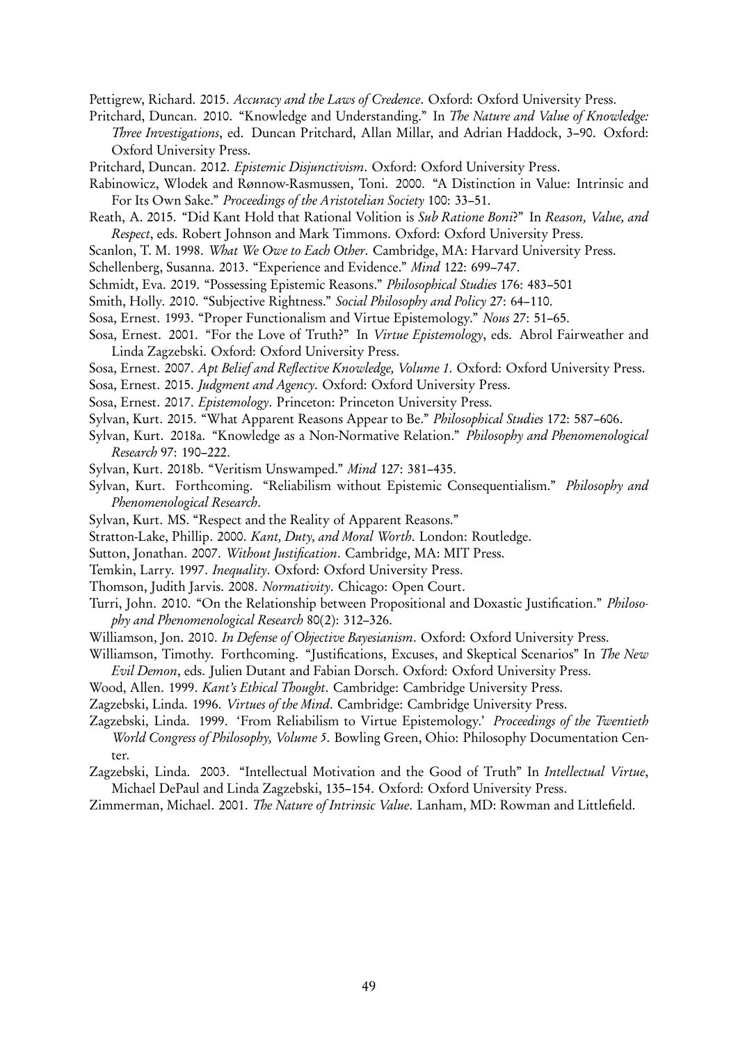Pettigrew, Richard. 2015. *Accuracy and the Laws of Credence*. Oxford: Oxford University Press.

Pritchard, Duncan. 2010. "Knowledge and Understanding." In *The Nature and Value of Knowledge: Three Investigations*, ed. Duncan Pritchard, Allan Millar, and Adrian Haddock, 3–90. Oxford: Oxford University Press.

Pritchard, Duncan. 2012. *Epistemic Disjunctivism*. Oxford: Oxford University Press.

Rabinowicz, Wlodek and Rønnow-Rasmussen, Toni. 2000. "A Distinction in Value: Intrinsic and For Its Own Sake." *Proceedings of the Aristotelian Society* 100: 33–51.

Reath, A. 2015. "Did Kant Hold that Rational Volition is *Sub Ratione Boni*?" In *Reason, Value, and Respect*, eds. Robert Johnson and Mark Timmons. Oxford: Oxford University Press.

Scanlon, T. M. 1998. *What We Owe to Each Other*. Cambridge, MA: Harvard University Press.

Schellenberg, Susanna. 2013. "Experience and Evidence." *Mind* 122: 699–747.

Schmidt, Eva. 2019. "Possessing Epistemic Reasons." *Philosophical Studies* 176: 483–501

Smith, Holly. 2010. "Subjective Rightness." *Social Philosophy and Policy* 27: 64–110.

Sosa, Ernest. 1993. "Proper Functionalism and Virtue Epistemology." *Nous* 27: 51–65.

Sosa, Ernest. 2001. "For the Love of Truth?" In *Virtue Epistemology*, eds. Abrol Fairweather and Linda Zagzebski. Oxford: Oxford University Press.

Sosa, Ernest. 2007. *Apt Belief and Reflective Knowledge, Volume 1*. Oxford: Oxford University Press.

Sosa, Ernest. 2015. *Judgment and Agency*. Oxford: Oxford University Press.

Sosa, Ernest. 2017. *Epistemology*. Princeton: Princeton University Press.

Sylvan, Kurt. 2015. "What Apparent Reasons Appear to Be." *Philosophical Studies* 172: 587–606.

Sylvan, Kurt. 2018a. "Knowledge as a Non-Normative Relation." *Philosophy and Phenomenological Research* 97: 190–222.

Sylvan, Kurt. 2018b. "Veritism Unswamped." *Mind* 127: 381–435.

Sylvan, Kurt. Forthcoming. "Reliabilism without Epistemic Consequentialism." *Philosophy and Phenomenological Research*.

Sylvan, Kurt. MS. "Respect and the Reality of Apparent Reasons."

Stratton-Lake, Phillip. 2000. *Kant, Duty, and Moral Worth*. London: Routledge.

Sutton, Jonathan. 2007. *Without Justification*. Cambridge, MA: MIT Press.

Temkin, Larry. 1997. *Inequality*. Oxford: Oxford University Press.

Thomson, Judith Jarvis. 2008. *Normativity*. Chicago: Open Court.

Turri, John. 2010. "On the Relationship between Propositional and Doxastic Justification." *Philosophy and Phenomenological Research* 80(2): 312–326.

Williamson, Jon. 2010. *In Defense of Objective Bayesianism*. Oxford: Oxford University Press.

Williamson, Timothy. Forthcoming. "Justifications, Excuses, and Skeptical Scenarios" In *The New Evil Demon*, eds. Julien Dutant and Fabian Dorsch. Oxford: Oxford University Press.

Wood, Allen. 1999. *Kant's Ethical Thought*. Cambridge: Cambridge University Press.

Zagzebski, Linda. 1996. *Virtues of the Mind*. Cambridge: Cambridge University Press.

Zagzebski, Linda. 1999. 'From Reliabilism to Virtue Epistemology.' *Proceedings of the Twentieth World Congress of Philosophy, Volume 5*. Bowling Green, Ohio: Philosophy Documentation Center.

Zagzebski, Linda. 2003. "Intellectual Motivation and the Good of Truth" In *Intellectual Virtue*, Michael DePaul and Linda Zagzebski, 135–154. Oxford: Oxford University Press.

Zimmerman, Michael. 2001. *The Nature of Intrinsic Value*. Lanham, MD: Rowman and Littlefield.